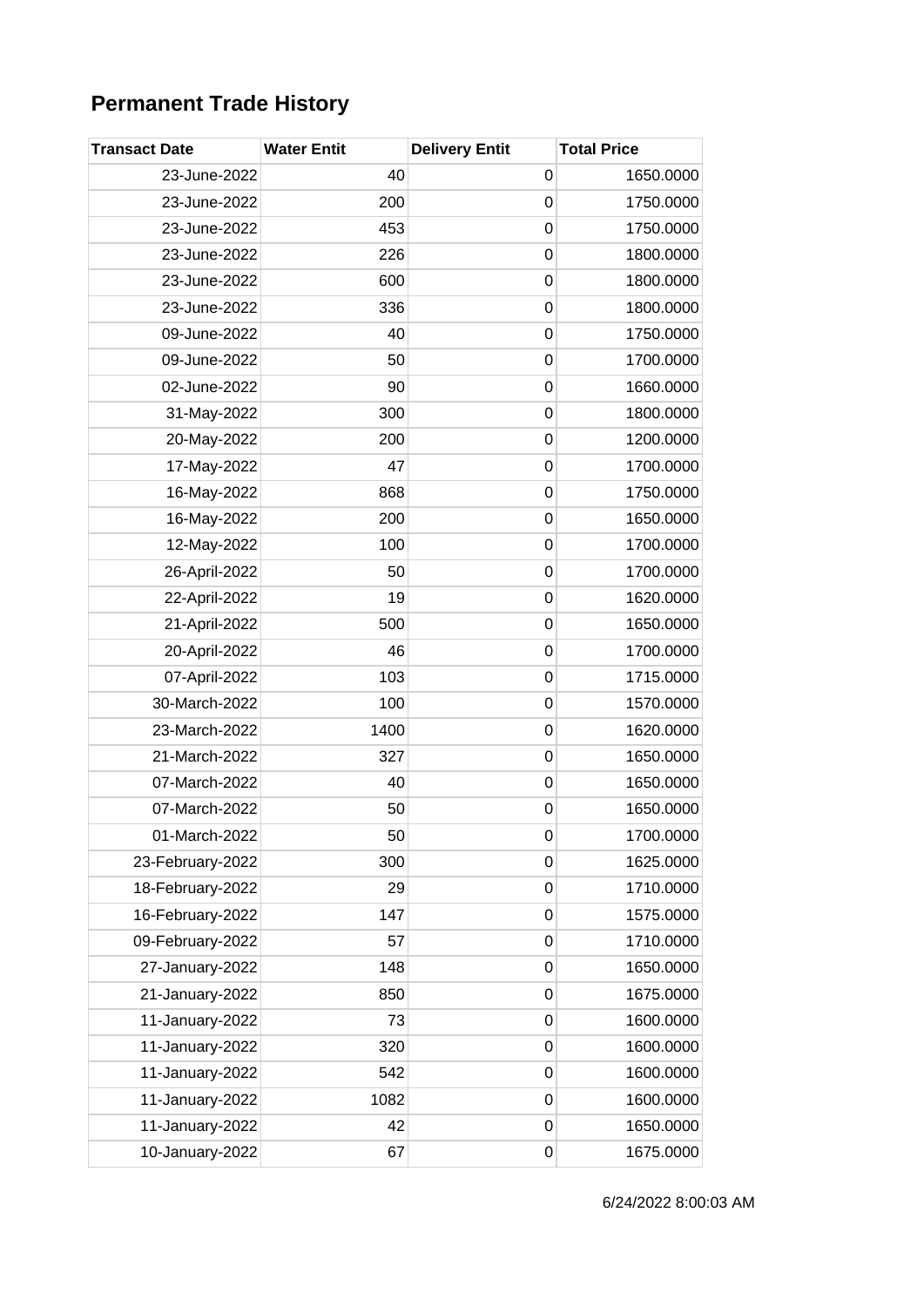# Permanent Trade History

| Transact Date | Water Entit | Delivery Entit | Total Price |
|---|---|---|---|
| 23-June-2022 | 40 | 0 | 1650.0000 |
| 23-June-2022 | 200 | 0 | 1750.0000 |
| 23-June-2022 | 453 | 0 | 1750.0000 |
| 23-June-2022 | 226 | 0 | 1800.0000 |
| 23-June-2022 | 600 | 0 | 1800.0000 |
| 23-June-2022 | 336 | 0 | 1800.0000 |
| 09-June-2022 | 40 | 0 | 1750.0000 |
| 09-June-2022 | 50 | 0 | 1700.0000 |
| 02-June-2022 | 90 | 0 | 1660.0000 |
| 31-May-2022 | 300 | 0 | 1800.0000 |
| 20-May-2022 | 200 | 0 | 1200.0000 |
| 17-May-2022 | 47 | 0 | 1700.0000 |
| 16-May-2022 | 868 | 0 | 1750.0000 |
| 16-May-2022 | 200 | 0 | 1650.0000 |
| 12-May-2022 | 100 | 0 | 1700.0000 |
| 26-April-2022 | 50 | 0 | 1700.0000 |
| 22-April-2022 | 19 | 0 | 1620.0000 |
| 21-April-2022 | 500 | 0 | 1650.0000 |
| 20-April-2022 | 46 | 0 | 1700.0000 |
| 07-April-2022 | 103 | 0 | 1715.0000 |
| 30-March-2022 | 100 | 0 | 1570.0000 |
| 23-March-2022 | 1400 | 0 | 1620.0000 |
| 21-March-2022 | 327 | 0 | 1650.0000 |
| 07-March-2022 | 40 | 0 | 1650.0000 |
| 07-March-2022 | 50 | 0 | 1650.0000 |
| 01-March-2022 | 50 | 0 | 1700.0000 |
| 23-February-2022 | 300 | 0 | 1625.0000 |
| 18-February-2022 | 29 | 0 | 1710.0000 |
| 16-February-2022 | 147 | 0 | 1575.0000 |
| 09-February-2022 | 57 | 0 | 1710.0000 |
| 27-January-2022 | 148 | 0 | 1650.0000 |
| 21-January-2022 | 850 | 0 | 1675.0000 |
| 11-January-2022 | 73 | 0 | 1600.0000 |
| 11-January-2022 | 320 | 0 | 1600.0000 |
| 11-January-2022 | 542 | 0 | 1600.0000 |
| 11-January-2022 | 1082 | 0 | 1600.0000 |
| 11-January-2022 | 42 | 0 | 1650.0000 |
| 10-January-2022 | 67 | 0 | 1675.0000 |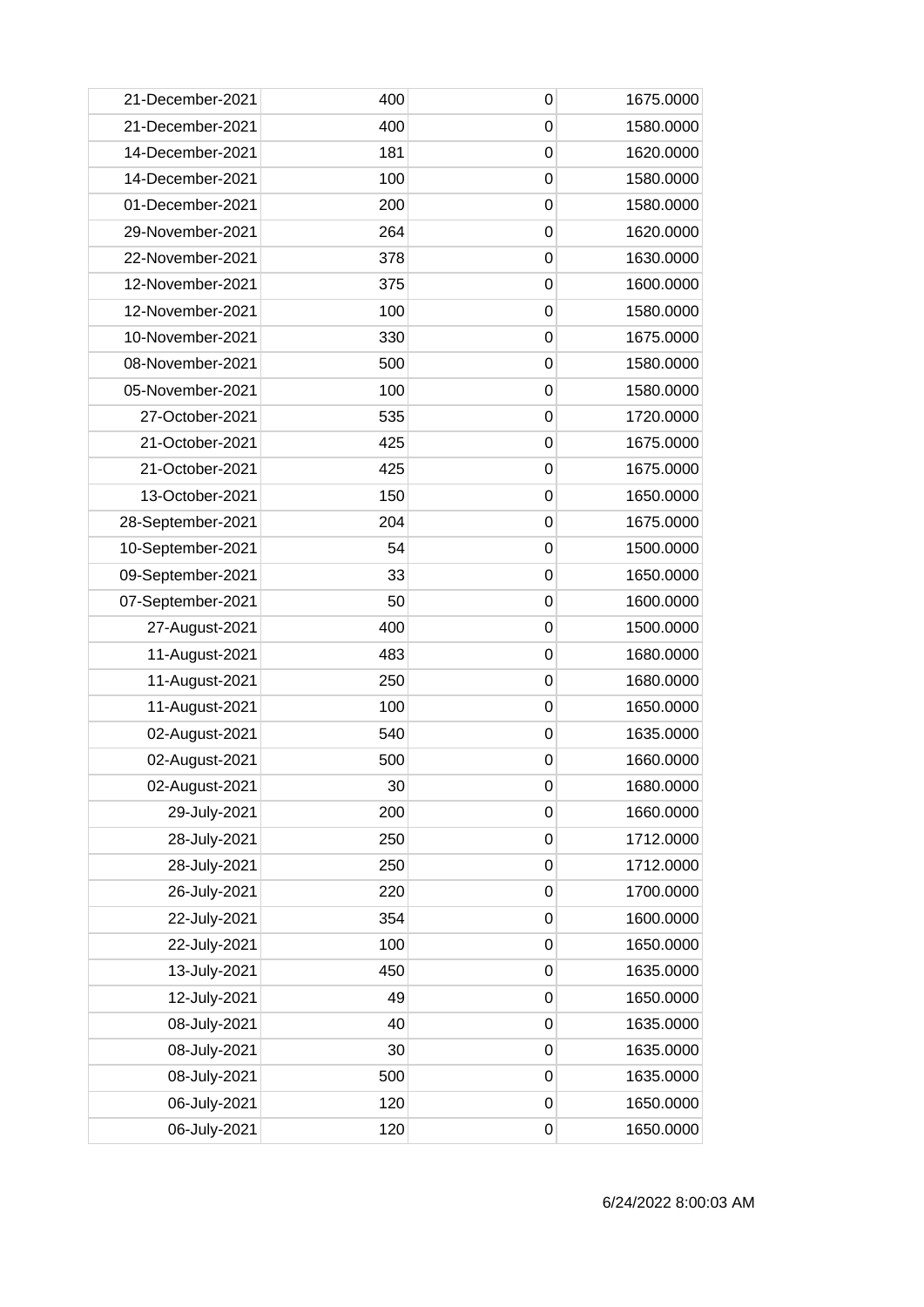| | | | |
|---|---|---|---|
| 21-December-2021 | 400 | 0 | 1675.0000 |
| 21-December-2021 | 400 | 0 | 1580.0000 |
| 14-December-2021 | 181 | 0 | 1620.0000 |
| 14-December-2021 | 100 | 0 | 1580.0000 |
| 01-December-2021 | 200 | 0 | 1580.0000 |
| 29-November-2021 | 264 | 0 | 1620.0000 |
| 22-November-2021 | 378 | 0 | 1630.0000 |
| 12-November-2021 | 375 | 0 | 1600.0000 |
| 12-November-2021 | 100 | 0 | 1580.0000 |
| 10-November-2021 | 330 | 0 | 1675.0000 |
| 08-November-2021 | 500 | 0 | 1580.0000 |
| 05-November-2021 | 100 | 0 | 1580.0000 |
| 27-October-2021 | 535 | 0 | 1720.0000 |
| 21-October-2021 | 425 | 0 | 1675.0000 |
| 21-October-2021 | 425 | 0 | 1675.0000 |
| 13-October-2021 | 150 | 0 | 1650.0000 |
| 28-September-2021 | 204 | 0 | 1675.0000 |
| 10-September-2021 | 54 | 0 | 1500.0000 |
| 09-September-2021 | 33 | 0 | 1650.0000 |
| 07-September-2021 | 50 | 0 | 1600.0000 |
| 27-August-2021 | 400 | 0 | 1500.0000 |
| 11-August-2021 | 483 | 0 | 1680.0000 |
| 11-August-2021 | 250 | 0 | 1680.0000 |
| 11-August-2021 | 100 | 0 | 1650.0000 |
| 02-August-2021 | 540 | 0 | 1635.0000 |
| 02-August-2021 | 500 | 0 | 1660.0000 |
| 02-August-2021 | 30 | 0 | 1680.0000 |
| 29-July-2021 | 200 | 0 | 1660.0000 |
| 28-July-2021 | 250 | 0 | 1712.0000 |
| 28-July-2021 | 250 | 0 | 1712.0000 |
| 26-July-2021 | 220 | 0 | 1700.0000 |
| 22-July-2021 | 354 | 0 | 1600.0000 |
| 22-July-2021 | 100 | 0 | 1650.0000 |
| 13-July-2021 | 450 | 0 | 1635.0000 |
| 12-July-2021 | 49 | 0 | 1650.0000 |
| 08-July-2021 | 40 | 0 | 1635.0000 |
| 08-July-2021 | 30 | 0 | 1635.0000 |
| 08-July-2021 | 500 | 0 | 1635.0000 |
| 06-July-2021 | 120 | 0 | 1650.0000 |
| 06-July-2021 | 120 | 0 | 1650.0000 |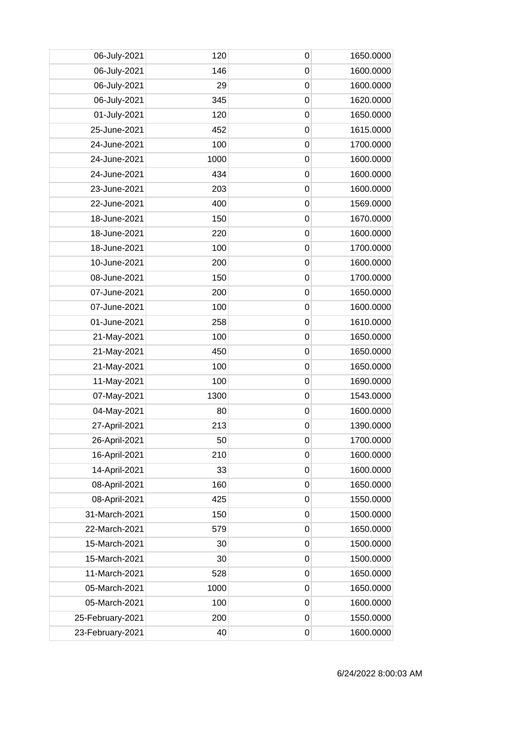| | | | |
|---|---|---|---|
| 06-July-2021 | 120 | 0 | 1650.0000 |
| 06-July-2021 | 146 | 0 | 1600.0000 |
| 06-July-2021 | 29 | 0 | 1600.0000 |
| 06-July-2021 | 345 | 0 | 1620.0000 |
| 01-July-2021 | 120 | 0 | 1650.0000 |
| 25-June-2021 | 452 | 0 | 1615.0000 |
| 24-June-2021 | 100 | 0 | 1700.0000 |
| 24-June-2021 | 1000 | 0 | 1600.0000 |
| 24-June-2021 | 434 | 0 | 1600.0000 |
| 23-June-2021 | 203 | 0 | 1600.0000 |
| 22-June-2021 | 400 | 0 | 1569.0000 |
| 18-June-2021 | 150 | 0 | 1670.0000 |
| 18-June-2021 | 220 | 0 | 1600.0000 |
| 18-June-2021 | 100 | 0 | 1700.0000 |
| 10-June-2021 | 200 | 0 | 1600.0000 |
| 08-June-2021 | 150 | 0 | 1700.0000 |
| 07-June-2021 | 200 | 0 | 1650.0000 |
| 07-June-2021 | 100 | 0 | 1600.0000 |
| 01-June-2021 | 258 | 0 | 1610.0000 |
| 21-May-2021 | 100 | 0 | 1650.0000 |
| 21-May-2021 | 450 | 0 | 1650.0000 |
| 21-May-2021 | 100 | 0 | 1650.0000 |
| 11-May-2021 | 100 | 0 | 1690.0000 |
| 07-May-2021 | 1300 | 0 | 1543.0000 |
| 04-May-2021 | 80 | 0 | 1600.0000 |
| 27-April-2021 | 213 | 0 | 1390.0000 |
| 26-April-2021 | 50 | 0 | 1700.0000 |
| 16-April-2021 | 210 | 0 | 1600.0000 |
| 14-April-2021 | 33 | 0 | 1600.0000 |
| 08-April-2021 | 160 | 0 | 1650.0000 |
| 08-April-2021 | 425 | 0 | 1550.0000 |
| 31-March-2021 | 150 | 0 | 1500.0000 |
| 22-March-2021 | 579 | 0 | 1650.0000 |
| 15-March-2021 | 30 | 0 | 1500.0000 |
| 15-March-2021 | 30 | 0 | 1500.0000 |
| 11-March-2021 | 528 | 0 | 1650.0000 |
| 05-March-2021 | 1000 | 0 | 1650.0000 |
| 05-March-2021 | 100 | 0 | 1600.0000 |
| 25-February-2021 | 200 | 0 | 1550.0000 |
| 23-February-2021 | 40 | 0 | 1600.0000 |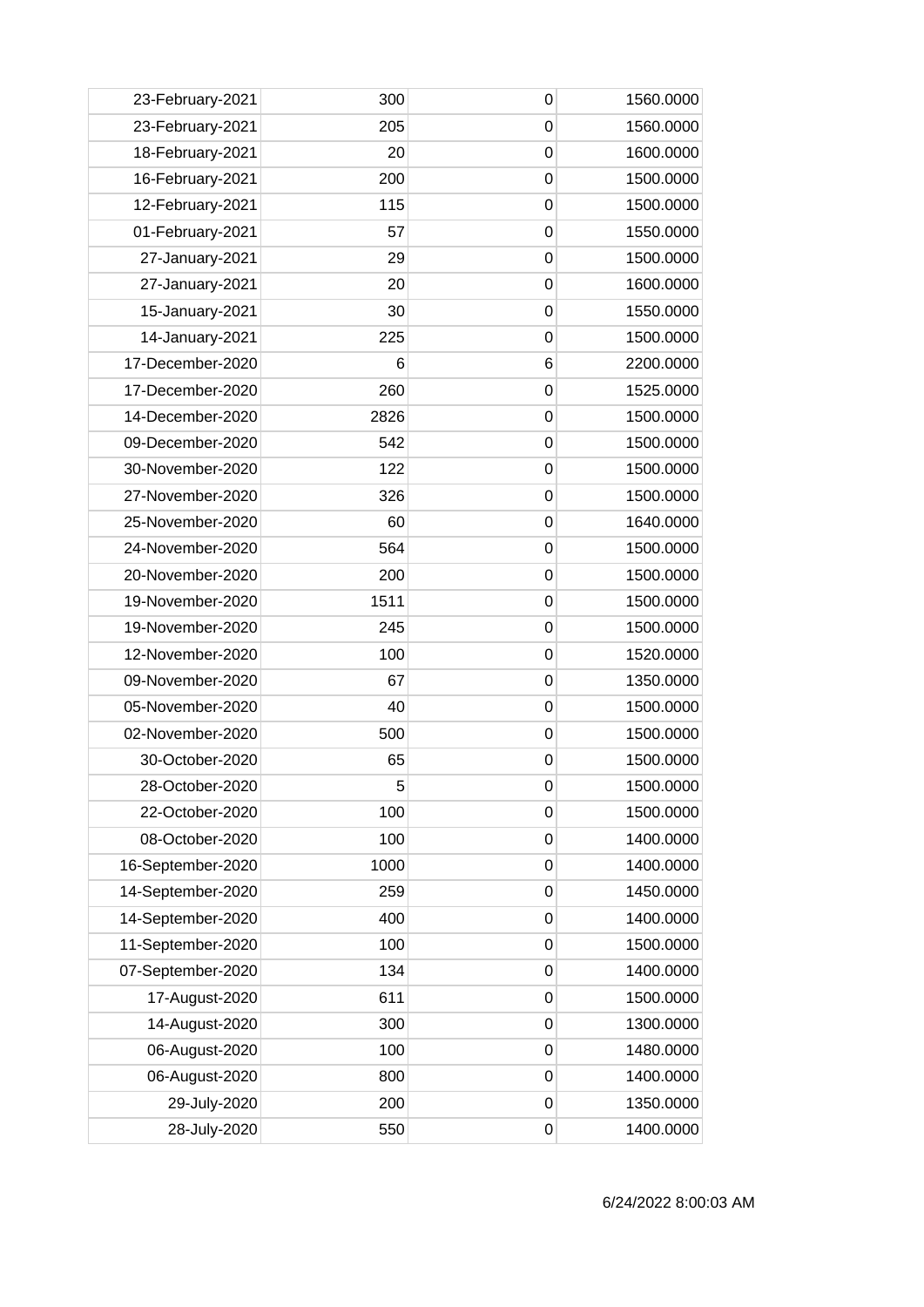| | | | |
|---|---|---|---|
| 23-February-2021 | 300 | 0 | 1560.0000 |
| 23-February-2021 | 205 | 0 | 1560.0000 |
| 18-February-2021 | 20 | 0 | 1600.0000 |
| 16-February-2021 | 200 | 0 | 1500.0000 |
| 12-February-2021 | 115 | 0 | 1500.0000 |
| 01-February-2021 | 57 | 0 | 1550.0000 |
| 27-January-2021 | 29 | 0 | 1500.0000 |
| 27-January-2021 | 20 | 0 | 1600.0000 |
| 15-January-2021 | 30 | 0 | 1550.0000 |
| 14-January-2021 | 225 | 0 | 1500.0000 |
| 17-December-2020 | 6 | 6 | 2200.0000 |
| 17-December-2020 | 260 | 0 | 1525.0000 |
| 14-December-2020 | 2826 | 0 | 1500.0000 |
| 09-December-2020 | 542 | 0 | 1500.0000 |
| 30-November-2020 | 122 | 0 | 1500.0000 |
| 27-November-2020 | 326 | 0 | 1500.0000 |
| 25-November-2020 | 60 | 0 | 1640.0000 |
| 24-November-2020 | 564 | 0 | 1500.0000 |
| 20-November-2020 | 200 | 0 | 1500.0000 |
| 19-November-2020 | 1511 | 0 | 1500.0000 |
| 19-November-2020 | 245 | 0 | 1500.0000 |
| 12-November-2020 | 100 | 0 | 1520.0000 |
| 09-November-2020 | 67 | 0 | 1350.0000 |
| 05-November-2020 | 40 | 0 | 1500.0000 |
| 02-November-2020 | 500 | 0 | 1500.0000 |
| 30-October-2020 | 65 | 0 | 1500.0000 |
| 28-October-2020 | 5 | 0 | 1500.0000 |
| 22-October-2020 | 100 | 0 | 1500.0000 |
| 08-October-2020 | 100 | 0 | 1400.0000 |
| 16-September-2020 | 1000 | 0 | 1400.0000 |
| 14-September-2020 | 259 | 0 | 1450.0000 |
| 14-September-2020 | 400 | 0 | 1400.0000 |
| 11-September-2020 | 100 | 0 | 1500.0000 |
| 07-September-2020 | 134 | 0 | 1400.0000 |
| 17-August-2020 | 611 | 0 | 1500.0000 |
| 14-August-2020 | 300 | 0 | 1300.0000 |
| 06-August-2020 | 100 | 0 | 1480.0000 |
| 06-August-2020 | 800 | 0 | 1400.0000 |
| 29-July-2020 | 200 | 0 | 1350.0000 |
| 28-July-2020 | 550 | 0 | 1400.0000 |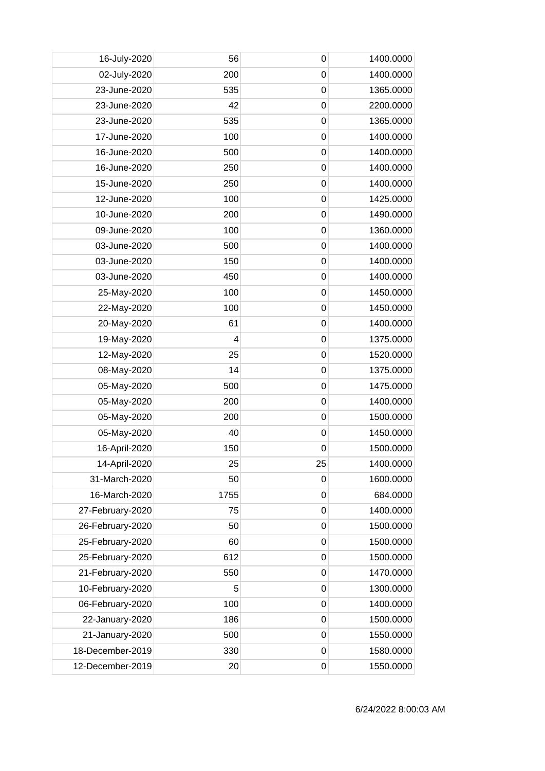| | | | |
|---|---|---|---|
| 16-July-2020 | 56 | 0 | 1400.0000 |
| 02-July-2020 | 200 | 0 | 1400.0000 |
| 23-June-2020 | 535 | 0 | 1365.0000 |
| 23-June-2020 | 42 | 0 | 2200.0000 |
| 23-June-2020 | 535 | 0 | 1365.0000 |
| 17-June-2020 | 100 | 0 | 1400.0000 |
| 16-June-2020 | 500 | 0 | 1400.0000 |
| 16-June-2020 | 250 | 0 | 1400.0000 |
| 15-June-2020 | 250 | 0 | 1400.0000 |
| 12-June-2020 | 100 | 0 | 1425.0000 |
| 10-June-2020 | 200 | 0 | 1490.0000 |
| 09-June-2020 | 100 | 0 | 1360.0000 |
| 03-June-2020 | 500 | 0 | 1400.0000 |
| 03-June-2020 | 150 | 0 | 1400.0000 |
| 03-June-2020 | 450 | 0 | 1400.0000 |
| 25-May-2020 | 100 | 0 | 1450.0000 |
| 22-May-2020 | 100 | 0 | 1450.0000 |
| 20-May-2020 | 61 | 0 | 1400.0000 |
| 19-May-2020 | 4 | 0 | 1375.0000 |
| 12-May-2020 | 25 | 0 | 1520.0000 |
| 08-May-2020 | 14 | 0 | 1375.0000 |
| 05-May-2020 | 500 | 0 | 1475.0000 |
| 05-May-2020 | 200 | 0 | 1400.0000 |
| 05-May-2020 | 200 | 0 | 1500.0000 |
| 05-May-2020 | 40 | 0 | 1450.0000 |
| 16-April-2020 | 150 | 0 | 1500.0000 |
| 14-April-2020 | 25 | 25 | 1400.0000 |
| 31-March-2020 | 50 | 0 | 1600.0000 |
| 16-March-2020 | 1755 | 0 | 684.0000 |
| 27-February-2020 | 75 | 0 | 1400.0000 |
| 26-February-2020 | 50 | 0 | 1500.0000 |
| 25-February-2020 | 60 | 0 | 1500.0000 |
| 25-February-2020 | 612 | 0 | 1500.0000 |
| 21-February-2020 | 550 | 0 | 1470.0000 |
| 10-February-2020 | 5 | 0 | 1300.0000 |
| 06-February-2020 | 100 | 0 | 1400.0000 |
| 22-January-2020 | 186 | 0 | 1500.0000 |
| 21-January-2020 | 500 | 0 | 1550.0000 |
| 18-December-2019 | 330 | 0 | 1580.0000 |
| 12-December-2019 | 20 | 0 | 1550.0000 |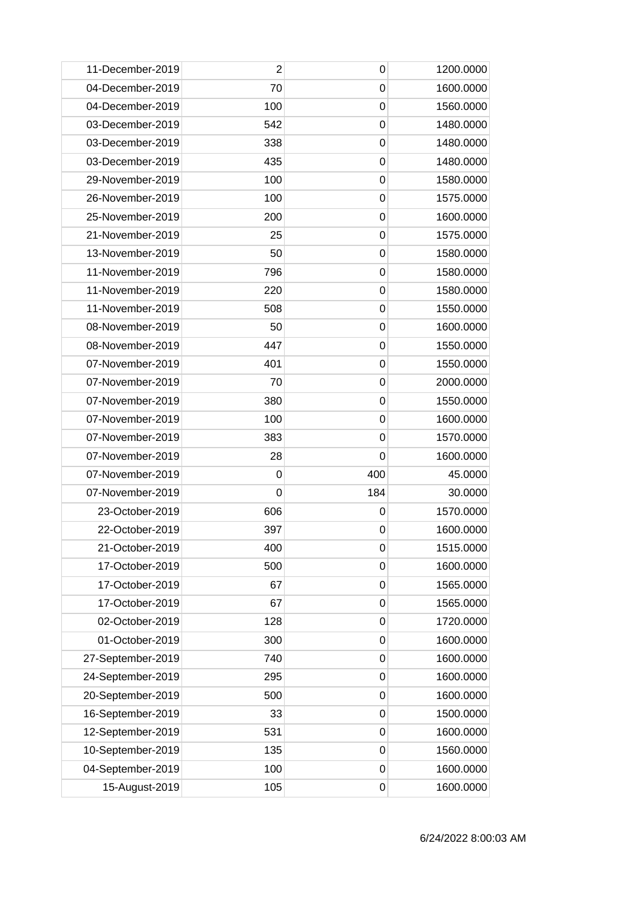| | | | |
|---|---|---|---|
| 11-December-2019 | 2 | 0 | 1200.0000 |
| 04-December-2019 | 70 | 0 | 1600.0000 |
| 04-December-2019 | 100 | 0 | 1560.0000 |
| 03-December-2019 | 542 | 0 | 1480.0000 |
| 03-December-2019 | 338 | 0 | 1480.0000 |
| 03-December-2019 | 435 | 0 | 1480.0000 |
| 29-November-2019 | 100 | 0 | 1580.0000 |
| 26-November-2019 | 100 | 0 | 1575.0000 |
| 25-November-2019 | 200 | 0 | 1600.0000 |
| 21-November-2019 | 25 | 0 | 1575.0000 |
| 13-November-2019 | 50 | 0 | 1580.0000 |
| 11-November-2019 | 796 | 0 | 1580.0000 |
| 11-November-2019 | 220 | 0 | 1580.0000 |
| 11-November-2019 | 508 | 0 | 1550.0000 |
| 08-November-2019 | 50 | 0 | 1600.0000 |
| 08-November-2019 | 447 | 0 | 1550.0000 |
| 07-November-2019 | 401 | 0 | 1550.0000 |
| 07-November-2019 | 70 | 0 | 2000.0000 |
| 07-November-2019 | 380 | 0 | 1550.0000 |
| 07-November-2019 | 100 | 0 | 1600.0000 |
| 07-November-2019 | 383 | 0 | 1570.0000 |
| 07-November-2019 | 28 | 0 | 1600.0000 |
| 07-November-2019 | 0 | 400 | 45.0000 |
| 07-November-2019 | 0 | 184 | 30.0000 |
| 23-October-2019 | 606 | 0 | 1570.0000 |
| 22-October-2019 | 397 | 0 | 1600.0000 |
| 21-October-2019 | 400 | 0 | 1515.0000 |
| 17-October-2019 | 500 | 0 | 1600.0000 |
| 17-October-2019 | 67 | 0 | 1565.0000 |
| 17-October-2019 | 67 | 0 | 1565.0000 |
| 02-October-2019 | 128 | 0 | 1720.0000 |
| 01-October-2019 | 300 | 0 | 1600.0000 |
| 27-September-2019 | 740 | 0 | 1600.0000 |
| 24-September-2019 | 295 | 0 | 1600.0000 |
| 20-September-2019 | 500 | 0 | 1600.0000 |
| 16-September-2019 | 33 | 0 | 1500.0000 |
| 12-September-2019 | 531 | 0 | 1600.0000 |
| 10-September-2019 | 135 | 0 | 1560.0000 |
| 04-September-2019 | 100 | 0 | 1600.0000 |
| 15-August-2019 | 105 | 0 | 1600.0000 |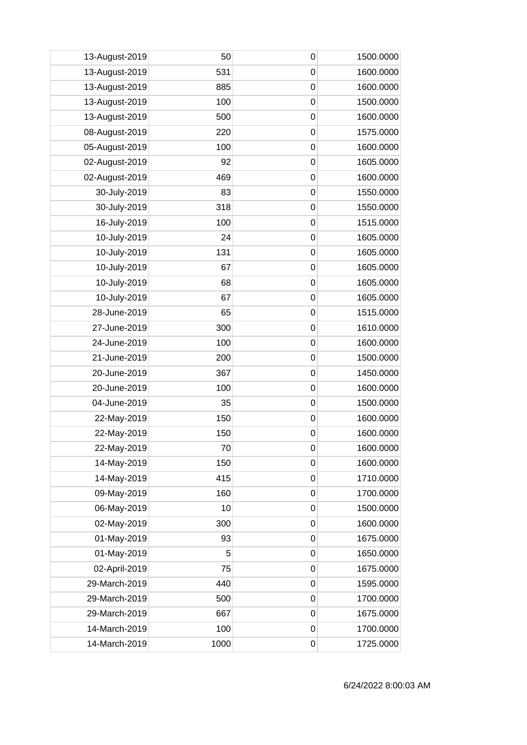| | | | |
|---|---|---|---|
| 13-August-2019 | 50 | 0 | 1500.0000 |
| 13-August-2019 | 531 | 0 | 1600.0000 |
| 13-August-2019 | 885 | 0 | 1600.0000 |
| 13-August-2019 | 100 | 0 | 1500.0000 |
| 13-August-2019 | 500 | 0 | 1600.0000 |
| 08-August-2019 | 220 | 0 | 1575.0000 |
| 05-August-2019 | 100 | 0 | 1600.0000 |
| 02-August-2019 | 92 | 0 | 1605.0000 |
| 02-August-2019 | 469 | 0 | 1600.0000 |
| 30-July-2019 | 83 | 0 | 1550.0000 |
| 30-July-2019 | 318 | 0 | 1550.0000 |
| 16-July-2019 | 100 | 0 | 1515.0000 |
| 10-July-2019 | 24 | 0 | 1605.0000 |
| 10-July-2019 | 131 | 0 | 1605.0000 |
| 10-July-2019 | 67 | 0 | 1605.0000 |
| 10-July-2019 | 68 | 0 | 1605.0000 |
| 10-July-2019 | 67 | 0 | 1605.0000 |
| 28-June-2019 | 65 | 0 | 1515.0000 |
| 27-June-2019 | 300 | 0 | 1610.0000 |
| 24-June-2019 | 100 | 0 | 1600.0000 |
| 21-June-2019 | 200 | 0 | 1500.0000 |
| 20-June-2019 | 367 | 0 | 1450.0000 |
| 20-June-2019 | 100 | 0 | 1600.0000 |
| 04-June-2019 | 35 | 0 | 1500.0000 |
| 22-May-2019 | 150 | 0 | 1600.0000 |
| 22-May-2019 | 150 | 0 | 1600.0000 |
| 22-May-2019 | 70 | 0 | 1600.0000 |
| 14-May-2019 | 150 | 0 | 1600.0000 |
| 14-May-2019 | 415 | 0 | 1710.0000 |
| 09-May-2019 | 160 | 0 | 1700.0000 |
| 06-May-2019 | 10 | 0 | 1500.0000 |
| 02-May-2019 | 300 | 0 | 1600.0000 |
| 01-May-2019 | 93 | 0 | 1675.0000 |
| 01-May-2019 | 5 | 0 | 1650.0000 |
| 02-April-2019 | 75 | 0 | 1675.0000 |
| 29-March-2019 | 440 | 0 | 1595.0000 |
| 29-March-2019 | 500 | 0 | 1700.0000 |
| 29-March-2019 | 667 | 0 | 1675.0000 |
| 14-March-2019 | 100 | 0 | 1700.0000 |
| 14-March-2019 | 1000 | 0 | 1725.0000 |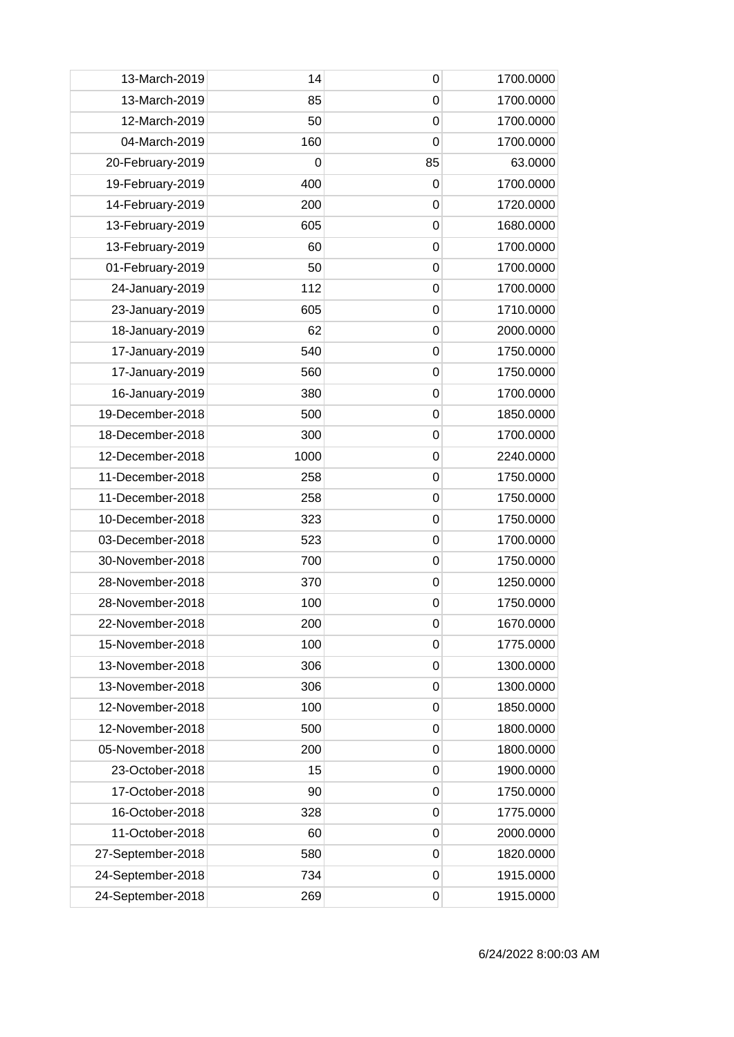| | | | |
|---|---|---|---|
| 13-March-2019 | 14 | 0 | 1700.0000 |
| 13-March-2019 | 85 | 0 | 1700.0000 |
| 12-March-2019 | 50 | 0 | 1700.0000 |
| 04-March-2019 | 160 | 0 | 1700.0000 |
| 20-February-2019 | 0 | 85 | 63.0000 |
| 19-February-2019 | 400 | 0 | 1700.0000 |
| 14-February-2019 | 200 | 0 | 1720.0000 |
| 13-February-2019 | 605 | 0 | 1680.0000 |
| 13-February-2019 | 60 | 0 | 1700.0000 |
| 01-February-2019 | 50 | 0 | 1700.0000 |
| 24-January-2019 | 112 | 0 | 1700.0000 |
| 23-January-2019 | 605 | 0 | 1710.0000 |
| 18-January-2019 | 62 | 0 | 2000.0000 |
| 17-January-2019 | 540 | 0 | 1750.0000 |
| 17-January-2019 | 560 | 0 | 1750.0000 |
| 16-January-2019 | 380 | 0 | 1700.0000 |
| 19-December-2018 | 500 | 0 | 1850.0000 |
| 18-December-2018 | 300 | 0 | 1700.0000 |
| 12-December-2018 | 1000 | 0 | 2240.0000 |
| 11-December-2018 | 258 | 0 | 1750.0000 |
| 11-December-2018 | 258 | 0 | 1750.0000 |
| 10-December-2018 | 323 | 0 | 1750.0000 |
| 03-December-2018 | 523 | 0 | 1700.0000 |
| 30-November-2018 | 700 | 0 | 1750.0000 |
| 28-November-2018 | 370 | 0 | 1250.0000 |
| 28-November-2018 | 100 | 0 | 1750.0000 |
| 22-November-2018 | 200 | 0 | 1670.0000 |
| 15-November-2018 | 100 | 0 | 1775.0000 |
| 13-November-2018 | 306 | 0 | 1300.0000 |
| 13-November-2018 | 306 | 0 | 1300.0000 |
| 12-November-2018 | 100 | 0 | 1850.0000 |
| 12-November-2018 | 500 | 0 | 1800.0000 |
| 05-November-2018 | 200 | 0 | 1800.0000 |
| 23-October-2018 | 15 | 0 | 1900.0000 |
| 17-October-2018 | 90 | 0 | 1750.0000 |
| 16-October-2018 | 328 | 0 | 1775.0000 |
| 11-October-2018 | 60 | 0 | 2000.0000 |
| 27-September-2018 | 580 | 0 | 1820.0000 |
| 24-September-2018 | 734 | 0 | 1915.0000 |
| 24-September-2018 | 269 | 0 | 1915.0000 |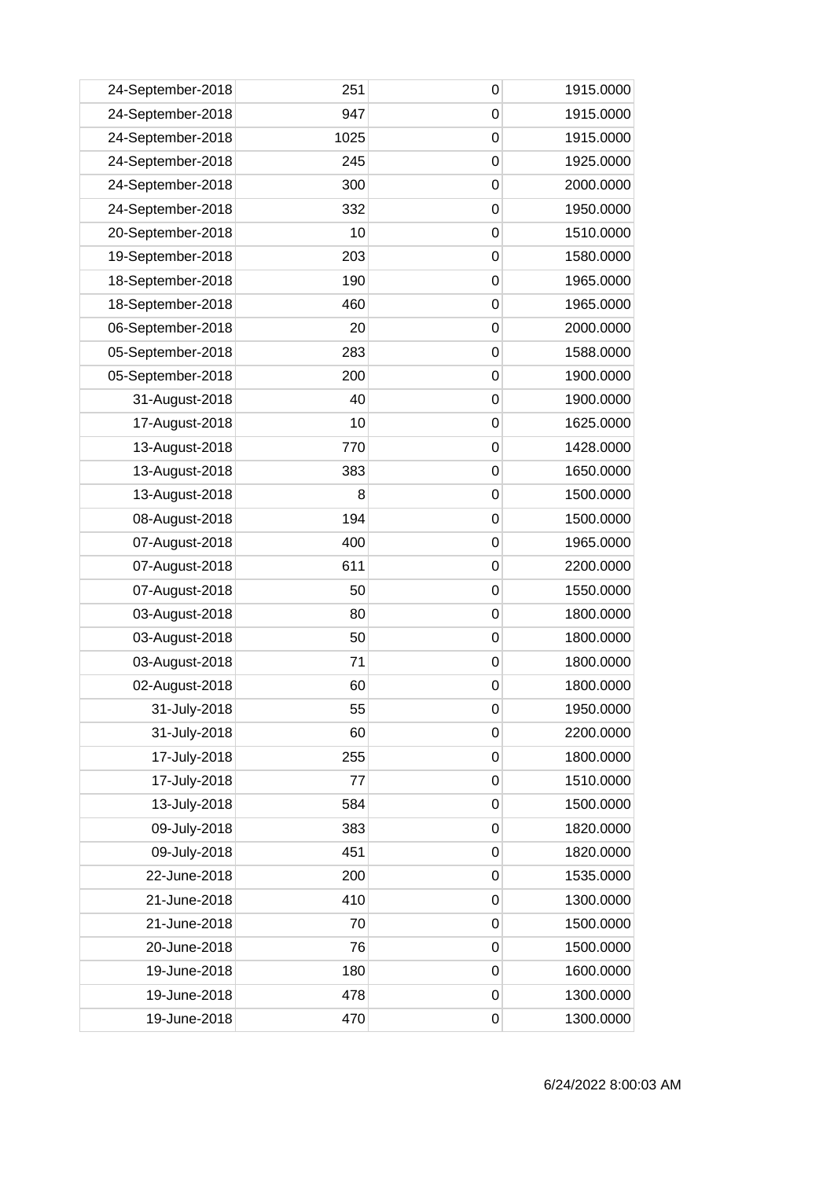| | | | |
|---|---|---|---|
| 24-September-2018 | 251 | 0 | 1915.0000 |
| 24-September-2018 | 947 | 0 | 1915.0000 |
| 24-September-2018 | 1025 | 0 | 1915.0000 |
| 24-September-2018 | 245 | 0 | 1925.0000 |
| 24-September-2018 | 300 | 0 | 2000.0000 |
| 24-September-2018 | 332 | 0 | 1950.0000 |
| 20-September-2018 | 10 | 0 | 1510.0000 |
| 19-September-2018 | 203 | 0 | 1580.0000 |
| 18-September-2018 | 190 | 0 | 1965.0000 |
| 18-September-2018 | 460 | 0 | 1965.0000 |
| 06-September-2018 | 20 | 0 | 2000.0000 |
| 05-September-2018 | 283 | 0 | 1588.0000 |
| 05-September-2018 | 200 | 0 | 1900.0000 |
| 31-August-2018 | 40 | 0 | 1900.0000 |
| 17-August-2018 | 10 | 0 | 1625.0000 |
| 13-August-2018 | 770 | 0 | 1428.0000 |
| 13-August-2018 | 383 | 0 | 1650.0000 |
| 13-August-2018 | 8 | 0 | 1500.0000 |
| 08-August-2018 | 194 | 0 | 1500.0000 |
| 07-August-2018 | 400 | 0 | 1965.0000 |
| 07-August-2018 | 611 | 0 | 2200.0000 |
| 07-August-2018 | 50 | 0 | 1550.0000 |
| 03-August-2018 | 80 | 0 | 1800.0000 |
| 03-August-2018 | 50 | 0 | 1800.0000 |
| 03-August-2018 | 71 | 0 | 1800.0000 |
| 02-August-2018 | 60 | 0 | 1800.0000 |
| 31-July-2018 | 55 | 0 | 1950.0000 |
| 31-July-2018 | 60 | 0 | 2200.0000 |
| 17-July-2018 | 255 | 0 | 1800.0000 |
| 17-July-2018 | 77 | 0 | 1510.0000 |
| 13-July-2018 | 584 | 0 | 1500.0000 |
| 09-July-2018 | 383 | 0 | 1820.0000 |
| 09-July-2018 | 451 | 0 | 1820.0000 |
| 22-June-2018 | 200 | 0 | 1535.0000 |
| 21-June-2018 | 410 | 0 | 1300.0000 |
| 21-June-2018 | 70 | 0 | 1500.0000 |
| 20-June-2018 | 76 | 0 | 1500.0000 |
| 19-June-2018 | 180 | 0 | 1600.0000 |
| 19-June-2018 | 478 | 0 | 1300.0000 |
| 19-June-2018 | 470 | 0 | 1300.0000 |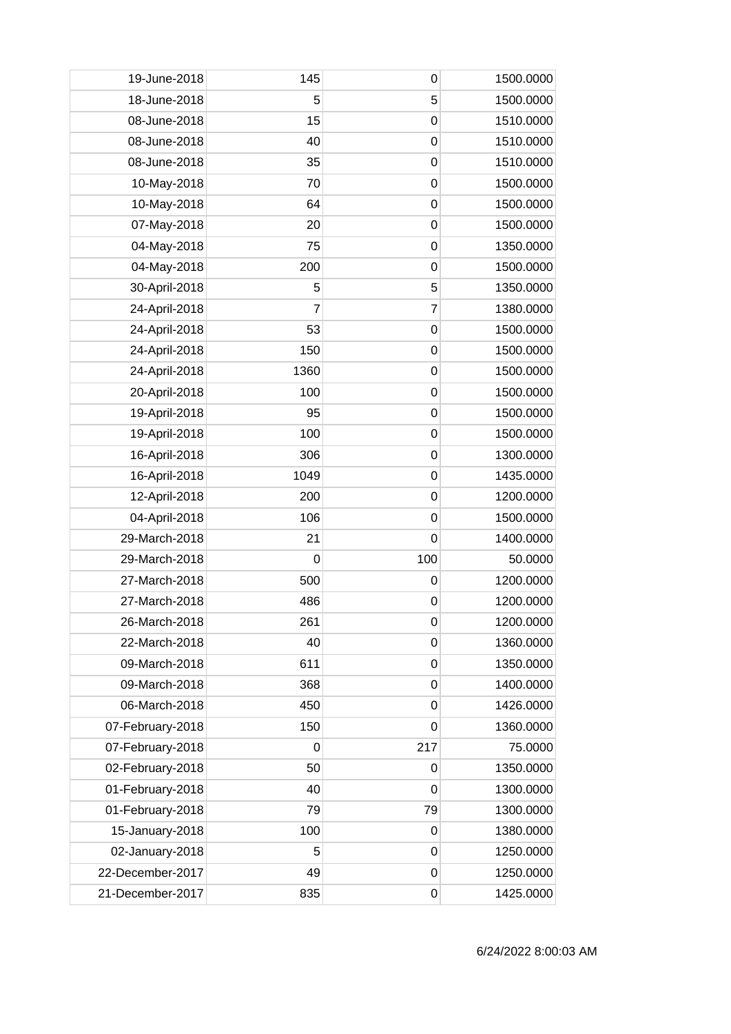| | | | |
|---|---|---|---|
| 19-June-2018 | 145 | 0 | 1500.0000 |
| 18-June-2018 | 5 | 5 | 1500.0000 |
| 08-June-2018 | 15 | 0 | 1510.0000 |
| 08-June-2018 | 40 | 0 | 1510.0000 |
| 08-June-2018 | 35 | 0 | 1510.0000 |
| 10-May-2018 | 70 | 0 | 1500.0000 |
| 10-May-2018 | 64 | 0 | 1500.0000 |
| 07-May-2018 | 20 | 0 | 1500.0000 |
| 04-May-2018 | 75 | 0 | 1350.0000 |
| 04-May-2018 | 200 | 0 | 1500.0000 |
| 30-April-2018 | 5 | 5 | 1350.0000 |
| 24-April-2018 | 7 | 7 | 1380.0000 |
| 24-April-2018 | 53 | 0 | 1500.0000 |
| 24-April-2018 | 150 | 0 | 1500.0000 |
| 24-April-2018 | 1360 | 0 | 1500.0000 |
| 20-April-2018 | 100 | 0 | 1500.0000 |
| 19-April-2018 | 95 | 0 | 1500.0000 |
| 19-April-2018 | 100 | 0 | 1500.0000 |
| 16-April-2018 | 306 | 0 | 1300.0000 |
| 16-April-2018 | 1049 | 0 | 1435.0000 |
| 12-April-2018 | 200 | 0 | 1200.0000 |
| 04-April-2018 | 106 | 0 | 1500.0000 |
| 29-March-2018 | 21 | 0 | 1400.0000 |
| 29-March-2018 | 0 | 100 | 50.0000 |
| 27-March-2018 | 500 | 0 | 1200.0000 |
| 27-March-2018 | 486 | 0 | 1200.0000 |
| 26-March-2018 | 261 | 0 | 1200.0000 |
| 22-March-2018 | 40 | 0 | 1360.0000 |
| 09-March-2018 | 611 | 0 | 1350.0000 |
| 09-March-2018 | 368 | 0 | 1400.0000 |
| 06-March-2018 | 450 | 0 | 1426.0000 |
| 07-February-2018 | 150 | 0 | 1360.0000 |
| 07-February-2018 | 0 | 217 | 75.0000 |
| 02-February-2018 | 50 | 0 | 1350.0000 |
| 01-February-2018 | 40 | 0 | 1300.0000 |
| 01-February-2018 | 79 | 79 | 1300.0000 |
| 15-January-2018 | 100 | 0 | 1380.0000 |
| 02-January-2018 | 5 | 0 | 1250.0000 |
| 22-December-2017 | 49 | 0 | 1250.0000 |
| 21-December-2017 | 835 | 0 | 1425.0000 |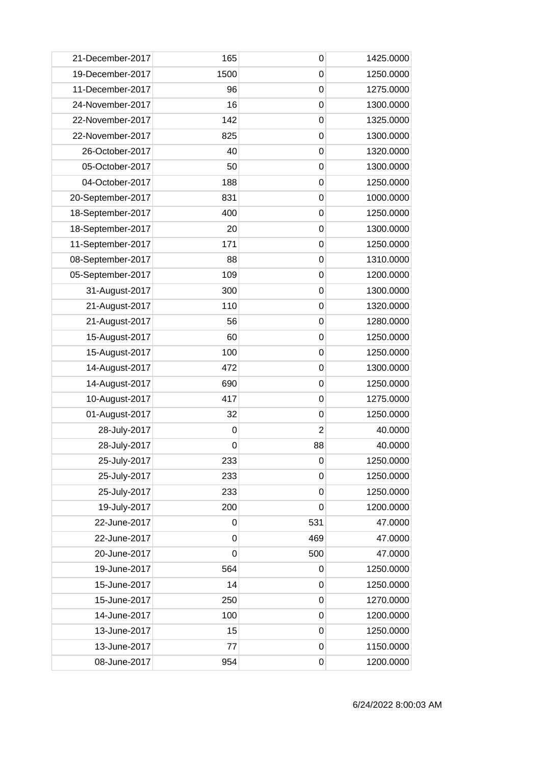| | | | |
|---|---|---|---|
| 21-December-2017 | 165 | 0 | 1425.0000 |
| 19-December-2017 | 1500 | 0 | 1250.0000 |
| 11-December-2017 | 96 | 0 | 1275.0000 |
| 24-November-2017 | 16 | 0 | 1300.0000 |
| 22-November-2017 | 142 | 0 | 1325.0000 |
| 22-November-2017 | 825 | 0 | 1300.0000 |
| 26-October-2017 | 40 | 0 | 1320.0000 |
| 05-October-2017 | 50 | 0 | 1300.0000 |
| 04-October-2017 | 188 | 0 | 1250.0000 |
| 20-September-2017 | 831 | 0 | 1000.0000 |
| 18-September-2017 | 400 | 0 | 1250.0000 |
| 18-September-2017 | 20 | 0 | 1300.0000 |
| 11-September-2017 | 171 | 0 | 1250.0000 |
| 08-September-2017 | 88 | 0 | 1310.0000 |
| 05-September-2017 | 109 | 0 | 1200.0000 |
| 31-August-2017 | 300 | 0 | 1300.0000 |
| 21-August-2017 | 110 | 0 | 1320.0000 |
| 21-August-2017 | 56 | 0 | 1280.0000 |
| 15-August-2017 | 60 | 0 | 1250.0000 |
| 15-August-2017 | 100 | 0 | 1250.0000 |
| 14-August-2017 | 472 | 0 | 1300.0000 |
| 14-August-2017 | 690 | 0 | 1250.0000 |
| 10-August-2017 | 417 | 0 | 1275.0000 |
| 01-August-2017 | 32 | 0 | 1250.0000 |
| 28-July-2017 | 0 | 2 | 40.0000 |
| 28-July-2017 | 0 | 88 | 40.0000 |
| 25-July-2017 | 233 | 0 | 1250.0000 |
| 25-July-2017 | 233 | 0 | 1250.0000 |
| 25-July-2017 | 233 | 0 | 1250.0000 |
| 19-July-2017 | 200 | 0 | 1200.0000 |
| 22-June-2017 | 0 | 531 | 47.0000 |
| 22-June-2017 | 0 | 469 | 47.0000 |
| 20-June-2017 | 0 | 500 | 47.0000 |
| 19-June-2017 | 564 | 0 | 1250.0000 |
| 15-June-2017 | 14 | 0 | 1250.0000 |
| 15-June-2017 | 250 | 0 | 1270.0000 |
| 14-June-2017 | 100 | 0 | 1200.0000 |
| 13-June-2017 | 15 | 0 | 1250.0000 |
| 13-June-2017 | 77 | 0 | 1150.0000 |
| 08-June-2017 | 954 | 0 | 1200.0000 |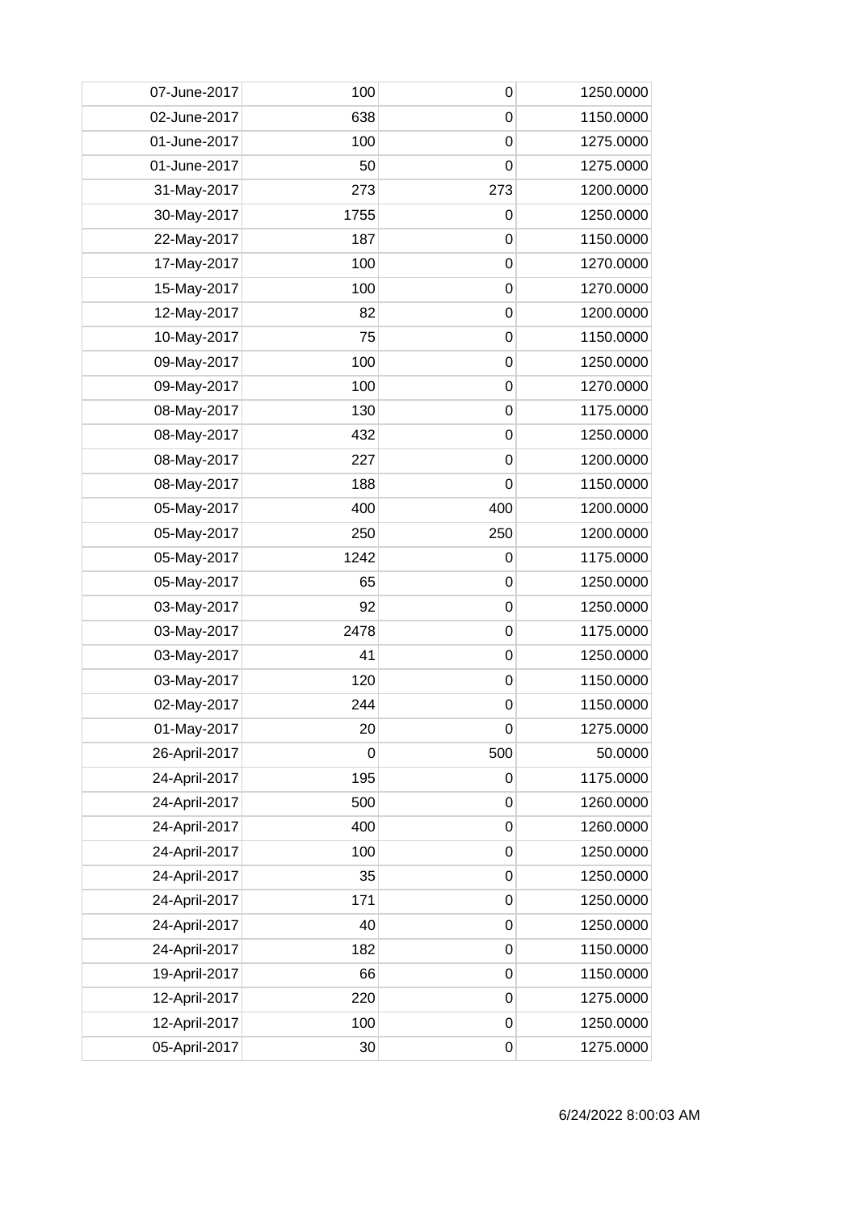| | | | |
|---|---|---|---|
| 07-June-2017 | 100 | 0 | 1250.0000 |
| 02-June-2017 | 638 | 0 | 1150.0000 |
| 01-June-2017 | 100 | 0 | 1275.0000 |
| 01-June-2017 | 50 | 0 | 1275.0000 |
| 31-May-2017 | 273 | 273 | 1200.0000 |
| 30-May-2017 | 1755 | 0 | 1250.0000 |
| 22-May-2017 | 187 | 0 | 1150.0000 |
| 17-May-2017 | 100 | 0 | 1270.0000 |
| 15-May-2017 | 100 | 0 | 1270.0000 |
| 12-May-2017 | 82 | 0 | 1200.0000 |
| 10-May-2017 | 75 | 0 | 1150.0000 |
| 09-May-2017 | 100 | 0 | 1250.0000 |
| 09-May-2017 | 100 | 0 | 1270.0000 |
| 08-May-2017 | 130 | 0 | 1175.0000 |
| 08-May-2017 | 432 | 0 | 1250.0000 |
| 08-May-2017 | 227 | 0 | 1200.0000 |
| 08-May-2017 | 188 | 0 | 1150.0000 |
| 05-May-2017 | 400 | 400 | 1200.0000 |
| 05-May-2017 | 250 | 250 | 1200.0000 |
| 05-May-2017 | 1242 | 0 | 1175.0000 |
| 05-May-2017 | 65 | 0 | 1250.0000 |
| 03-May-2017 | 92 | 0 | 1250.0000 |
| 03-May-2017 | 2478 | 0 | 1175.0000 |
| 03-May-2017 | 41 | 0 | 1250.0000 |
| 03-May-2017 | 120 | 0 | 1150.0000 |
| 02-May-2017 | 244 | 0 | 1150.0000 |
| 01-May-2017 | 20 | 0 | 1275.0000 |
| 26-April-2017 | 0 | 500 | 50.0000 |
| 24-April-2017 | 195 | 0 | 1175.0000 |
| 24-April-2017 | 500 | 0 | 1260.0000 |
| 24-April-2017 | 400 | 0 | 1260.0000 |
| 24-April-2017 | 100 | 0 | 1250.0000 |
| 24-April-2017 | 35 | 0 | 1250.0000 |
| 24-April-2017 | 171 | 0 | 1250.0000 |
| 24-April-2017 | 40 | 0 | 1250.0000 |
| 24-April-2017 | 182 | 0 | 1150.0000 |
| 19-April-2017 | 66 | 0 | 1150.0000 |
| 12-April-2017 | 220 | 0 | 1275.0000 |
| 12-April-2017 | 100 | 0 | 1250.0000 |
| 05-April-2017 | 30 | 0 | 1275.0000 |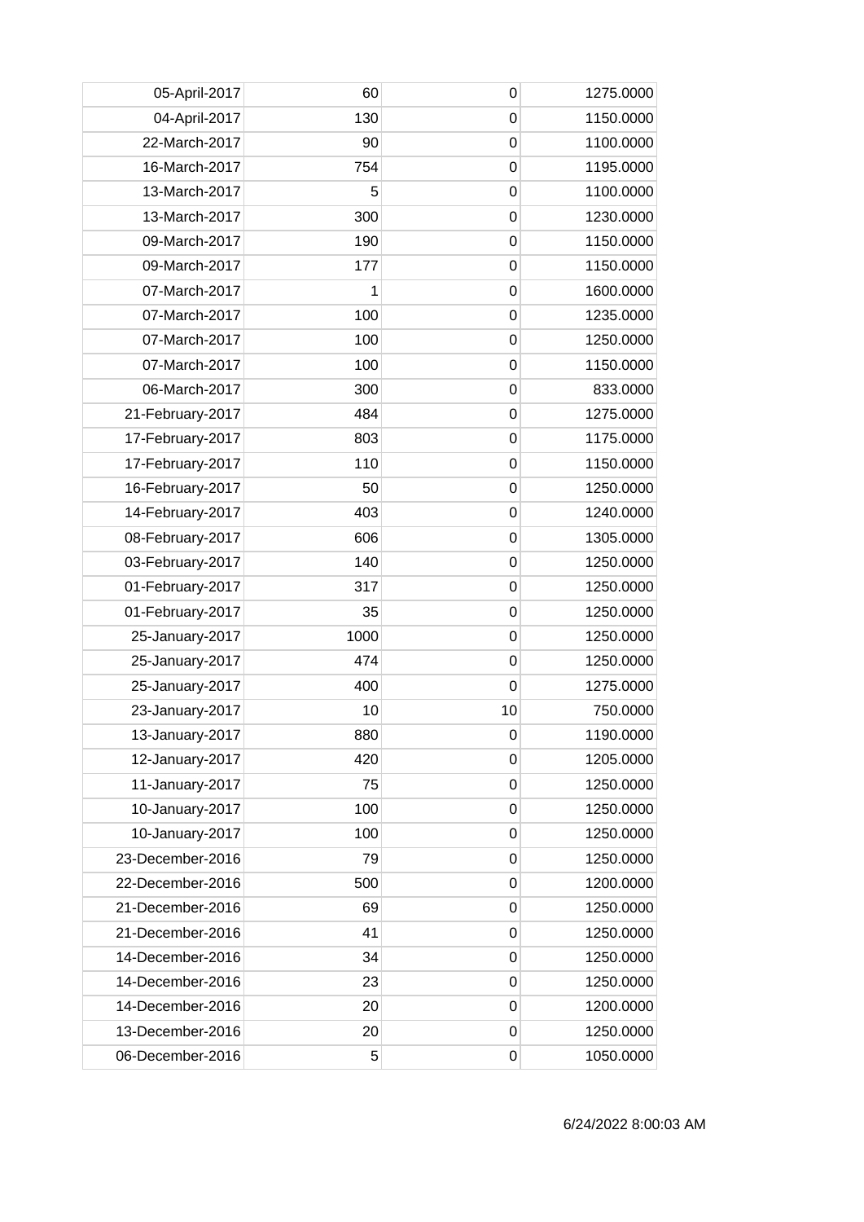| | | | |
|---|---|---|---|
| 05-April-2017 | 60 | 0 | 1275.0000 |
| 04-April-2017 | 130 | 0 | 1150.0000 |
| 22-March-2017 | 90 | 0 | 1100.0000 |
| 16-March-2017 | 754 | 0 | 1195.0000 |
| 13-March-2017 | 5 | 0 | 1100.0000 |
| 13-March-2017 | 300 | 0 | 1230.0000 |
| 09-March-2017 | 190 | 0 | 1150.0000 |
| 09-March-2017 | 177 | 0 | 1150.0000 |
| 07-March-2017 | 1 | 0 | 1600.0000 |
| 07-March-2017 | 100 | 0 | 1235.0000 |
| 07-March-2017 | 100 | 0 | 1250.0000 |
| 07-March-2017 | 100 | 0 | 1150.0000 |
| 06-March-2017 | 300 | 0 | 833.0000 |
| 21-February-2017 | 484 | 0 | 1275.0000 |
| 17-February-2017 | 803 | 0 | 1175.0000 |
| 17-February-2017 | 110 | 0 | 1150.0000 |
| 16-February-2017 | 50 | 0 | 1250.0000 |
| 14-February-2017 | 403 | 0 | 1240.0000 |
| 08-February-2017 | 606 | 0 | 1305.0000 |
| 03-February-2017 | 140 | 0 | 1250.0000 |
| 01-February-2017 | 317 | 0 | 1250.0000 |
| 01-February-2017 | 35 | 0 | 1250.0000 |
| 25-January-2017 | 1000 | 0 | 1250.0000 |
| 25-January-2017 | 474 | 0 | 1250.0000 |
| 25-January-2017 | 400 | 0 | 1275.0000 |
| 23-January-2017 | 10 | 10 | 750.0000 |
| 13-January-2017 | 880 | 0 | 1190.0000 |
| 12-January-2017 | 420 | 0 | 1205.0000 |
| 11-January-2017 | 75 | 0 | 1250.0000 |
| 10-January-2017 | 100 | 0 | 1250.0000 |
| 10-January-2017 | 100 | 0 | 1250.0000 |
| 23-December-2016 | 79 | 0 | 1250.0000 |
| 22-December-2016 | 500 | 0 | 1200.0000 |
| 21-December-2016 | 69 | 0 | 1250.0000 |
| 21-December-2016 | 41 | 0 | 1250.0000 |
| 14-December-2016 | 34 | 0 | 1250.0000 |
| 14-December-2016 | 23 | 0 | 1250.0000 |
| 14-December-2016 | 20 | 0 | 1200.0000 |
| 13-December-2016 | 20 | 0 | 1250.0000 |
| 06-December-2016 | 5 | 0 | 1050.0000 |

6/24/2022 8:00:03 AM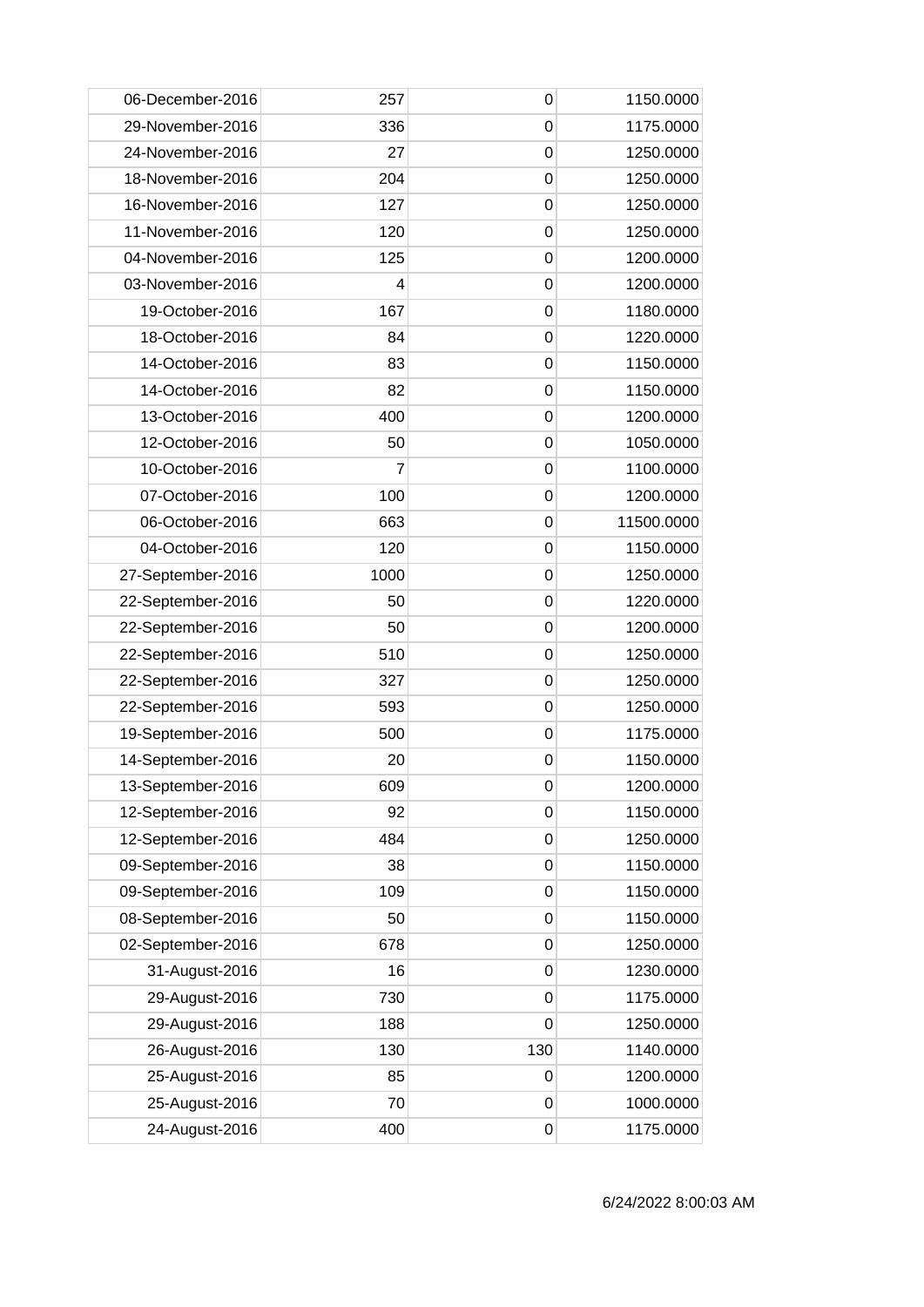| | | | |
|---|---|---|---|
| 06-December-2016 | 257 | 0 | 1150.0000 |
| 29-November-2016 | 336 | 0 | 1175.0000 |
| 24-November-2016 | 27 | 0 | 1250.0000 |
| 18-November-2016 | 204 | 0 | 1250.0000 |
| 16-November-2016 | 127 | 0 | 1250.0000 |
| 11-November-2016 | 120 | 0 | 1250.0000 |
| 04-November-2016 | 125 | 0 | 1200.0000 |
| 03-November-2016 | 4 | 0 | 1200.0000 |
| 19-October-2016 | 167 | 0 | 1180.0000 |
| 18-October-2016 | 84 | 0 | 1220.0000 |
| 14-October-2016 | 83 | 0 | 1150.0000 |
| 14-October-2016 | 82 | 0 | 1150.0000 |
| 13-October-2016 | 400 | 0 | 1200.0000 |
| 12-October-2016 | 50 | 0 | 1050.0000 |
| 10-October-2016 | 7 | 0 | 1100.0000 |
| 07-October-2016 | 100 | 0 | 1200.0000 |
| 06-October-2016 | 663 | 0 | 11500.0000 |
| 04-October-2016 | 120 | 0 | 1150.0000 |
| 27-September-2016 | 1000 | 0 | 1250.0000 |
| 22-September-2016 | 50 | 0 | 1220.0000 |
| 22-September-2016 | 50 | 0 | 1200.0000 |
| 22-September-2016 | 510 | 0 | 1250.0000 |
| 22-September-2016 | 327 | 0 | 1250.0000 |
| 22-September-2016 | 593 | 0 | 1250.0000 |
| 19-September-2016 | 500 | 0 | 1175.0000 |
| 14-September-2016 | 20 | 0 | 1150.0000 |
| 13-September-2016 | 609 | 0 | 1200.0000 |
| 12-September-2016 | 92 | 0 | 1150.0000 |
| 12-September-2016 | 484 | 0 | 1250.0000 |
| 09-September-2016 | 38 | 0 | 1150.0000 |
| 09-September-2016 | 109 | 0 | 1150.0000 |
| 08-September-2016 | 50 | 0 | 1150.0000 |
| 02-September-2016 | 678 | 0 | 1250.0000 |
| 31-August-2016 | 16 | 0 | 1230.0000 |
| 29-August-2016 | 730 | 0 | 1175.0000 |
| 29-August-2016 | 188 | 0 | 1250.0000 |
| 26-August-2016 | 130 | 130 | 1140.0000 |
| 25-August-2016 | 85 | 0 | 1200.0000 |
| 25-August-2016 | 70 | 0 | 1000.0000 |
| 24-August-2016 | 400 | 0 | 1175.0000 |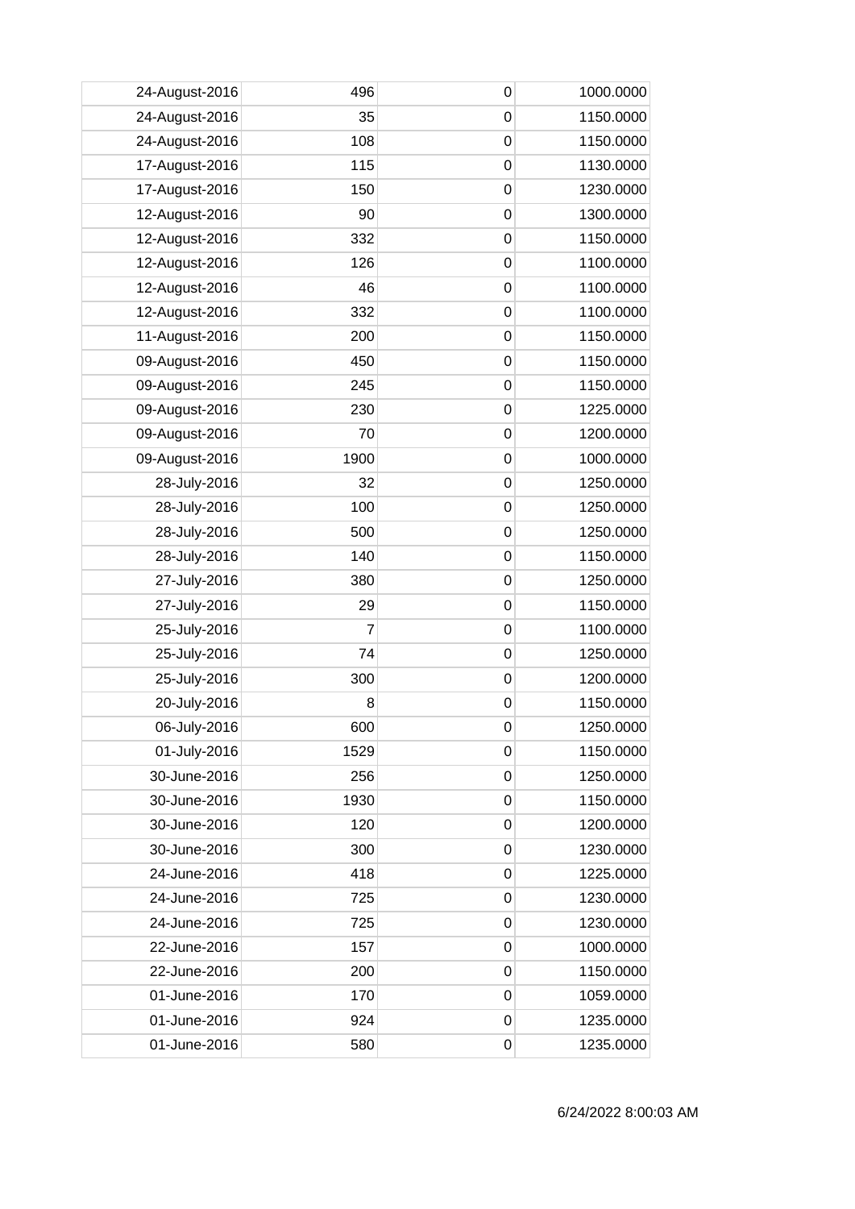| | | | |
|---|---|---|---|
| 24-August-2016 | 496 | 0 | 1000.0000 |
| 24-August-2016 | 35 | 0 | 1150.0000 |
| 24-August-2016 | 108 | 0 | 1150.0000 |
| 17-August-2016 | 115 | 0 | 1130.0000 |
| 17-August-2016 | 150 | 0 | 1230.0000 |
| 12-August-2016 | 90 | 0 | 1300.0000 |
| 12-August-2016 | 332 | 0 | 1150.0000 |
| 12-August-2016 | 126 | 0 | 1100.0000 |
| 12-August-2016 | 46 | 0 | 1100.0000 |
| 12-August-2016 | 332 | 0 | 1100.0000 |
| 11-August-2016 | 200 | 0 | 1150.0000 |
| 09-August-2016 | 450 | 0 | 1150.0000 |
| 09-August-2016 | 245 | 0 | 1150.0000 |
| 09-August-2016 | 230 | 0 | 1225.0000 |
| 09-August-2016 | 70 | 0 | 1200.0000 |
| 09-August-2016 | 1900 | 0 | 1000.0000 |
| 28-July-2016 | 32 | 0 | 1250.0000 |
| 28-July-2016 | 100 | 0 | 1250.0000 |
| 28-July-2016 | 500 | 0 | 1250.0000 |
| 28-July-2016 | 140 | 0 | 1150.0000 |
| 27-July-2016 | 380 | 0 | 1250.0000 |
| 27-July-2016 | 29 | 0 | 1150.0000 |
| 25-July-2016 | 7 | 0 | 1100.0000 |
| 25-July-2016 | 74 | 0 | 1250.0000 |
| 25-July-2016 | 300 | 0 | 1200.0000 |
| 20-July-2016 | 8 | 0 | 1150.0000 |
| 06-July-2016 | 600 | 0 | 1250.0000 |
| 01-July-2016 | 1529 | 0 | 1150.0000 |
| 30-June-2016 | 256 | 0 | 1250.0000 |
| 30-June-2016 | 1930 | 0 | 1150.0000 |
| 30-June-2016 | 120 | 0 | 1200.0000 |
| 30-June-2016 | 300 | 0 | 1230.0000 |
| 24-June-2016 | 418 | 0 | 1225.0000 |
| 24-June-2016 | 725 | 0 | 1230.0000 |
| 24-June-2016 | 725 | 0 | 1230.0000 |
| 22-June-2016 | 157 | 0 | 1000.0000 |
| 22-June-2016 | 200 | 0 | 1150.0000 |
| 01-June-2016 | 170 | 0 | 1059.0000 |
| 01-June-2016 | 924 | 0 | 1235.0000 |
| 01-June-2016 | 580 | 0 | 1235.0000 |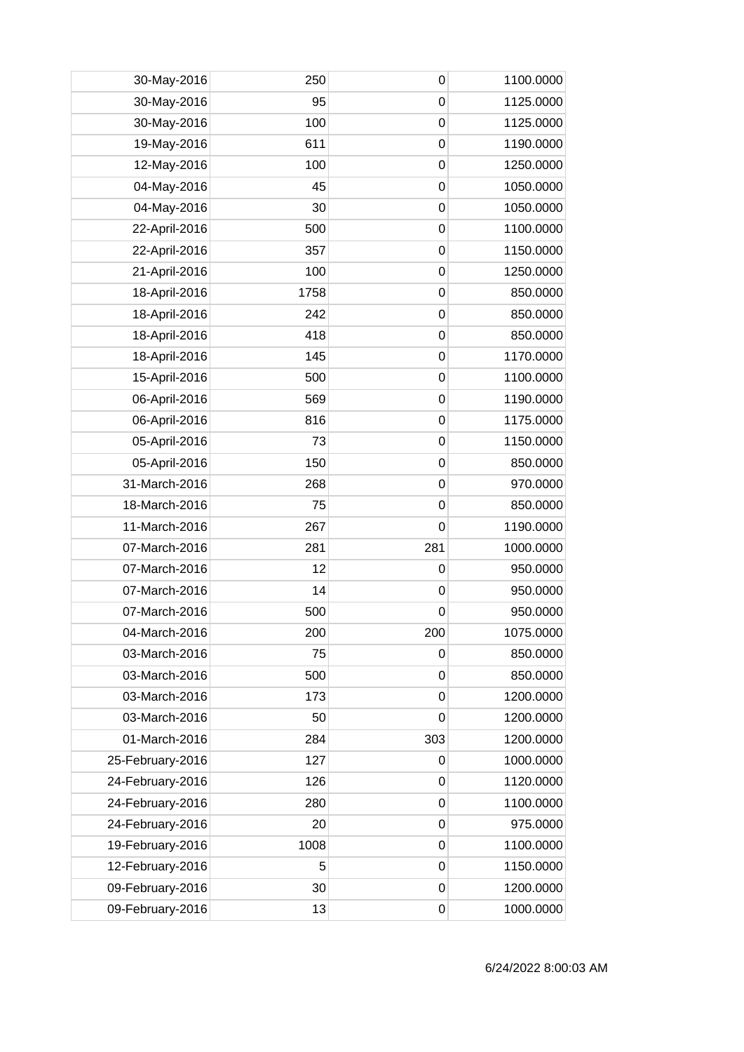| | | | |
|---|---|---|---|
| 30-May-2016 | 250 | 0 | 1100.0000 |
| 30-May-2016 | 95 | 0 | 1125.0000 |
| 30-May-2016 | 100 | 0 | 1125.0000 |
| 19-May-2016 | 611 | 0 | 1190.0000 |
| 12-May-2016 | 100 | 0 | 1250.0000 |
| 04-May-2016 | 45 | 0 | 1050.0000 |
| 04-May-2016 | 30 | 0 | 1050.0000 |
| 22-April-2016 | 500 | 0 | 1100.0000 |
| 22-April-2016 | 357 | 0 | 1150.0000 |
| 21-April-2016 | 100 | 0 | 1250.0000 |
| 18-April-2016 | 1758 | 0 | 850.0000 |
| 18-April-2016 | 242 | 0 | 850.0000 |
| 18-April-2016 | 418 | 0 | 850.0000 |
| 18-April-2016 | 145 | 0 | 1170.0000 |
| 15-April-2016 | 500 | 0 | 1100.0000 |
| 06-April-2016 | 569 | 0 | 1190.0000 |
| 06-April-2016 | 816 | 0 | 1175.0000 |
| 05-April-2016 | 73 | 0 | 1150.0000 |
| 05-April-2016 | 150 | 0 | 850.0000 |
| 31-March-2016 | 268 | 0 | 970.0000 |
| 18-March-2016 | 75 | 0 | 850.0000 |
| 11-March-2016 | 267 | 0 | 1190.0000 |
| 07-March-2016 | 281 | 281 | 1000.0000 |
| 07-March-2016 | 12 | 0 | 950.0000 |
| 07-March-2016 | 14 | 0 | 950.0000 |
| 07-March-2016 | 500 | 0 | 950.0000 |
| 04-March-2016 | 200 | 200 | 1075.0000 |
| 03-March-2016 | 75 | 0 | 850.0000 |
| 03-March-2016 | 500 | 0 | 850.0000 |
| 03-March-2016 | 173 | 0 | 1200.0000 |
| 03-March-2016 | 50 | 0 | 1200.0000 |
| 01-March-2016 | 284 | 303 | 1200.0000 |
| 25-February-2016 | 127 | 0 | 1000.0000 |
| 24-February-2016 | 126 | 0 | 1120.0000 |
| 24-February-2016 | 280 | 0 | 1100.0000 |
| 24-February-2016 | 20 | 0 | 975.0000 |
| 19-February-2016 | 1008 | 0 | 1100.0000 |
| 12-February-2016 | 5 | 0 | 1150.0000 |
| 09-February-2016 | 30 | 0 | 1200.0000 |
| 09-February-2016 | 13 | 0 | 1000.0000 |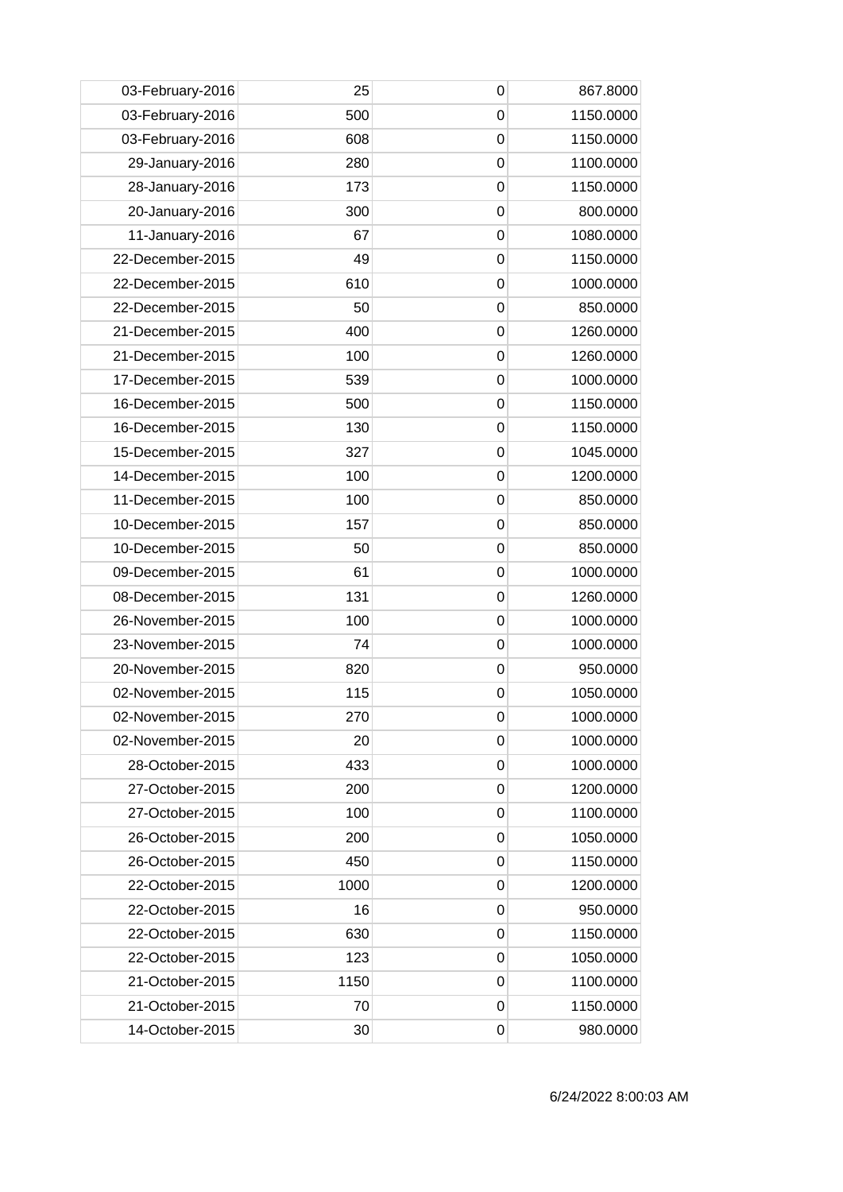| 03-February-2016 | 25 | 0 | 867.8000 |
|---|---|---|---|
| 03-February-2016 | 500 | 0 | 1150.0000 |
| 03-February-2016 | 608 | 0 | 1150.0000 |
| 29-January-2016 | 280 | 0 | 1100.0000 |
| 28-January-2016 | 173 | 0 | 1150.0000 |
| 20-January-2016 | 300 | 0 | 800.0000 |
| 11-January-2016 | 67 | 0 | 1080.0000 |
| 22-December-2015 | 49 | 0 | 1150.0000 |
| 22-December-2015 | 610 | 0 | 1000.0000 |
| 22-December-2015 | 50 | 0 | 850.0000 |
| 21-December-2015 | 400 | 0 | 1260.0000 |
| 21-December-2015 | 100 | 0 | 1260.0000 |
| 17-December-2015 | 539 | 0 | 1000.0000 |
| 16-December-2015 | 500 | 0 | 1150.0000 |
| 16-December-2015 | 130 | 0 | 1150.0000 |
| 15-December-2015 | 327 | 0 | 1045.0000 |
| 14-December-2015 | 100 | 0 | 1200.0000 |
| 11-December-2015 | 100 | 0 | 850.0000 |
| 10-December-2015 | 157 | 0 | 850.0000 |
| 10-December-2015 | 50 | 0 | 850.0000 |
| 09-December-2015 | 61 | 0 | 1000.0000 |
| 08-December-2015 | 131 | 0 | 1260.0000 |
| 26-November-2015 | 100 | 0 | 1000.0000 |
| 23-November-2015 | 74 | 0 | 1000.0000 |
| 20-November-2015 | 820 | 0 | 950.0000 |
| 02-November-2015 | 115 | 0 | 1050.0000 |
| 02-November-2015 | 270 | 0 | 1000.0000 |
| 02-November-2015 | 20 | 0 | 1000.0000 |
| 28-October-2015 | 433 | 0 | 1000.0000 |
| 27-October-2015 | 200 | 0 | 1200.0000 |
| 27-October-2015 | 100 | 0 | 1100.0000 |
| 26-October-2015 | 200 | 0 | 1050.0000 |
| 26-October-2015 | 450 | 0 | 1150.0000 |
| 22-October-2015 | 1000 | 0 | 1200.0000 |
| 22-October-2015 | 16 | 0 | 950.0000 |
| 22-October-2015 | 630 | 0 | 1150.0000 |
| 22-October-2015 | 123 | 0 | 1050.0000 |
| 21-October-2015 | 1150 | 0 | 1100.0000 |
| 21-October-2015 | 70 | 0 | 1150.0000 |
| 14-October-2015 | 30 | 0 | 980.0000 |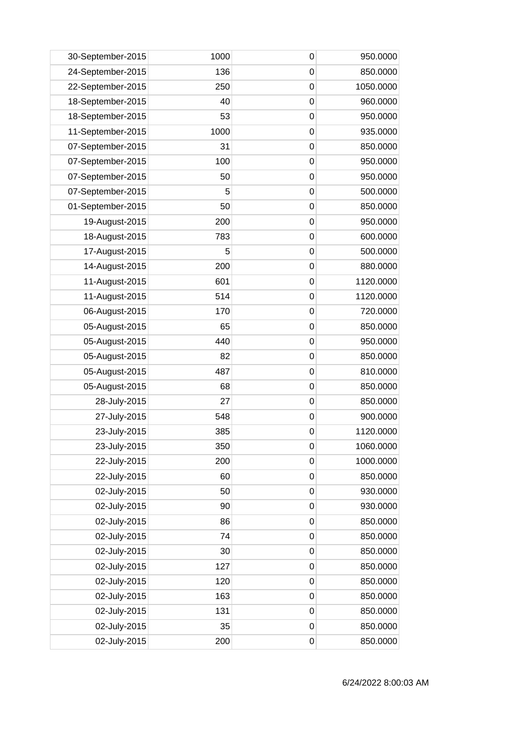| | | | |
|---|---|---|---|
| 30-September-2015 | 1000 | 0 | 950.0000 |
| 24-September-2015 | 136 | 0 | 850.0000 |
| 22-September-2015 | 250 | 0 | 1050.0000 |
| 18-September-2015 | 40 | 0 | 960.0000 |
| 18-September-2015 | 53 | 0 | 950.0000 |
| 11-September-2015 | 1000 | 0 | 935.0000 |
| 07-September-2015 | 31 | 0 | 850.0000 |
| 07-September-2015 | 100 | 0 | 950.0000 |
| 07-September-2015 | 50 | 0 | 950.0000 |
| 07-September-2015 | 5 | 0 | 500.0000 |
| 01-September-2015 | 50 | 0 | 850.0000 |
| 19-August-2015 | 200 | 0 | 950.0000 |
| 18-August-2015 | 783 | 0 | 600.0000 |
| 17-August-2015 | 5 | 0 | 500.0000 |
| 14-August-2015 | 200 | 0 | 880.0000 |
| 11-August-2015 | 601 | 0 | 1120.0000 |
| 11-August-2015 | 514 | 0 | 1120.0000 |
| 06-August-2015 | 170 | 0 | 720.0000 |
| 05-August-2015 | 65 | 0 | 850.0000 |
| 05-August-2015 | 440 | 0 | 950.0000 |
| 05-August-2015 | 82 | 0 | 850.0000 |
| 05-August-2015 | 487 | 0 | 810.0000 |
| 05-August-2015 | 68 | 0 | 850.0000 |
| 28-July-2015 | 27 | 0 | 850.0000 |
| 27-July-2015 | 548 | 0 | 900.0000 |
| 23-July-2015 | 385 | 0 | 1120.0000 |
| 23-July-2015 | 350 | 0 | 1060.0000 |
| 22-July-2015 | 200 | 0 | 1000.0000 |
| 22-July-2015 | 60 | 0 | 850.0000 |
| 02-July-2015 | 50 | 0 | 930.0000 |
| 02-July-2015 | 90 | 0 | 930.0000 |
| 02-July-2015 | 86 | 0 | 850.0000 |
| 02-July-2015 | 74 | 0 | 850.0000 |
| 02-July-2015 | 30 | 0 | 850.0000 |
| 02-July-2015 | 127 | 0 | 850.0000 |
| 02-July-2015 | 120 | 0 | 850.0000 |
| 02-July-2015 | 163 | 0 | 850.0000 |
| 02-July-2015 | 131 | 0 | 850.0000 |
| 02-July-2015 | 35 | 0 | 850.0000 |
| 02-July-2015 | 200 | 0 | 850.0000 |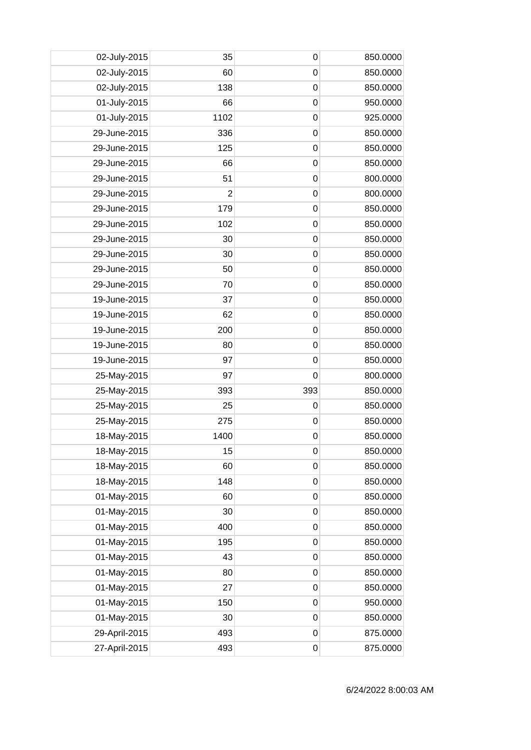| | | | |
|---|---|---|---|
| 02-July-2015 | 35 | 0 | 850.0000 |
| 02-July-2015 | 60 | 0 | 850.0000 |
| 02-July-2015 | 138 | 0 | 850.0000 |
| 01-July-2015 | 66 | 0 | 950.0000 |
| 01-July-2015 | 1102 | 0 | 925.0000 |
| 29-June-2015 | 336 | 0 | 850.0000 |
| 29-June-2015 | 125 | 0 | 850.0000 |
| 29-June-2015 | 66 | 0 | 850.0000 |
| 29-June-2015 | 51 | 0 | 800.0000 |
| 29-June-2015 | 2 | 0 | 800.0000 |
| 29-June-2015 | 179 | 0 | 850.0000 |
| 29-June-2015 | 102 | 0 | 850.0000 |
| 29-June-2015 | 30 | 0 | 850.0000 |
| 29-June-2015 | 30 | 0 | 850.0000 |
| 29-June-2015 | 50 | 0 | 850.0000 |
| 29-June-2015 | 70 | 0 | 850.0000 |
| 19-June-2015 | 37 | 0 | 850.0000 |
| 19-June-2015 | 62 | 0 | 850.0000 |
| 19-June-2015 | 200 | 0 | 850.0000 |
| 19-June-2015 | 80 | 0 | 850.0000 |
| 19-June-2015 | 97 | 0 | 850.0000 |
| 25-May-2015 | 97 | 0 | 800.0000 |
| 25-May-2015 | 393 | 393 | 850.0000 |
| 25-May-2015 | 25 | 0 | 850.0000 |
| 25-May-2015 | 275 | 0 | 850.0000 |
| 18-May-2015 | 1400 | 0 | 850.0000 |
| 18-May-2015 | 15 | 0 | 850.0000 |
| 18-May-2015 | 60 | 0 | 850.0000 |
| 18-May-2015 | 148 | 0 | 850.0000 |
| 01-May-2015 | 60 | 0 | 850.0000 |
| 01-May-2015 | 30 | 0 | 850.0000 |
| 01-May-2015 | 400 | 0 | 850.0000 |
| 01-May-2015 | 195 | 0 | 850.0000 |
| 01-May-2015 | 43 | 0 | 850.0000 |
| 01-May-2015 | 80 | 0 | 850.0000 |
| 01-May-2015 | 27 | 0 | 850.0000 |
| 01-May-2015 | 150 | 0 | 950.0000 |
| 01-May-2015 | 30 | 0 | 850.0000 |
| 29-April-2015 | 493 | 0 | 875.0000 |
| 27-April-2015 | 493 | 0 | 875.0000 |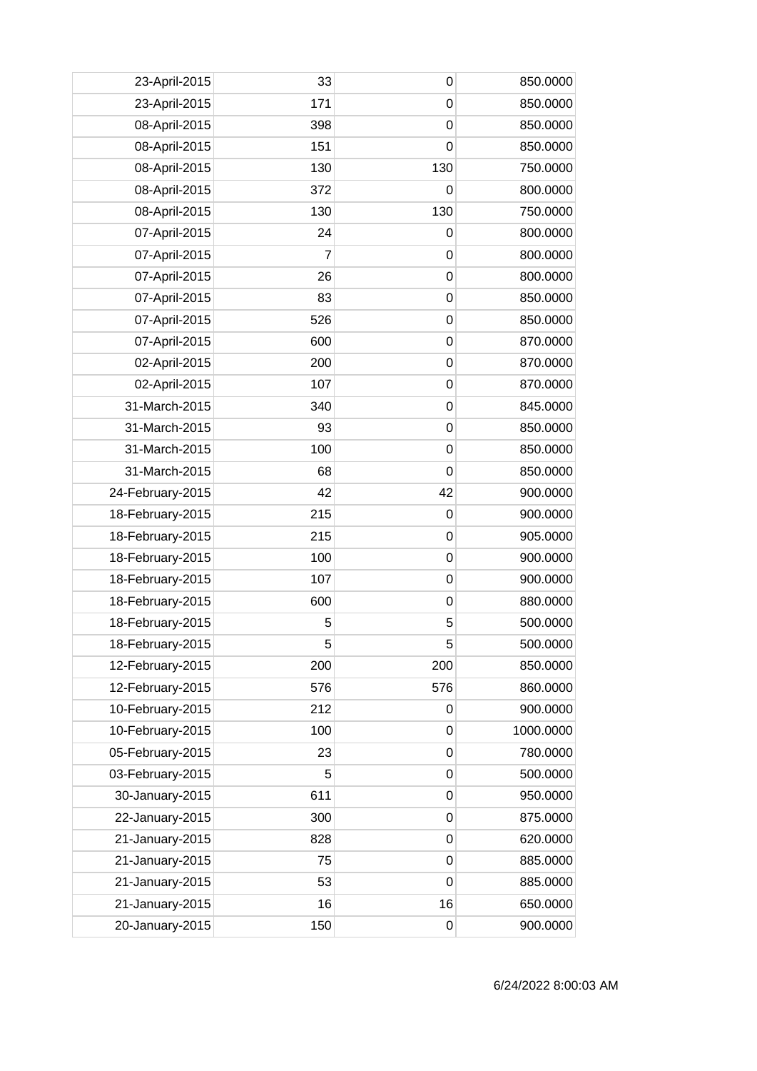| | | | |
|---|---|---|---|
| 23-April-2015 | 33 | 0 | 850.0000 |
| 23-April-2015 | 171 | 0 | 850.0000 |
| 08-April-2015 | 398 | 0 | 850.0000 |
| 08-April-2015 | 151 | 0 | 850.0000 |
| 08-April-2015 | 130 | 130 | 750.0000 |
| 08-April-2015 | 372 | 0 | 800.0000 |
| 08-April-2015 | 130 | 130 | 750.0000 |
| 07-April-2015 | 24 | 0 | 800.0000 |
| 07-April-2015 | 7 | 0 | 800.0000 |
| 07-April-2015 | 26 | 0 | 800.0000 |
| 07-April-2015 | 83 | 0 | 850.0000 |
| 07-April-2015 | 526 | 0 | 850.0000 |
| 07-April-2015 | 600 | 0 | 870.0000 |
| 02-April-2015 | 200 | 0 | 870.0000 |
| 02-April-2015 | 107 | 0 | 870.0000 |
| 31-March-2015 | 340 | 0 | 845.0000 |
| 31-March-2015 | 93 | 0 | 850.0000 |
| 31-March-2015 | 100 | 0 | 850.0000 |
| 31-March-2015 | 68 | 0 | 850.0000 |
| 24-February-2015 | 42 | 42 | 900.0000 |
| 18-February-2015 | 215 | 0 | 900.0000 |
| 18-February-2015 | 215 | 0 | 905.0000 |
| 18-February-2015 | 100 | 0 | 900.0000 |
| 18-February-2015 | 107 | 0 | 900.0000 |
| 18-February-2015 | 600 | 0 | 880.0000 |
| 18-February-2015 | 5 | 5 | 500.0000 |
| 18-February-2015 | 5 | 5 | 500.0000 |
| 12-February-2015 | 200 | 200 | 850.0000 |
| 12-February-2015 | 576 | 576 | 860.0000 |
| 10-February-2015 | 212 | 0 | 900.0000 |
| 10-February-2015 | 100 | 0 | 1000.0000 |
| 05-February-2015 | 23 | 0 | 780.0000 |
| 03-February-2015 | 5 | 0 | 500.0000 |
| 30-January-2015 | 611 | 0 | 950.0000 |
| 22-January-2015 | 300 | 0 | 875.0000 |
| 21-January-2015 | 828 | 0 | 620.0000 |
| 21-January-2015 | 75 | 0 | 885.0000 |
| 21-January-2015 | 53 | 0 | 885.0000 |
| 21-January-2015 | 16 | 16 | 650.0000 |
| 20-January-2015 | 150 | 0 | 900.0000 |

6/24/2022 8:00:03 AM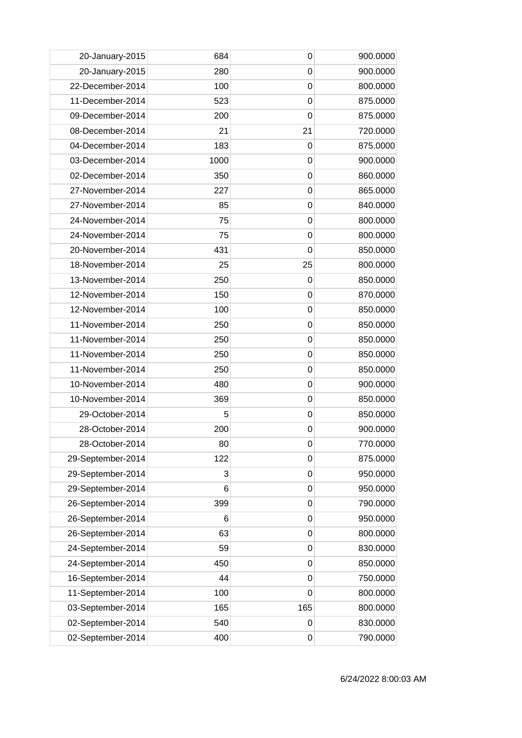| | | | |
|---|---|---|---|
| 20-January-2015 | 684 | 0 | 900.0000 |
| 20-January-2015 | 280 | 0 | 900.0000 |
| 22-December-2014 | 100 | 0 | 800.0000 |
| 11-December-2014 | 523 | 0 | 875.0000 |
| 09-December-2014 | 200 | 0 | 875.0000 |
| 08-December-2014 | 21 | 21 | 720.0000 |
| 04-December-2014 | 183 | 0 | 875.0000 |
| 03-December-2014 | 1000 | 0 | 900.0000 |
| 02-December-2014 | 350 | 0 | 860.0000 |
| 27-November-2014 | 227 | 0 | 865.0000 |
| 27-November-2014 | 85 | 0 | 840.0000 |
| 24-November-2014 | 75 | 0 | 800.0000 |
| 24-November-2014 | 75 | 0 | 800.0000 |
| 20-November-2014 | 431 | 0 | 850.0000 |
| 18-November-2014 | 25 | 25 | 800.0000 |
| 13-November-2014 | 250 | 0 | 850.0000 |
| 12-November-2014 | 150 | 0 | 870.0000 |
| 12-November-2014 | 100 | 0 | 850.0000 |
| 11-November-2014 | 250 | 0 | 850.0000 |
| 11-November-2014 | 250 | 0 | 850.0000 |
| 11-November-2014 | 250 | 0 | 850.0000 |
| 11-November-2014 | 250 | 0 | 850.0000 |
| 10-November-2014 | 480 | 0 | 900.0000 |
| 10-November-2014 | 369 | 0 | 850.0000 |
| 29-October-2014 | 5 | 0 | 850.0000 |
| 28-October-2014 | 200 | 0 | 900.0000 |
| 28-October-2014 | 80 | 0 | 770.0000 |
| 29-September-2014 | 122 | 0 | 875.0000 |
| 29-September-2014 | 3 | 0 | 950.0000 |
| 29-September-2014 | 6 | 0 | 950.0000 |
| 26-September-2014 | 399 | 0 | 790.0000 |
| 26-September-2014 | 6 | 0 | 950.0000 |
| 26-September-2014 | 63 | 0 | 800.0000 |
| 24-September-2014 | 59 | 0 | 830.0000 |
| 24-September-2014 | 450 | 0 | 850.0000 |
| 16-September-2014 | 44 | 0 | 750.0000 |
| 11-September-2014 | 100 | 0 | 800.0000 |
| 03-September-2014 | 165 | 165 | 800.0000 |
| 02-September-2014 | 540 | 0 | 830.0000 |
| 02-September-2014 | 400 | 0 | 790.0000 |

6/24/2022 8:00:03 AM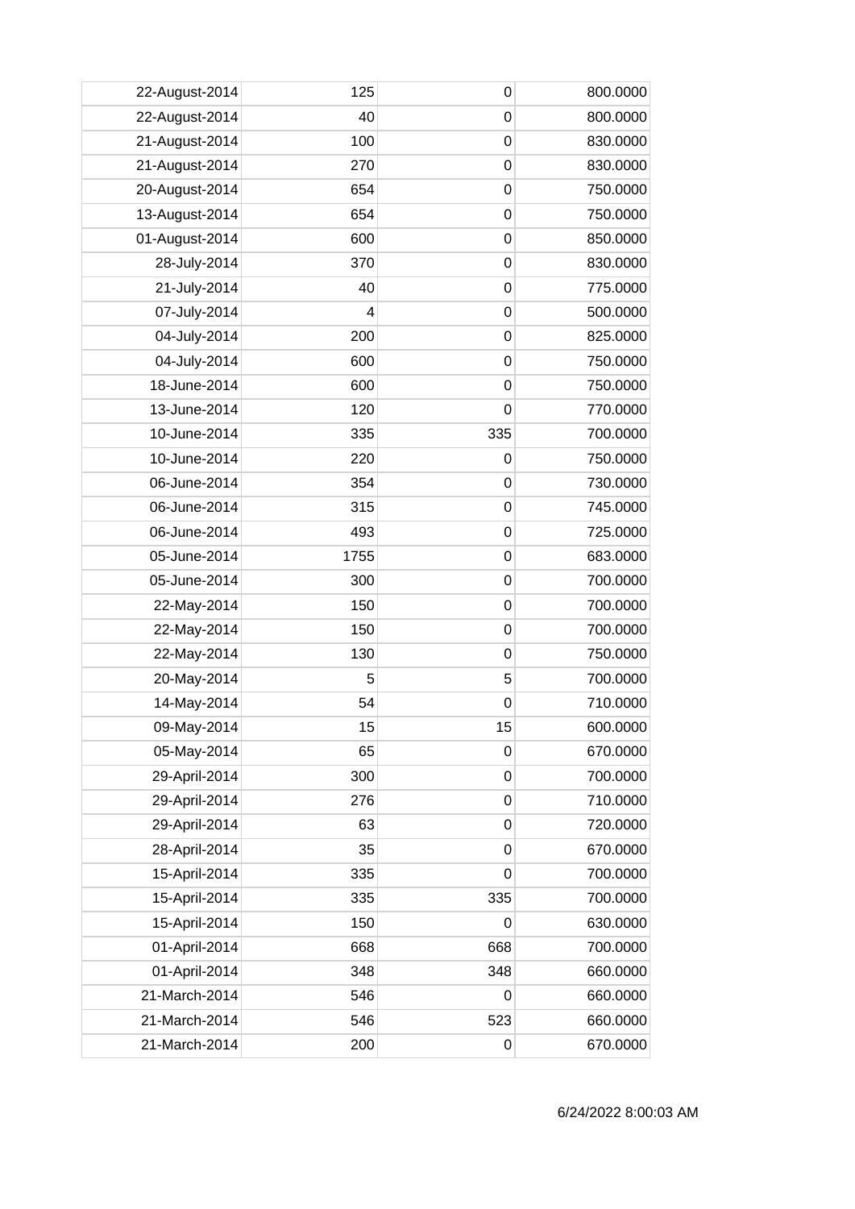| | | | |
|---|---|---|---|
| 22-August-2014 | 125 | 0 | 800.0000 |
| 22-August-2014 | 40 | 0 | 800.0000 |
| 21-August-2014 | 100 | 0 | 830.0000 |
| 21-August-2014 | 270 | 0 | 830.0000 |
| 20-August-2014 | 654 | 0 | 750.0000 |
| 13-August-2014 | 654 | 0 | 750.0000 |
| 01-August-2014 | 600 | 0 | 850.0000 |
| 28-July-2014 | 370 | 0 | 830.0000 |
| 21-July-2014 | 40 | 0 | 775.0000 |
| 07-July-2014 | 4 | 0 | 500.0000 |
| 04-July-2014 | 200 | 0 | 825.0000 |
| 04-July-2014 | 600 | 0 | 750.0000 |
| 18-June-2014 | 600 | 0 | 750.0000 |
| 13-June-2014 | 120 | 0 | 770.0000 |
| 10-June-2014 | 335 | 335 | 700.0000 |
| 10-June-2014 | 220 | 0 | 750.0000 |
| 06-June-2014 | 354 | 0 | 730.0000 |
| 06-June-2014 | 315 | 0 | 745.0000 |
| 06-June-2014 | 493 | 0 | 725.0000 |
| 05-June-2014 | 1755 | 0 | 683.0000 |
| 05-June-2014 | 300 | 0 | 700.0000 |
| 22-May-2014 | 150 | 0 | 700.0000 |
| 22-May-2014 | 150 | 0 | 700.0000 |
| 22-May-2014 | 130 | 0 | 750.0000 |
| 20-May-2014 | 5 | 5 | 700.0000 |
| 14-May-2014 | 54 | 0 | 710.0000 |
| 09-May-2014 | 15 | 15 | 600.0000 |
| 05-May-2014 | 65 | 0 | 670.0000 |
| 29-April-2014 | 300 | 0 | 700.0000 |
| 29-April-2014 | 276 | 0 | 710.0000 |
| 29-April-2014 | 63 | 0 | 720.0000 |
| 28-April-2014 | 35 | 0 | 670.0000 |
| 15-April-2014 | 335 | 0 | 700.0000 |
| 15-April-2014 | 335 | 335 | 700.0000 |
| 15-April-2014 | 150 | 0 | 630.0000 |
| 01-April-2014 | 668 | 668 | 700.0000 |
| 01-April-2014 | 348 | 348 | 660.0000 |
| 21-March-2014 | 546 | 0 | 660.0000 |
| 21-March-2014 | 546 | 523 | 660.0000 |
| 21-March-2014 | 200 | 0 | 670.0000 |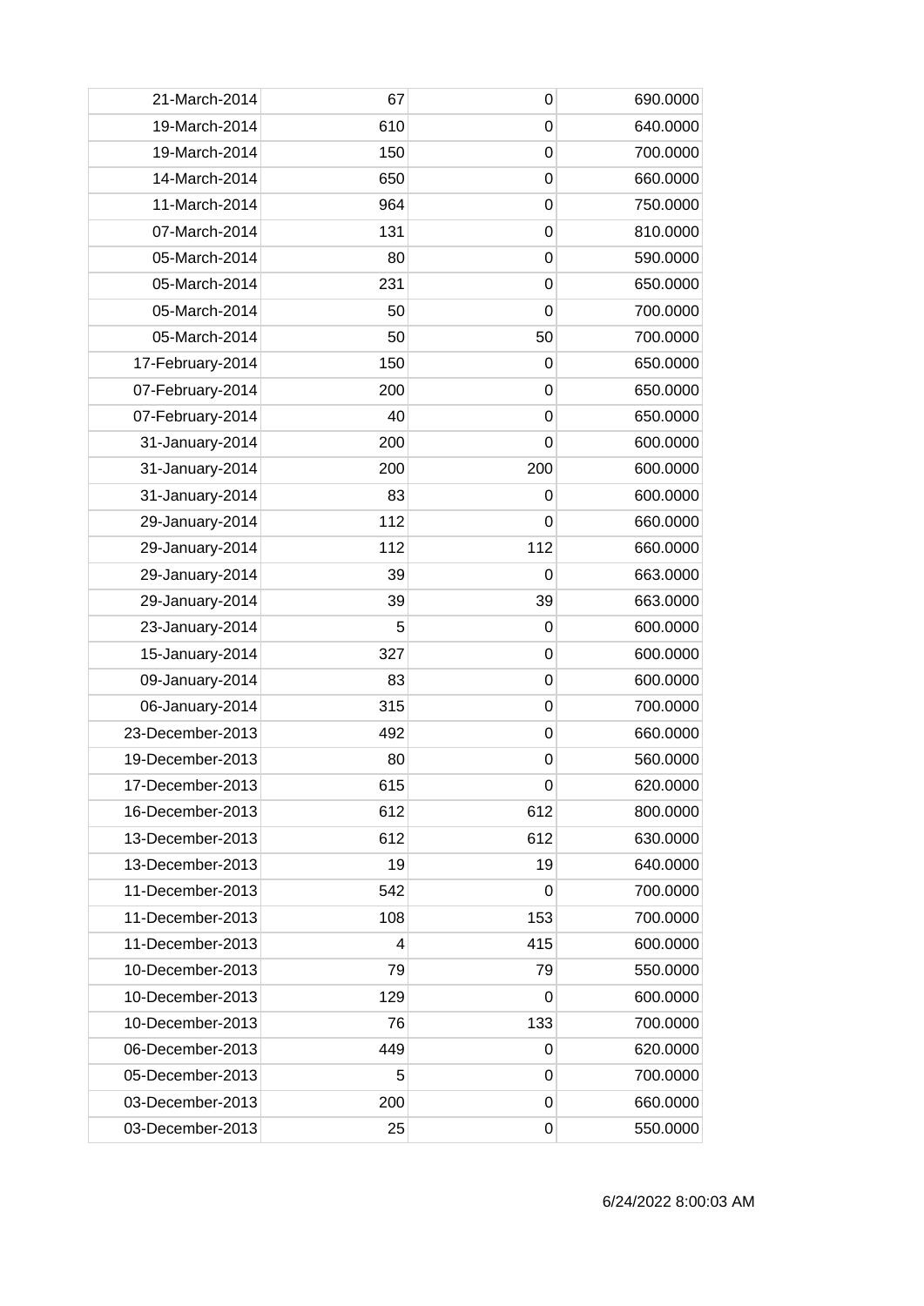| | | | |
|---|---|---|---|
| 21-March-2014 | 67 | 0 | 690.0000 |
| 19-March-2014 | 610 | 0 | 640.0000 |
| 19-March-2014 | 150 | 0 | 700.0000 |
| 14-March-2014 | 650 | 0 | 660.0000 |
| 11-March-2014 | 964 | 0 | 750.0000 |
| 07-March-2014 | 131 | 0 | 810.0000 |
| 05-March-2014 | 80 | 0 | 590.0000 |
| 05-March-2014 | 231 | 0 | 650.0000 |
| 05-March-2014 | 50 | 0 | 700.0000 |
| 05-March-2014 | 50 | 50 | 700.0000 |
| 17-February-2014 | 150 | 0 | 650.0000 |
| 07-February-2014 | 200 | 0 | 650.0000 |
| 07-February-2014 | 40 | 0 | 650.0000 |
| 31-January-2014 | 200 | 0 | 600.0000 |
| 31-January-2014 | 200 | 200 | 600.0000 |
| 31-January-2014 | 83 | 0 | 600.0000 |
| 29-January-2014 | 112 | 0 | 660.0000 |
| 29-January-2014 | 112 | 112 | 660.0000 |
| 29-January-2014 | 39 | 0 | 663.0000 |
| 29-January-2014 | 39 | 39 | 663.0000 |
| 23-January-2014 | 5 | 0 | 600.0000 |
| 15-January-2014 | 327 | 0 | 600.0000 |
| 09-January-2014 | 83 | 0 | 600.0000 |
| 06-January-2014 | 315 | 0 | 700.0000 |
| 23-December-2013 | 492 | 0 | 660.0000 |
| 19-December-2013 | 80 | 0 | 560.0000 |
| 17-December-2013 | 615 | 0 | 620.0000 |
| 16-December-2013 | 612 | 612 | 800.0000 |
| 13-December-2013 | 612 | 612 | 630.0000 |
| 13-December-2013 | 19 | 19 | 640.0000 |
| 11-December-2013 | 542 | 0 | 700.0000 |
| 11-December-2013 | 108 | 153 | 700.0000 |
| 11-December-2013 | 4 | 415 | 600.0000 |
| 10-December-2013 | 79 | 79 | 550.0000 |
| 10-December-2013 | 129 | 0 | 600.0000 |
| 10-December-2013 | 76 | 133 | 700.0000 |
| 06-December-2013 | 449 | 0 | 620.0000 |
| 05-December-2013 | 5 | 0 | 700.0000 |
| 03-December-2013 | 200 | 0 | 660.0000 |
| 03-December-2013 | 25 | 0 | 550.0000 |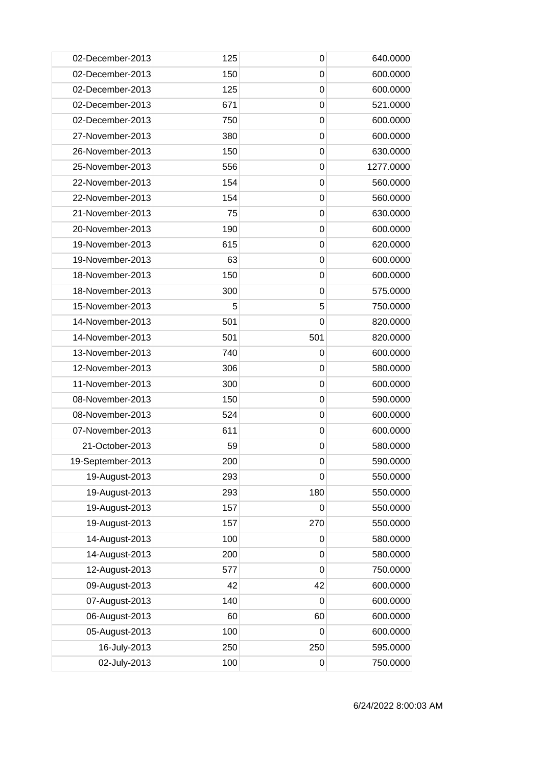| | | | |
|---|---|---|---|
| 02-December-2013 | 125 | 0 | 640.0000 |
| 02-December-2013 | 150 | 0 | 600.0000 |
| 02-December-2013 | 125 | 0 | 600.0000 |
| 02-December-2013 | 671 | 0 | 521.0000 |
| 02-December-2013 | 750 | 0 | 600.0000 |
| 27-November-2013 | 380 | 0 | 600.0000 |
| 26-November-2013 | 150 | 0 | 630.0000 |
| 25-November-2013 | 556 | 0 | 1277.0000 |
| 22-November-2013 | 154 | 0 | 560.0000 |
| 22-November-2013 | 154 | 0 | 560.0000 |
| 21-November-2013 | 75 | 0 | 630.0000 |
| 20-November-2013 | 190 | 0 | 600.0000 |
| 19-November-2013 | 615 | 0 | 620.0000 |
| 19-November-2013 | 63 | 0 | 600.0000 |
| 18-November-2013 | 150 | 0 | 600.0000 |
| 18-November-2013 | 300 | 0 | 575.0000 |
| 15-November-2013 | 5 | 5 | 750.0000 |
| 14-November-2013 | 501 | 0 | 820.0000 |
| 14-November-2013 | 501 | 501 | 820.0000 |
| 13-November-2013 | 740 | 0 | 600.0000 |
| 12-November-2013 | 306 | 0 | 580.0000 |
| 11-November-2013 | 300 | 0 | 600.0000 |
| 08-November-2013 | 150 | 0 | 590.0000 |
| 08-November-2013 | 524 | 0 | 600.0000 |
| 07-November-2013 | 611 | 0 | 600.0000 |
| 21-October-2013 | 59 | 0 | 580.0000 |
| 19-September-2013 | 200 | 0 | 590.0000 |
| 19-August-2013 | 293 | 0 | 550.0000 |
| 19-August-2013 | 293 | 180 | 550.0000 |
| 19-August-2013 | 157 | 0 | 550.0000 |
| 19-August-2013 | 157 | 270 | 550.0000 |
| 14-August-2013 | 100 | 0 | 580.0000 |
| 14-August-2013 | 200 | 0 | 580.0000 |
| 12-August-2013 | 577 | 0 | 750.0000 |
| 09-August-2013 | 42 | 42 | 600.0000 |
| 07-August-2013 | 140 | 0 | 600.0000 |
| 06-August-2013 | 60 | 60 | 600.0000 |
| 05-August-2013 | 100 | 0 | 600.0000 |
| 16-July-2013 | 250 | 250 | 595.0000 |
| 02-July-2013 | 100 | 0 | 750.0000 |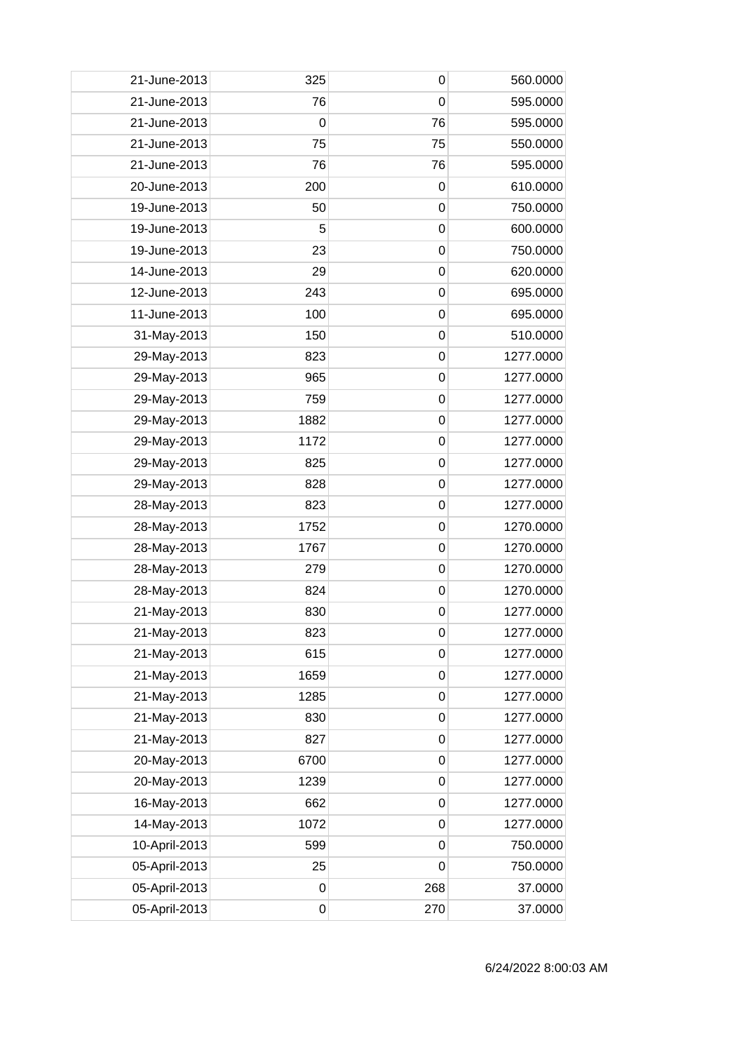| | | | |
|---|---|---|---|
| 21-June-2013 | 325 | 0 | 560.0000 |
| 21-June-2013 | 76 | 0 | 595.0000 |
| 21-June-2013 | 0 | 76 | 595.0000 |
| 21-June-2013 | 75 | 75 | 550.0000 |
| 21-June-2013 | 76 | 76 | 595.0000 |
| 20-June-2013 | 200 | 0 | 610.0000 |
| 19-June-2013 | 50 | 0 | 750.0000 |
| 19-June-2013 | 5 | 0 | 600.0000 |
| 19-June-2013 | 23 | 0 | 750.0000 |
| 14-June-2013 | 29 | 0 | 620.0000 |
| 12-June-2013 | 243 | 0 | 695.0000 |
| 11-June-2013 | 100 | 0 | 695.0000 |
| 31-May-2013 | 150 | 0 | 510.0000 |
| 29-May-2013 | 823 | 0 | 1277.0000 |
| 29-May-2013 | 965 | 0 | 1277.0000 |
| 29-May-2013 | 759 | 0 | 1277.0000 |
| 29-May-2013 | 1882 | 0 | 1277.0000 |
| 29-May-2013 | 1172 | 0 | 1277.0000 |
| 29-May-2013 | 825 | 0 | 1277.0000 |
| 29-May-2013 | 828 | 0 | 1277.0000 |
| 28-May-2013 | 823 | 0 | 1277.0000 |
| 28-May-2013 | 1752 | 0 | 1270.0000 |
| 28-May-2013 | 1767 | 0 | 1270.0000 |
| 28-May-2013 | 279 | 0 | 1270.0000 |
| 28-May-2013 | 824 | 0 | 1270.0000 |
| 21-May-2013 | 830 | 0 | 1277.0000 |
| 21-May-2013 | 823 | 0 | 1277.0000 |
| 21-May-2013 | 615 | 0 | 1277.0000 |
| 21-May-2013 | 1659 | 0 | 1277.0000 |
| 21-May-2013 | 1285 | 0 | 1277.0000 |
| 21-May-2013 | 830 | 0 | 1277.0000 |
| 21-May-2013 | 827 | 0 | 1277.0000 |
| 20-May-2013 | 6700 | 0 | 1277.0000 |
| 20-May-2013 | 1239 | 0 | 1277.0000 |
| 16-May-2013 | 662 | 0 | 1277.0000 |
| 14-May-2013 | 1072 | 0 | 1277.0000 |
| 10-April-2013 | 599 | 0 | 750.0000 |
| 05-April-2013 | 25 | 0 | 750.0000 |
| 05-April-2013 | 0 | 268 | 37.0000 |
| 05-April-2013 | 0 | 270 | 37.0000 |

6/24/2022 8:00:03 AM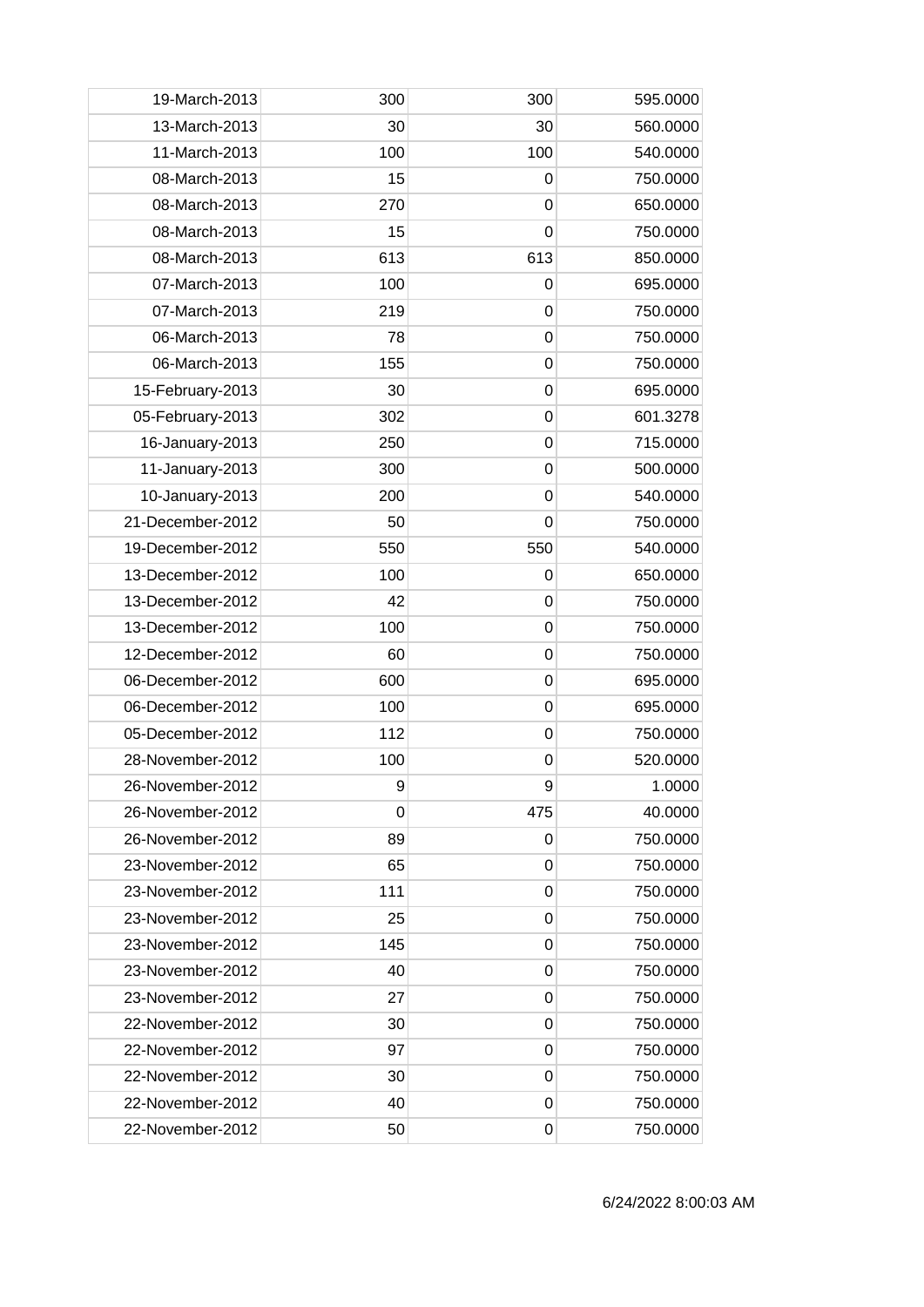| | | | |
|---|---|---|---|
| 19-March-2013 | 300 | 300 | 595.0000 |
| 13-March-2013 | 30 | 30 | 560.0000 |
| 11-March-2013 | 100 | 100 | 540.0000 |
| 08-March-2013 | 15 | 0 | 750.0000 |
| 08-March-2013 | 270 | 0 | 650.0000 |
| 08-March-2013 | 15 | 0 | 750.0000 |
| 08-March-2013 | 613 | 613 | 850.0000 |
| 07-March-2013 | 100 | 0 | 695.0000 |
| 07-March-2013 | 219 | 0 | 750.0000 |
| 06-March-2013 | 78 | 0 | 750.0000 |
| 06-March-2013 | 155 | 0 | 750.0000 |
| 15-February-2013 | 30 | 0 | 695.0000 |
| 05-February-2013 | 302 | 0 | 601.3278 |
| 16-January-2013 | 250 | 0 | 715.0000 |
| 11-January-2013 | 300 | 0 | 500.0000 |
| 10-January-2013 | 200 | 0 | 540.0000 |
| 21-December-2012 | 50 | 0 | 750.0000 |
| 19-December-2012 | 550 | 550 | 540.0000 |
| 13-December-2012 | 100 | 0 | 650.0000 |
| 13-December-2012 | 42 | 0 | 750.0000 |
| 13-December-2012 | 100 | 0 | 750.0000 |
| 12-December-2012 | 60 | 0 | 750.0000 |
| 06-December-2012 | 600 | 0 | 695.0000 |
| 06-December-2012 | 100 | 0 | 695.0000 |
| 05-December-2012 | 112 | 0 | 750.0000 |
| 28-November-2012 | 100 | 0 | 520.0000 |
| 26-November-2012 | 9 | 9 | 1.0000 |
| 26-November-2012 | 0 | 475 | 40.0000 |
| 26-November-2012 | 89 | 0 | 750.0000 |
| 23-November-2012 | 65 | 0 | 750.0000 |
| 23-November-2012 | 111 | 0 | 750.0000 |
| 23-November-2012 | 25 | 0 | 750.0000 |
| 23-November-2012 | 145 | 0 | 750.0000 |
| 23-November-2012 | 40 | 0 | 750.0000 |
| 23-November-2012 | 27 | 0 | 750.0000 |
| 22-November-2012 | 30 | 0 | 750.0000 |
| 22-November-2012 | 97 | 0 | 750.0000 |
| 22-November-2012 | 30 | 0 | 750.0000 |
| 22-November-2012 | 40 | 0 | 750.0000 |
| 22-November-2012 | 50 | 0 | 750.0000 |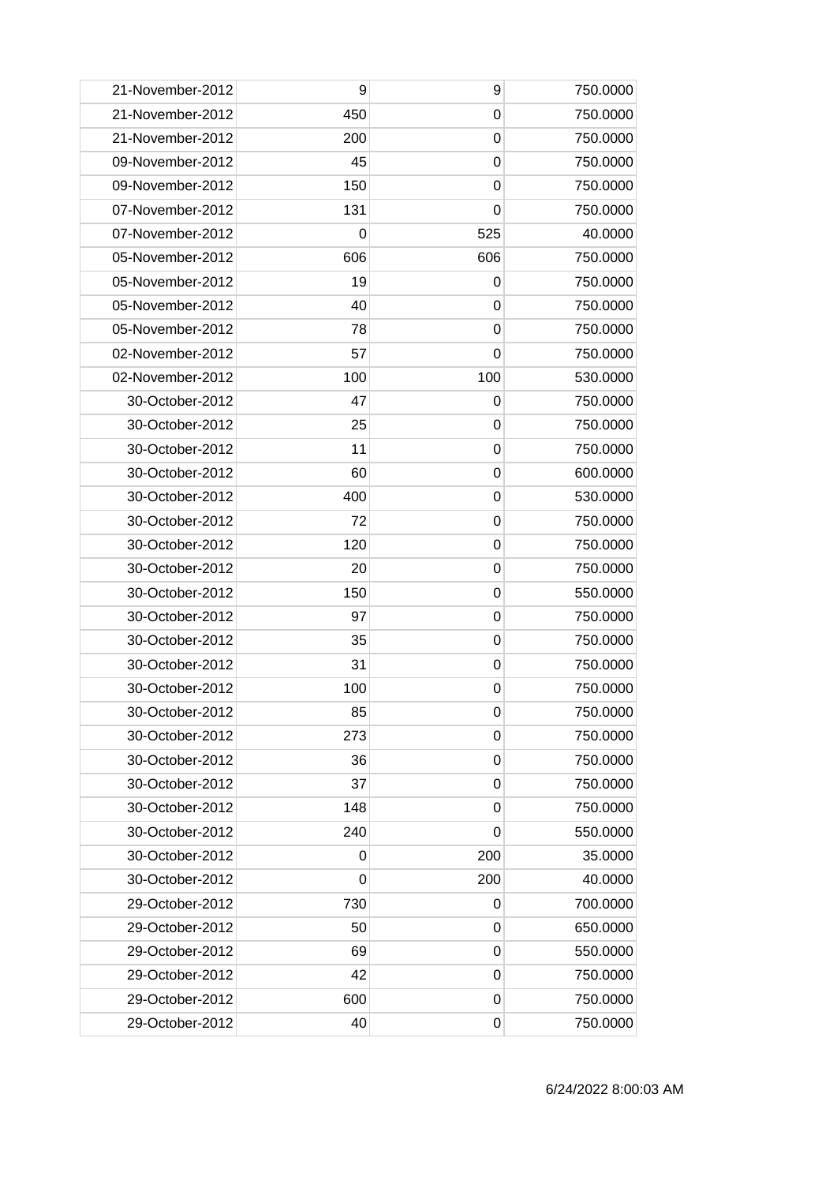| | | | |
|---|---|---|---|
| 21-November-2012 | 9 | 9 | 750.0000 |
| 21-November-2012 | 450 | 0 | 750.0000 |
| 21-November-2012 | 200 | 0 | 750.0000 |
| 09-November-2012 | 45 | 0 | 750.0000 |
| 09-November-2012 | 150 | 0 | 750.0000 |
| 07-November-2012 | 131 | 0 | 750.0000 |
| 07-November-2012 | 0 | 525 | 40.0000 |
| 05-November-2012 | 606 | 606 | 750.0000 |
| 05-November-2012 | 19 | 0 | 750.0000 |
| 05-November-2012 | 40 | 0 | 750.0000 |
| 05-November-2012 | 78 | 0 | 750.0000 |
| 02-November-2012 | 57 | 0 | 750.0000 |
| 02-November-2012 | 100 | 100 | 530.0000 |
| 30-October-2012 | 47 | 0 | 750.0000 |
| 30-October-2012 | 25 | 0 | 750.0000 |
| 30-October-2012 | 11 | 0 | 750.0000 |
| 30-October-2012 | 60 | 0 | 600.0000 |
| 30-October-2012 | 400 | 0 | 530.0000 |
| 30-October-2012 | 72 | 0 | 750.0000 |
| 30-October-2012 | 120 | 0 | 750.0000 |
| 30-October-2012 | 20 | 0 | 750.0000 |
| 30-October-2012 | 150 | 0 | 550.0000 |
| 30-October-2012 | 97 | 0 | 750.0000 |
| 30-October-2012 | 35 | 0 | 750.0000 |
| 30-October-2012 | 31 | 0 | 750.0000 |
| 30-October-2012 | 100 | 0 | 750.0000 |
| 30-October-2012 | 85 | 0 | 750.0000 |
| 30-October-2012 | 273 | 0 | 750.0000 |
| 30-October-2012 | 36 | 0 | 750.0000 |
| 30-October-2012 | 37 | 0 | 750.0000 |
| 30-October-2012 | 148 | 0 | 750.0000 |
| 30-October-2012 | 240 | 0 | 550.0000 |
| 30-October-2012 | 0 | 200 | 35.0000 |
| 30-October-2012 | 0 | 200 | 40.0000 |
| 29-October-2012 | 730 | 0 | 700.0000 |
| 29-October-2012 | 50 | 0 | 650.0000 |
| 29-October-2012 | 69 | 0 | 550.0000 |
| 29-October-2012 | 42 | 0 | 750.0000 |
| 29-October-2012 | 600 | 0 | 750.0000 |
| 29-October-2012 | 40 | 0 | 750.0000 |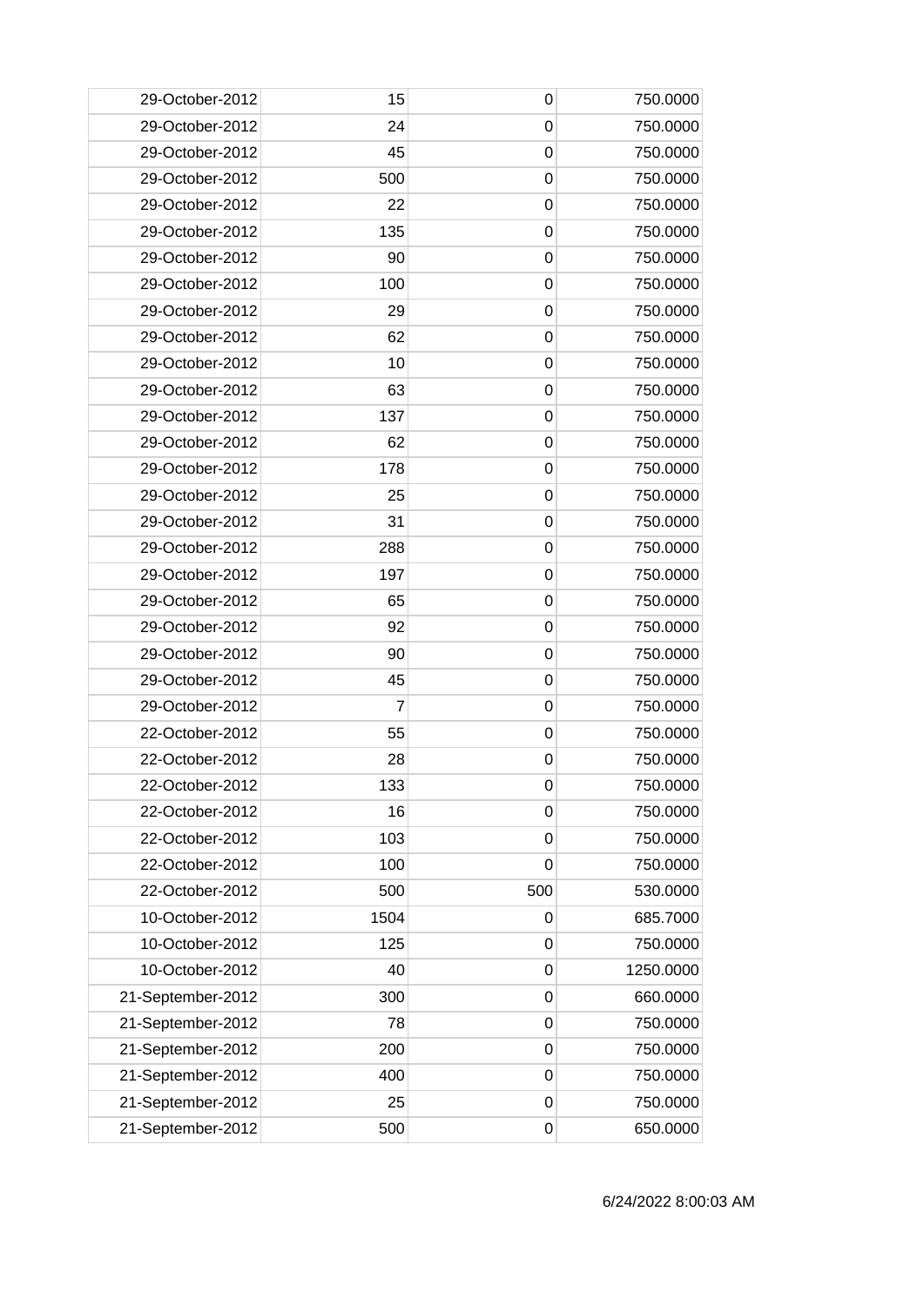| | | | |
|---|---|---|---|
| 29-October-2012 | 15 | 0 | 750.0000 |
| 29-October-2012 | 24 | 0 | 750.0000 |
| 29-October-2012 | 45 | 0 | 750.0000 |
| 29-October-2012 | 500 | 0 | 750.0000 |
| 29-October-2012 | 22 | 0 | 750.0000 |
| 29-October-2012 | 135 | 0 | 750.0000 |
| 29-October-2012 | 90 | 0 | 750.0000 |
| 29-October-2012 | 100 | 0 | 750.0000 |
| 29-October-2012 | 29 | 0 | 750.0000 |
| 29-October-2012 | 62 | 0 | 750.0000 |
| 29-October-2012 | 10 | 0 | 750.0000 |
| 29-October-2012 | 63 | 0 | 750.0000 |
| 29-October-2012 | 137 | 0 | 750.0000 |
| 29-October-2012 | 62 | 0 | 750.0000 |
| 29-October-2012 | 178 | 0 | 750.0000 |
| 29-October-2012 | 25 | 0 | 750.0000 |
| 29-October-2012 | 31 | 0 | 750.0000 |
| 29-October-2012 | 288 | 0 | 750.0000 |
| 29-October-2012 | 197 | 0 | 750.0000 |
| 29-October-2012 | 65 | 0 | 750.0000 |
| 29-October-2012 | 92 | 0 | 750.0000 |
| 29-October-2012 | 90 | 0 | 750.0000 |
| 29-October-2012 | 45 | 0 | 750.0000 |
| 29-October-2012 | 7 | 0 | 750.0000 |
| 22-October-2012 | 55 | 0 | 750.0000 |
| 22-October-2012 | 28 | 0 | 750.0000 |
| 22-October-2012 | 133 | 0 | 750.0000 |
| 22-October-2012 | 16 | 0 | 750.0000 |
| 22-October-2012 | 103 | 0 | 750.0000 |
| 22-October-2012 | 100 | 0 | 750.0000 |
| 22-October-2012 | 500 | 500 | 530.0000 |
| 10-October-2012 | 1504 | 0 | 685.7000 |
| 10-October-2012 | 125 | 0 | 750.0000 |
| 10-October-2012 | 40 | 0 | 1250.0000 |
| 21-September-2012 | 300 | 0 | 660.0000 |
| 21-September-2012 | 78 | 0 | 750.0000 |
| 21-September-2012 | 200 | 0 | 750.0000 |
| 21-September-2012 | 400 | 0 | 750.0000 |
| 21-September-2012 | 25 | 0 | 750.0000 |
| 21-September-2012 | 500 | 0 | 650.0000 |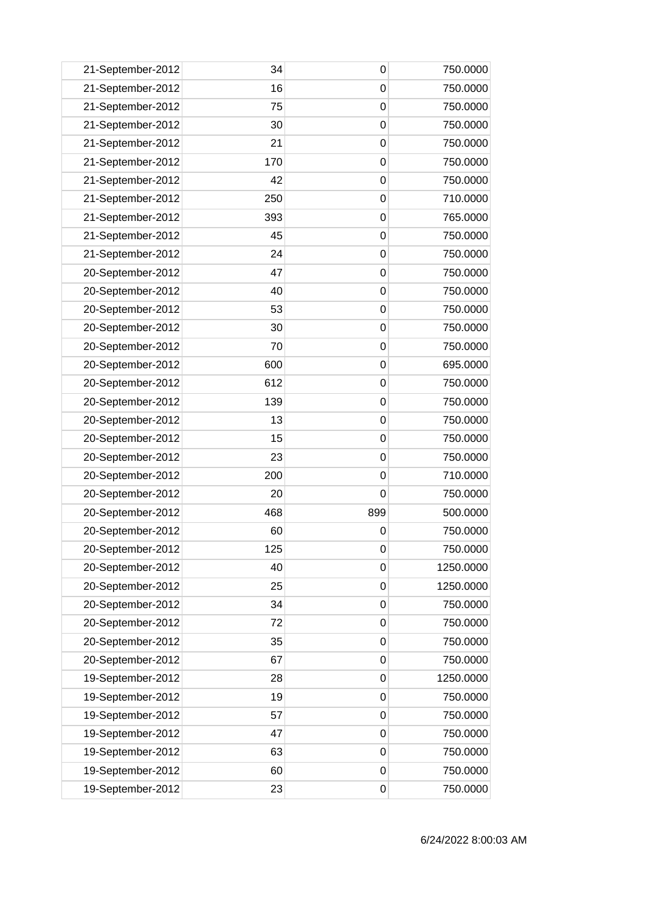| 21-September-2012 | 34 | 0 | 750.0000 |
|---|---|---|---|
| 21-September-2012 | 16 | 0 | 750.0000 |
| 21-September-2012 | 75 | 0 | 750.0000 |
| 21-September-2012 | 30 | 0 | 750.0000 |
| 21-September-2012 | 21 | 0 | 750.0000 |
| 21-September-2012 | 170 | 0 | 750.0000 |
| 21-September-2012 | 42 | 0 | 750.0000 |
| 21-September-2012 | 250 | 0 | 710.0000 |
| 21-September-2012 | 393 | 0 | 765.0000 |
| 21-September-2012 | 45 | 0 | 750.0000 |
| 21-September-2012 | 24 | 0 | 750.0000 |
| 20-September-2012 | 47 | 0 | 750.0000 |
| 20-September-2012 | 40 | 0 | 750.0000 |
| 20-September-2012 | 53 | 0 | 750.0000 |
| 20-September-2012 | 30 | 0 | 750.0000 |
| 20-September-2012 | 70 | 0 | 750.0000 |
| 20-September-2012 | 600 | 0 | 695.0000 |
| 20-September-2012 | 612 | 0 | 750.0000 |
| 20-September-2012 | 139 | 0 | 750.0000 |
| 20-September-2012 | 13 | 0 | 750.0000 |
| 20-September-2012 | 15 | 0 | 750.0000 |
| 20-September-2012 | 23 | 0 | 750.0000 |
| 20-September-2012 | 200 | 0 | 710.0000 |
| 20-September-2012 | 20 | 0 | 750.0000 |
| 20-September-2012 | 468 | 899 | 500.0000 |
| 20-September-2012 | 60 | 0 | 750.0000 |
| 20-September-2012 | 125 | 0 | 750.0000 |
| 20-September-2012 | 40 | 0 | 1250.0000 |
| 20-September-2012 | 25 | 0 | 1250.0000 |
| 20-September-2012 | 34 | 0 | 750.0000 |
| 20-September-2012 | 72 | 0 | 750.0000 |
| 20-September-2012 | 35 | 0 | 750.0000 |
| 20-September-2012 | 67 | 0 | 750.0000 |
| 19-September-2012 | 28 | 0 | 1250.0000 |
| 19-September-2012 | 19 | 0 | 750.0000 |
| 19-September-2012 | 57 | 0 | 750.0000 |
| 19-September-2012 | 47 | 0 | 750.0000 |
| 19-September-2012 | 63 | 0 | 750.0000 |
| 19-September-2012 | 60 | 0 | 750.0000 |
| 19-September-2012 | 23 | 0 | 750.0000 |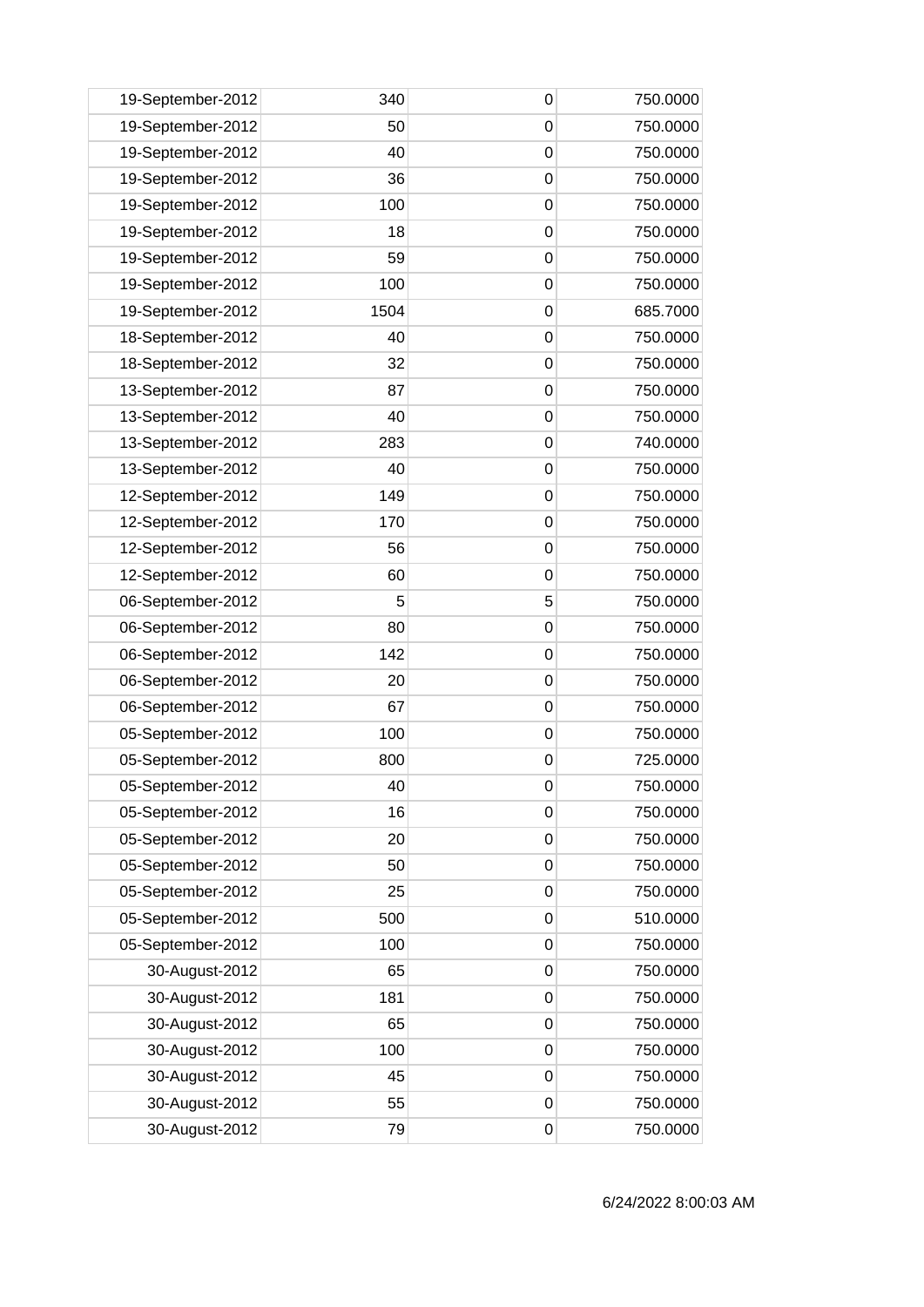| | | | |
|---|---|---|---|
| 19-September-2012 | 340 | 0 | 750.0000 |
| 19-September-2012 | 50 | 0 | 750.0000 |
| 19-September-2012 | 40 | 0 | 750.0000 |
| 19-September-2012 | 36 | 0 | 750.0000 |
| 19-September-2012 | 100 | 0 | 750.0000 |
| 19-September-2012 | 18 | 0 | 750.0000 |
| 19-September-2012 | 59 | 0 | 750.0000 |
| 19-September-2012 | 100 | 0 | 750.0000 |
| 19-September-2012 | 1504 | 0 | 685.7000 |
| 18-September-2012 | 40 | 0 | 750.0000 |
| 18-September-2012 | 32 | 0 | 750.0000 |
| 13-September-2012 | 87 | 0 | 750.0000 |
| 13-September-2012 | 40 | 0 | 750.0000 |
| 13-September-2012 | 283 | 0 | 740.0000 |
| 13-September-2012 | 40 | 0 | 750.0000 |
| 12-September-2012 | 149 | 0 | 750.0000 |
| 12-September-2012 | 170 | 0 | 750.0000 |
| 12-September-2012 | 56 | 0 | 750.0000 |
| 12-September-2012 | 60 | 0 | 750.0000 |
| 06-September-2012 | 5 | 5 | 750.0000 |
| 06-September-2012 | 80 | 0 | 750.0000 |
| 06-September-2012 | 142 | 0 | 750.0000 |
| 06-September-2012 | 20 | 0 | 750.0000 |
| 06-September-2012 | 67 | 0 | 750.0000 |
| 05-September-2012 | 100 | 0 | 750.0000 |
| 05-September-2012 | 800 | 0 | 725.0000 |
| 05-September-2012 | 40 | 0 | 750.0000 |
| 05-September-2012 | 16 | 0 | 750.0000 |
| 05-September-2012 | 20 | 0 | 750.0000 |
| 05-September-2012 | 50 | 0 | 750.0000 |
| 05-September-2012 | 25 | 0 | 750.0000 |
| 05-September-2012 | 500 | 0 | 510.0000 |
| 05-September-2012 | 100 | 0 | 750.0000 |
| 30-August-2012 | 65 | 0 | 750.0000 |
| 30-August-2012 | 181 | 0 | 750.0000 |
| 30-August-2012 | 65 | 0 | 750.0000 |
| 30-August-2012 | 100 | 0 | 750.0000 |
| 30-August-2012 | 45 | 0 | 750.0000 |
| 30-August-2012 | 55 | 0 | 750.0000 |
| 30-August-2012 | 79 | 0 | 750.0000 |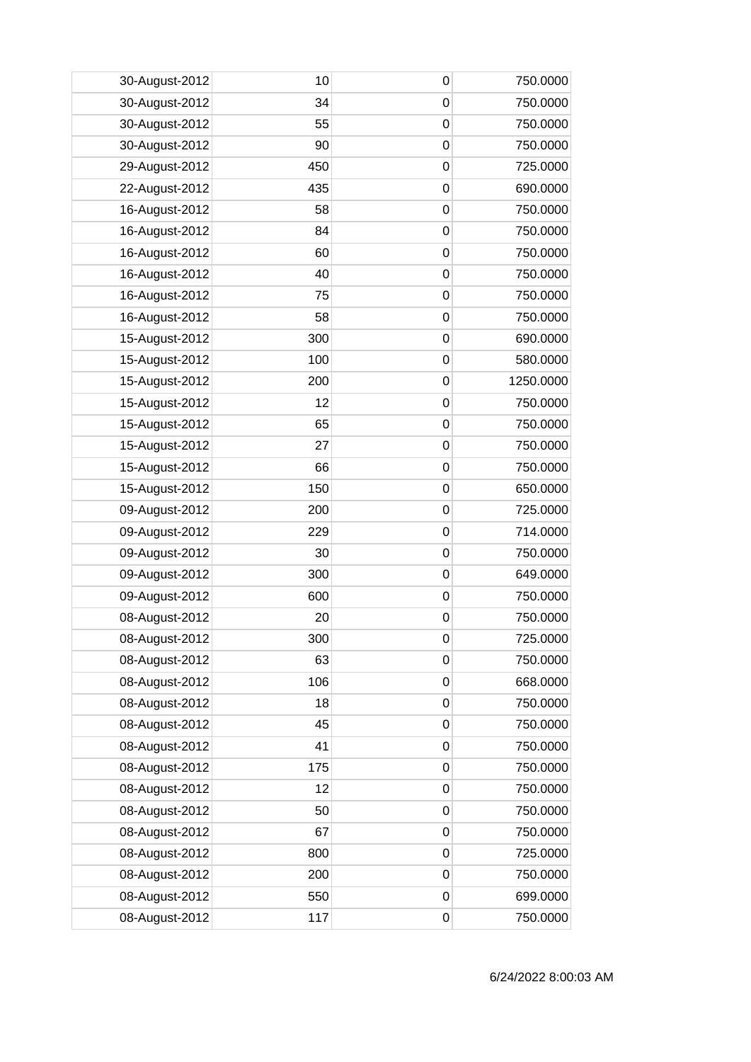| | | | |
|---|---|---|---|
| 30-August-2012 | 10 | 0 | 750.0000 |
| 30-August-2012 | 34 | 0 | 750.0000 |
| 30-August-2012 | 55 | 0 | 750.0000 |
| 30-August-2012 | 90 | 0 | 750.0000 |
| 29-August-2012 | 450 | 0 | 725.0000 |
| 22-August-2012 | 435 | 0 | 690.0000 |
| 16-August-2012 | 58 | 0 | 750.0000 |
| 16-August-2012 | 84 | 0 | 750.0000 |
| 16-August-2012 | 60 | 0 | 750.0000 |
| 16-August-2012 | 40 | 0 | 750.0000 |
| 16-August-2012 | 75 | 0 | 750.0000 |
| 16-August-2012 | 58 | 0 | 750.0000 |
| 15-August-2012 | 300 | 0 | 690.0000 |
| 15-August-2012 | 100 | 0 | 580.0000 |
| 15-August-2012 | 200 | 0 | 1250.0000 |
| 15-August-2012 | 12 | 0 | 750.0000 |
| 15-August-2012 | 65 | 0 | 750.0000 |
| 15-August-2012 | 27 | 0 | 750.0000 |
| 15-August-2012 | 66 | 0 | 750.0000 |
| 15-August-2012 | 150 | 0 | 650.0000 |
| 09-August-2012 | 200 | 0 | 725.0000 |
| 09-August-2012 | 229 | 0 | 714.0000 |
| 09-August-2012 | 30 | 0 | 750.0000 |
| 09-August-2012 | 300 | 0 | 649.0000 |
| 09-August-2012 | 600 | 0 | 750.0000 |
| 08-August-2012 | 20 | 0 | 750.0000 |
| 08-August-2012 | 300 | 0 | 725.0000 |
| 08-August-2012 | 63 | 0 | 750.0000 |
| 08-August-2012 | 106 | 0 | 668.0000 |
| 08-August-2012 | 18 | 0 | 750.0000 |
| 08-August-2012 | 45 | 0 | 750.0000 |
| 08-August-2012 | 41 | 0 | 750.0000 |
| 08-August-2012 | 175 | 0 | 750.0000 |
| 08-August-2012 | 12 | 0 | 750.0000 |
| 08-August-2012 | 50 | 0 | 750.0000 |
| 08-August-2012 | 67 | 0 | 750.0000 |
| 08-August-2012 | 800 | 0 | 725.0000 |
| 08-August-2012 | 200 | 0 | 750.0000 |
| 08-August-2012 | 550 | 0 | 699.0000 |
| 08-August-2012 | 117 | 0 | 750.0000 |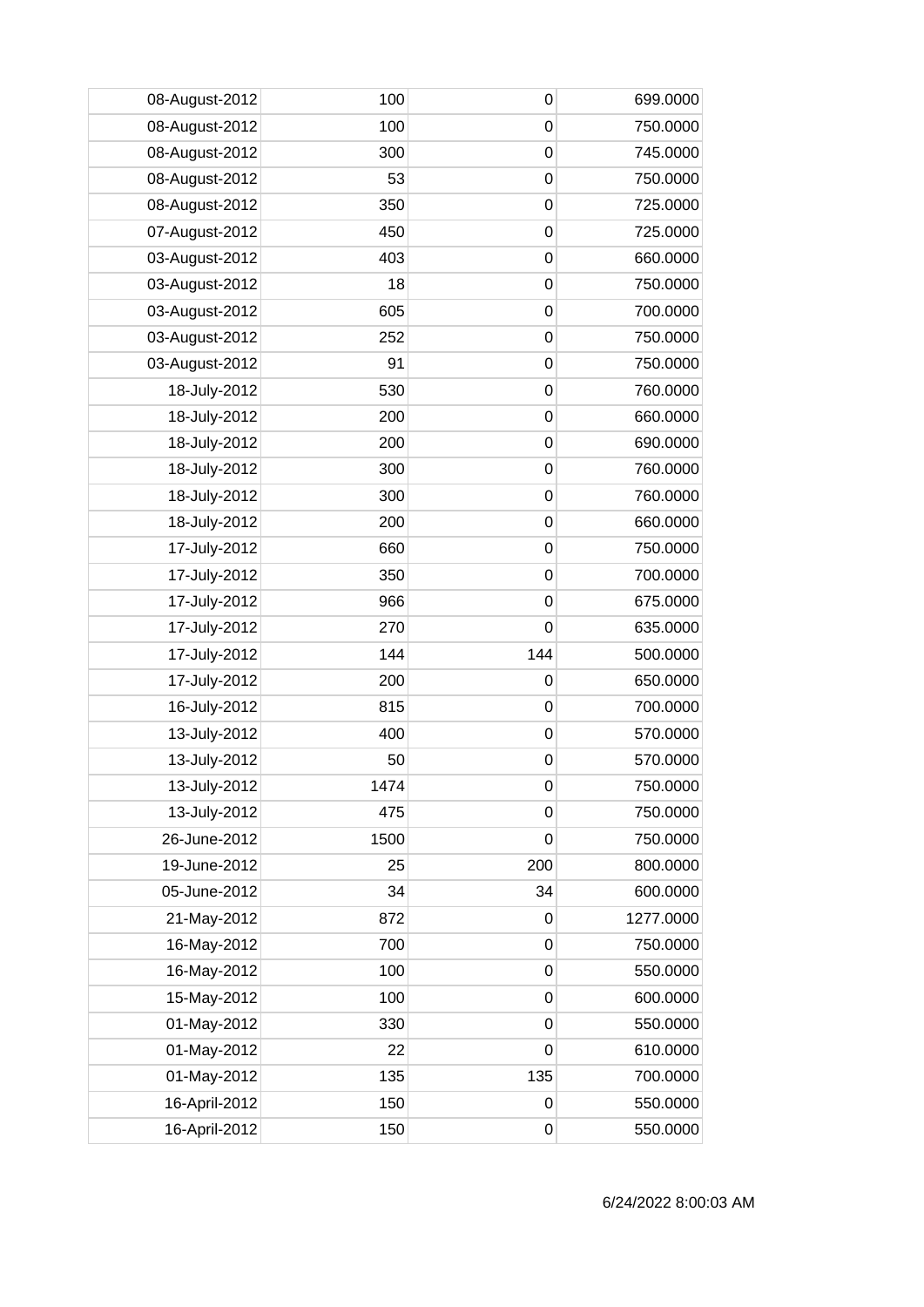| | | | |
|---|---|---|---|
| 08-August-2012 | 100 | 0 | 699.0000 |
| 08-August-2012 | 100 | 0 | 750.0000 |
| 08-August-2012 | 300 | 0 | 745.0000 |
| 08-August-2012 | 53 | 0 | 750.0000 |
| 08-August-2012 | 350 | 0 | 725.0000 |
| 07-August-2012 | 450 | 0 | 725.0000 |
| 03-August-2012 | 403 | 0 | 660.0000 |
| 03-August-2012 | 18 | 0 | 750.0000 |
| 03-August-2012 | 605 | 0 | 700.0000 |
| 03-August-2012 | 252 | 0 | 750.0000 |
| 03-August-2012 | 91 | 0 | 750.0000 |
| 18-July-2012 | 530 | 0 | 760.0000 |
| 18-July-2012 | 200 | 0 | 660.0000 |
| 18-July-2012 | 200 | 0 | 690.0000 |
| 18-July-2012 | 300 | 0 | 760.0000 |
| 18-July-2012 | 300 | 0 | 760.0000 |
| 18-July-2012 | 200 | 0 | 660.0000 |
| 17-July-2012 | 660 | 0 | 750.0000 |
| 17-July-2012 | 350 | 0 | 700.0000 |
| 17-July-2012 | 966 | 0 | 675.0000 |
| 17-July-2012 | 270 | 0 | 635.0000 |
| 17-July-2012 | 144 | 144 | 500.0000 |
| 17-July-2012 | 200 | 0 | 650.0000 |
| 16-July-2012 | 815 | 0 | 700.0000 |
| 13-July-2012 | 400 | 0 | 570.0000 |
| 13-July-2012 | 50 | 0 | 570.0000 |
| 13-July-2012 | 1474 | 0 | 750.0000 |
| 13-July-2012 | 475 | 0 | 750.0000 |
| 26-June-2012 | 1500 | 0 | 750.0000 |
| 19-June-2012 | 25 | 200 | 800.0000 |
| 05-June-2012 | 34 | 34 | 600.0000 |
| 21-May-2012 | 872 | 0 | 1277.0000 |
| 16-May-2012 | 700 | 0 | 750.0000 |
| 16-May-2012 | 100 | 0 | 550.0000 |
| 15-May-2012 | 100 | 0 | 600.0000 |
| 01-May-2012 | 330 | 0 | 550.0000 |
| 01-May-2012 | 22 | 0 | 610.0000 |
| 01-May-2012 | 135 | 135 | 700.0000 |
| 16-April-2012 | 150 | 0 | 550.0000 |
| 16-April-2012 | 150 | 0 | 550.0000 |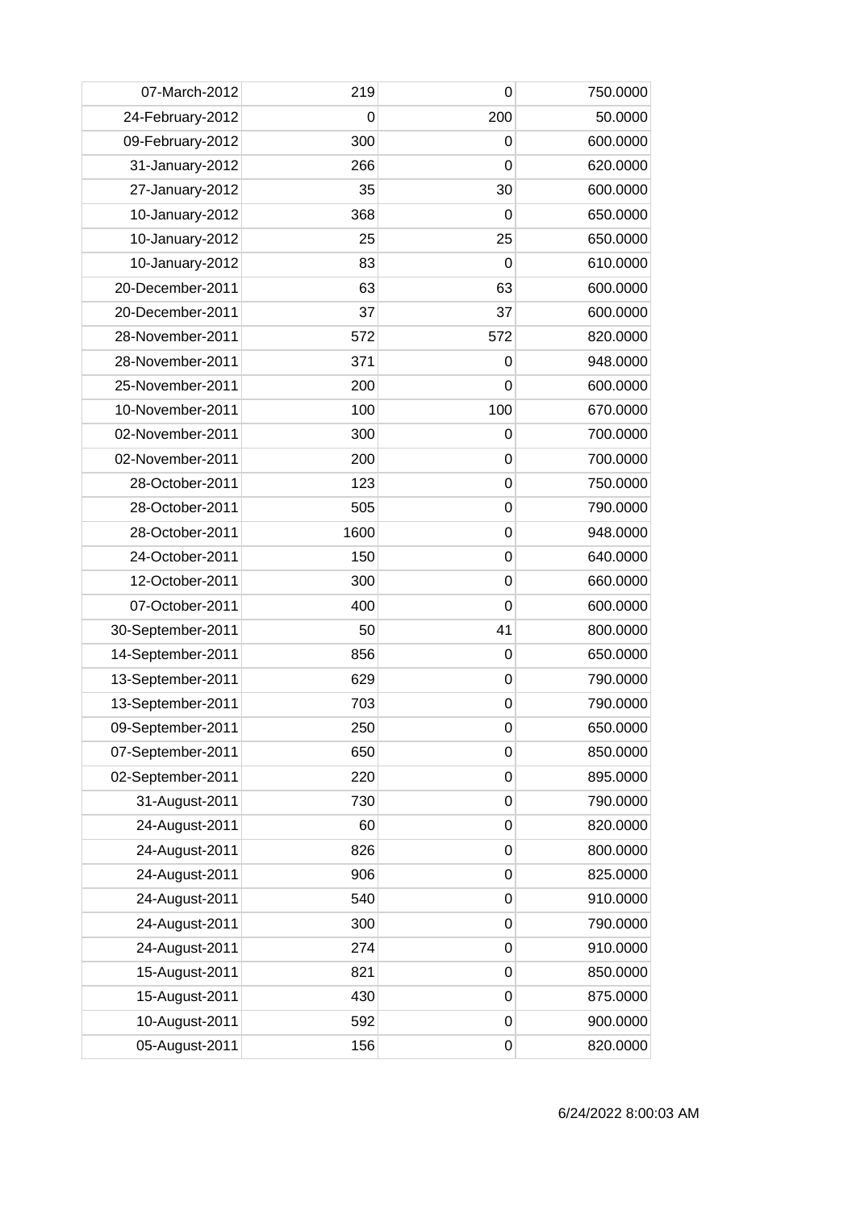| | | | |
|---|---|---|---|
| 07-March-2012 | 219 | 0 | 750.0000 |
| 24-February-2012 | 0 | 200 | 50.0000 |
| 09-February-2012 | 300 | 0 | 600.0000 |
| 31-January-2012 | 266 | 0 | 620.0000 |
| 27-January-2012 | 35 | 30 | 600.0000 |
| 10-January-2012 | 368 | 0 | 650.0000 |
| 10-January-2012 | 25 | 25 | 650.0000 |
| 10-January-2012 | 83 | 0 | 610.0000 |
| 20-December-2011 | 63 | 63 | 600.0000 |
| 20-December-2011 | 37 | 37 | 600.0000 |
| 28-November-2011 | 572 | 572 | 820.0000 |
| 28-November-2011 | 371 | 0 | 948.0000 |
| 25-November-2011 | 200 | 0 | 600.0000 |
| 10-November-2011 | 100 | 100 | 670.0000 |
| 02-November-2011 | 300 | 0 | 700.0000 |
| 02-November-2011 | 200 | 0 | 700.0000 |
| 28-October-2011 | 123 | 0 | 750.0000 |
| 28-October-2011 | 505 | 0 | 790.0000 |
| 28-October-2011 | 1600 | 0 | 948.0000 |
| 24-October-2011 | 150 | 0 | 640.0000 |
| 12-October-2011 | 300 | 0 | 660.0000 |
| 07-October-2011 | 400 | 0 | 600.0000 |
| 30-September-2011 | 50 | 41 | 800.0000 |
| 14-September-2011 | 856 | 0 | 650.0000 |
| 13-September-2011 | 629 | 0 | 790.0000 |
| 13-September-2011 | 703 | 0 | 790.0000 |
| 09-September-2011 | 250 | 0 | 650.0000 |
| 07-September-2011 | 650 | 0 | 850.0000 |
| 02-September-2011 | 220 | 0 | 895.0000 |
| 31-August-2011 | 730 | 0 | 790.0000 |
| 24-August-2011 | 60 | 0 | 820.0000 |
| 24-August-2011 | 826 | 0 | 800.0000 |
| 24-August-2011 | 906 | 0 | 825.0000 |
| 24-August-2011 | 540 | 0 | 910.0000 |
| 24-August-2011 | 300 | 0 | 790.0000 |
| 24-August-2011 | 274 | 0 | 910.0000 |
| 15-August-2011 | 821 | 0 | 850.0000 |
| 15-August-2011 | 430 | 0 | 875.0000 |
| 10-August-2011 | 592 | 0 | 900.0000 |
| 05-August-2011 | 156 | 0 | 820.0000 |

6/24/2022 8:00:03 AM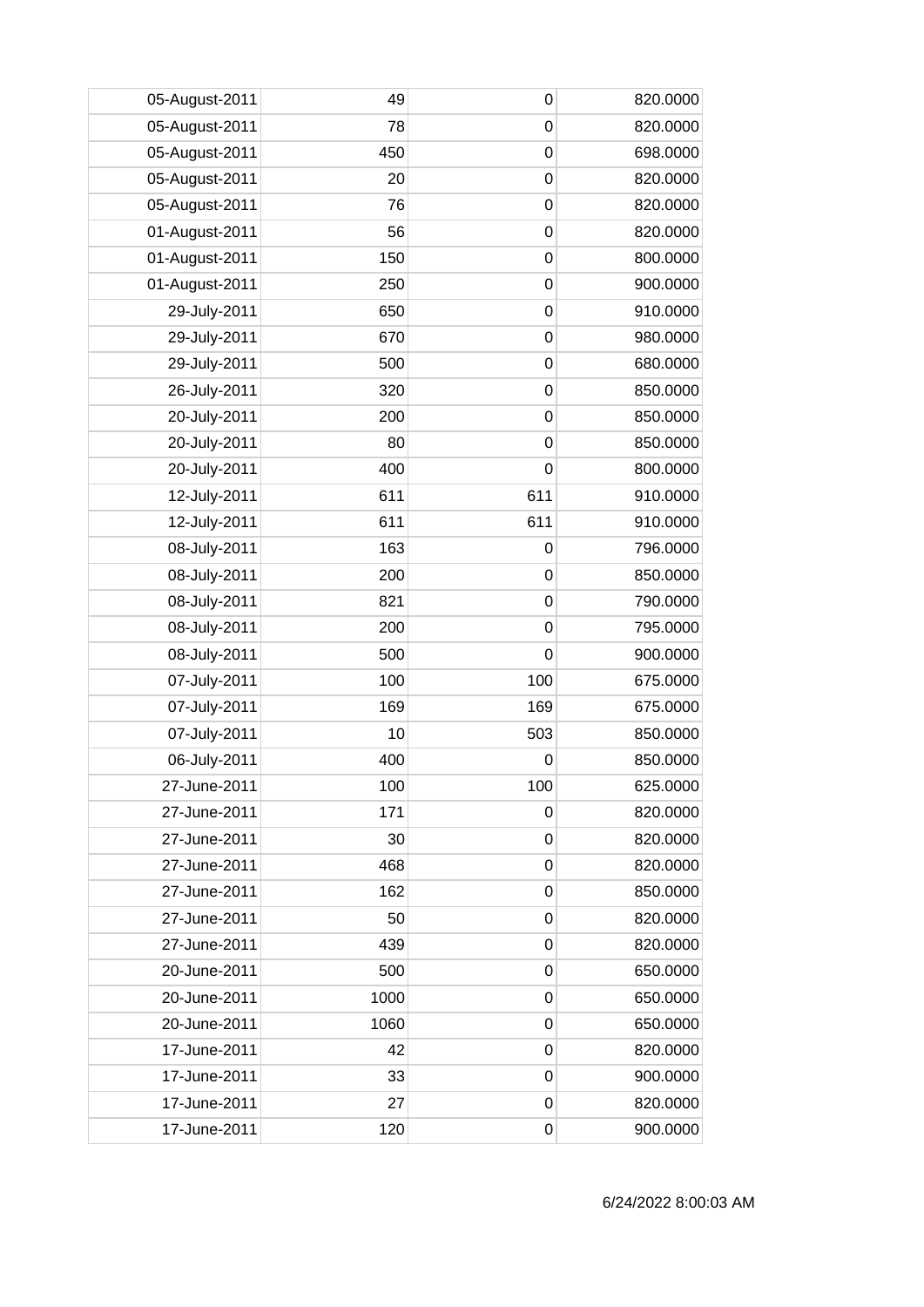| | | | |
|---|---|---|---|
| 05-August-2011 | 49 | 0 | 820.0000 |
| 05-August-2011 | 78 | 0 | 820.0000 |
| 05-August-2011 | 450 | 0 | 698.0000 |
| 05-August-2011 | 20 | 0 | 820.0000 |
| 05-August-2011 | 76 | 0 | 820.0000 |
| 01-August-2011 | 56 | 0 | 820.0000 |
| 01-August-2011 | 150 | 0 | 800.0000 |
| 01-August-2011 | 250 | 0 | 900.0000 |
| 29-July-2011 | 650 | 0 | 910.0000 |
| 29-July-2011 | 670 | 0 | 980.0000 |
| 29-July-2011 | 500 | 0 | 680.0000 |
| 26-July-2011 | 320 | 0 | 850.0000 |
| 20-July-2011 | 200 | 0 | 850.0000 |
| 20-July-2011 | 80 | 0 | 850.0000 |
| 20-July-2011 | 400 | 0 | 800.0000 |
| 12-July-2011 | 611 | 611 | 910.0000 |
| 12-July-2011 | 611 | 611 | 910.0000 |
| 08-July-2011 | 163 | 0 | 796.0000 |
| 08-July-2011 | 200 | 0 | 850.0000 |
| 08-July-2011 | 821 | 0 | 790.0000 |
| 08-July-2011 | 200 | 0 | 795.0000 |
| 08-July-2011 | 500 | 0 | 900.0000 |
| 07-July-2011 | 100 | 100 | 675.0000 |
| 07-July-2011 | 169 | 169 | 675.0000 |
| 07-July-2011 | 10 | 503 | 850.0000 |
| 06-July-2011 | 400 | 0 | 850.0000 |
| 27-June-2011 | 100 | 100 | 625.0000 |
| 27-June-2011 | 171 | 0 | 820.0000 |
| 27-June-2011 | 30 | 0 | 820.0000 |
| 27-June-2011 | 468 | 0 | 820.0000 |
| 27-June-2011 | 162 | 0 | 850.0000 |
| 27-June-2011 | 50 | 0 | 820.0000 |
| 27-June-2011 | 439 | 0 | 820.0000 |
| 20-June-2011 | 500 | 0 | 650.0000 |
| 20-June-2011 | 1000 | 0 | 650.0000 |
| 20-June-2011 | 1060 | 0 | 650.0000 |
| 17-June-2011 | 42 | 0 | 820.0000 |
| 17-June-2011 | 33 | 0 | 900.0000 |
| 17-June-2011 | 27 | 0 | 820.0000 |
| 17-June-2011 | 120 | 0 | 900.0000 |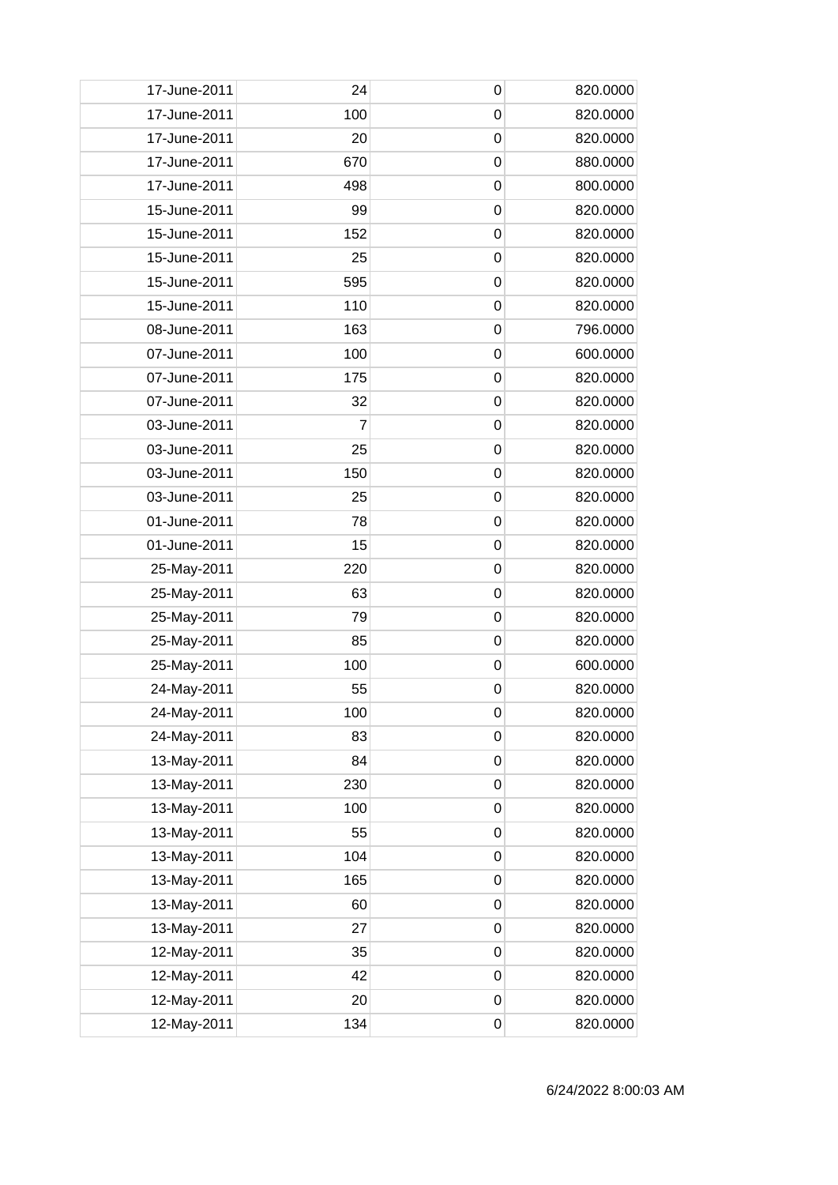| 17-June-2011 | 24 | 0 | 820.0000 |
|---:|---:|---:|---:|
| 17-June-2011 | 100 | 0 | 820.0000 |
| 17-June-2011 | 20 | 0 | 820.0000 |
| 17-June-2011 | 670 | 0 | 880.0000 |
| 17-June-2011 | 498 | 0 | 800.0000 |
| 15-June-2011 | 99 | 0 | 820.0000 |
| 15-June-2011 | 152 | 0 | 820.0000 |
| 15-June-2011 | 25 | 0 | 820.0000 |
| 15-June-2011 | 595 | 0 | 820.0000 |
| 15-June-2011 | 110 | 0 | 820.0000 |
| 08-June-2011 | 163 | 0 | 796.0000 |
| 07-June-2011 | 100 | 0 | 600.0000 |
| 07-June-2011 | 175 | 0 | 820.0000 |
| 07-June-2011 | 32 | 0 | 820.0000 |
| 03-June-2011 | 7 | 0 | 820.0000 |
| 03-June-2011 | 25 | 0 | 820.0000 |
| 03-June-2011 | 150 | 0 | 820.0000 |
| 03-June-2011 | 25 | 0 | 820.0000 |
| 01-June-2011 | 78 | 0 | 820.0000 |
| 01-June-2011 | 15 | 0 | 820.0000 |
| 25-May-2011 | 220 | 0 | 820.0000 |
| 25-May-2011 | 63 | 0 | 820.0000 |
| 25-May-2011 | 79 | 0 | 820.0000 |
| 25-May-2011 | 85 | 0 | 820.0000 |
| 25-May-2011 | 100 | 0 | 600.0000 |
| 24-May-2011 | 55 | 0 | 820.0000 |
| 24-May-2011 | 100 | 0 | 820.0000 |
| 24-May-2011 | 83 | 0 | 820.0000 |
| 13-May-2011 | 84 | 0 | 820.0000 |
| 13-May-2011 | 230 | 0 | 820.0000 |
| 13-May-2011 | 100 | 0 | 820.0000 |
| 13-May-2011 | 55 | 0 | 820.0000 |
| 13-May-2011 | 104 | 0 | 820.0000 |
| 13-May-2011 | 165 | 0 | 820.0000 |
| 13-May-2011 | 60 | 0 | 820.0000 |
| 13-May-2011 | 27 | 0 | 820.0000 |
| 12-May-2011 | 35 | 0 | 820.0000 |
| 12-May-2011 | 42 | 0 | 820.0000 |
| 12-May-2011 | 20 | 0 | 820.0000 |
| 12-May-2011 | 134 | 0 | 820.0000 |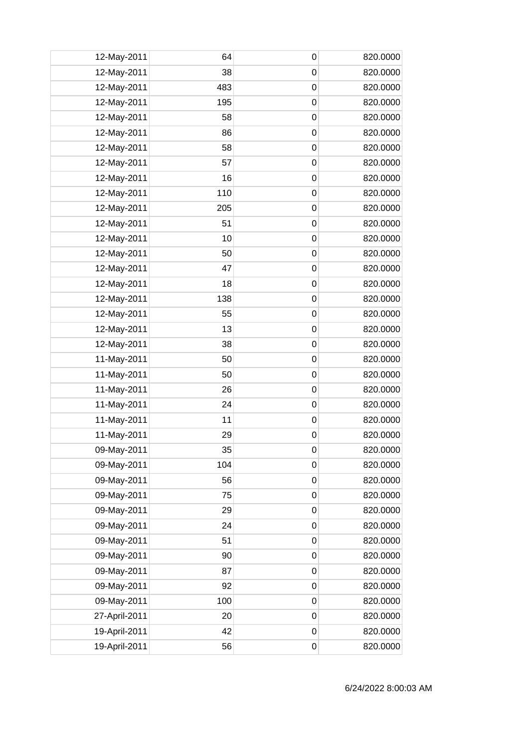| | | | |
|---|---|---|---|
| 12-May-2011 | 64 | 0 | 820.0000 |
| 12-May-2011 | 38 | 0 | 820.0000 |
| 12-May-2011 | 483 | 0 | 820.0000 |
| 12-May-2011 | 195 | 0 | 820.0000 |
| 12-May-2011 | 58 | 0 | 820.0000 |
| 12-May-2011 | 86 | 0 | 820.0000 |
| 12-May-2011 | 58 | 0 | 820.0000 |
| 12-May-2011 | 57 | 0 | 820.0000 |
| 12-May-2011 | 16 | 0 | 820.0000 |
| 12-May-2011 | 110 | 0 | 820.0000 |
| 12-May-2011 | 205 | 0 | 820.0000 |
| 12-May-2011 | 51 | 0 | 820.0000 |
| 12-May-2011 | 10 | 0 | 820.0000 |
| 12-May-2011 | 50 | 0 | 820.0000 |
| 12-May-2011 | 47 | 0 | 820.0000 |
| 12-May-2011 | 18 | 0 | 820.0000 |
| 12-May-2011 | 138 | 0 | 820.0000 |
| 12-May-2011 | 55 | 0 | 820.0000 |
| 12-May-2011 | 13 | 0 | 820.0000 |
| 12-May-2011 | 38 | 0 | 820.0000 |
| 11-May-2011 | 50 | 0 | 820.0000 |
| 11-May-2011 | 50 | 0 | 820.0000 |
| 11-May-2011 | 26 | 0 | 820.0000 |
| 11-May-2011 | 24 | 0 | 820.0000 |
| 11-May-2011 | 11 | 0 | 820.0000 |
| 11-May-2011 | 29 | 0 | 820.0000 |
| 09-May-2011 | 35 | 0 | 820.0000 |
| 09-May-2011 | 104 | 0 | 820.0000 |
| 09-May-2011 | 56 | 0 | 820.0000 |
| 09-May-2011 | 75 | 0 | 820.0000 |
| 09-May-2011 | 29 | 0 | 820.0000 |
| 09-May-2011 | 24 | 0 | 820.0000 |
| 09-May-2011 | 51 | 0 | 820.0000 |
| 09-May-2011 | 90 | 0 | 820.0000 |
| 09-May-2011 | 87 | 0 | 820.0000 |
| 09-May-2011 | 92 | 0 | 820.0000 |
| 09-May-2011 | 100 | 0 | 820.0000 |
| 27-April-2011 | 20 | 0 | 820.0000 |
| 19-April-2011 | 42 | 0 | 820.0000 |
| 19-April-2011 | 56 | 0 | 820.0000 |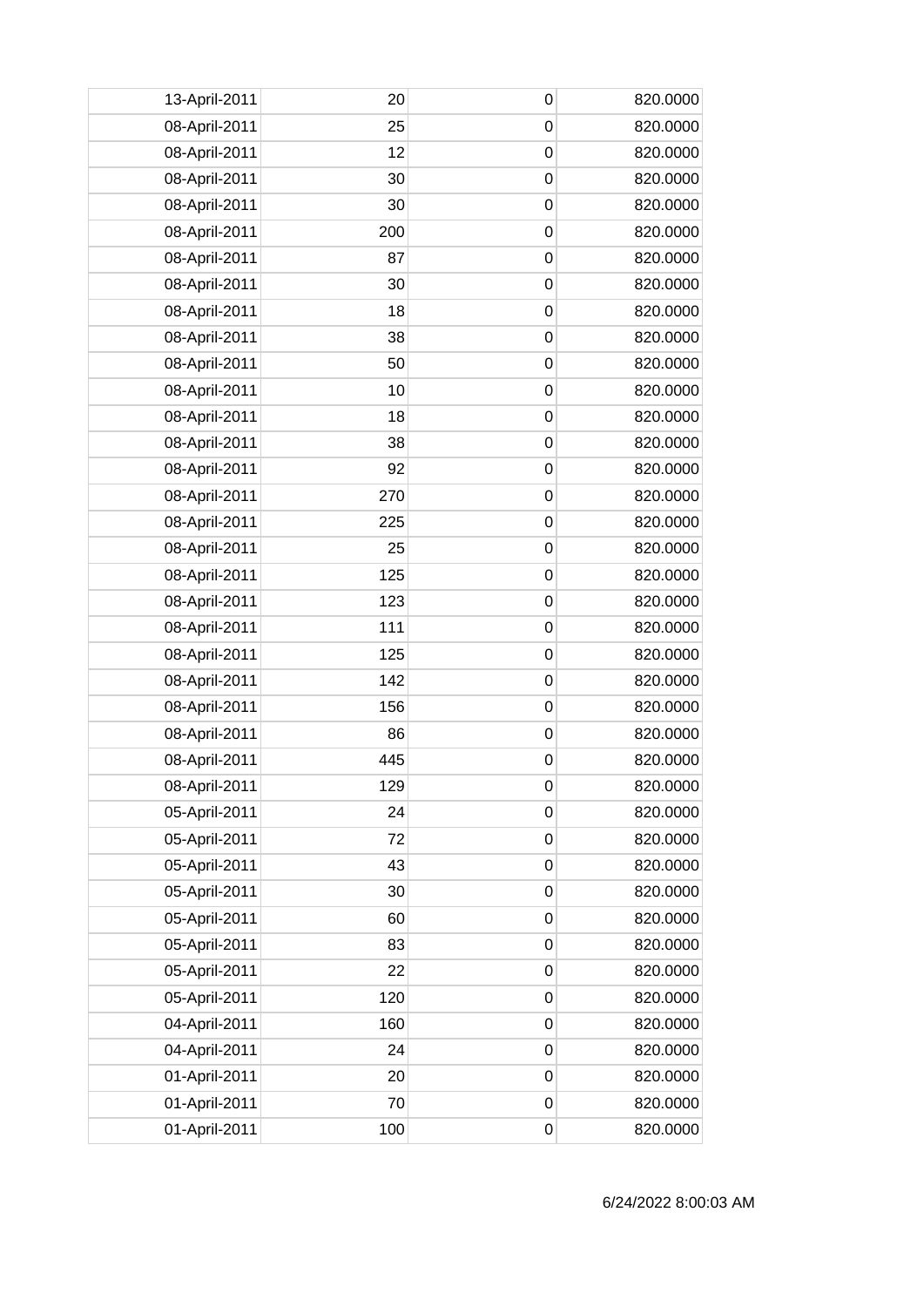| | | | |
|---|---|---|---|
| 13-April-2011 | 20 | 0 | 820.0000 |
| 08-April-2011 | 25 | 0 | 820.0000 |
| 08-April-2011 | 12 | 0 | 820.0000 |
| 08-April-2011 | 30 | 0 | 820.0000 |
| 08-April-2011 | 30 | 0 | 820.0000 |
| 08-April-2011 | 200 | 0 | 820.0000 |
| 08-April-2011 | 87 | 0 | 820.0000 |
| 08-April-2011 | 30 | 0 | 820.0000 |
| 08-April-2011 | 18 | 0 | 820.0000 |
| 08-April-2011 | 38 | 0 | 820.0000 |
| 08-April-2011 | 50 | 0 | 820.0000 |
| 08-April-2011 | 10 | 0 | 820.0000 |
| 08-April-2011 | 18 | 0 | 820.0000 |
| 08-April-2011 | 38 | 0 | 820.0000 |
| 08-April-2011 | 92 | 0 | 820.0000 |
| 08-April-2011 | 270 | 0 | 820.0000 |
| 08-April-2011 | 225 | 0 | 820.0000 |
| 08-April-2011 | 25 | 0 | 820.0000 |
| 08-April-2011 | 125 | 0 | 820.0000 |
| 08-April-2011 | 123 | 0 | 820.0000 |
| 08-April-2011 | 111 | 0 | 820.0000 |
| 08-April-2011 | 125 | 0 | 820.0000 |
| 08-April-2011 | 142 | 0 | 820.0000 |
| 08-April-2011 | 156 | 0 | 820.0000 |
| 08-April-2011 | 86 | 0 | 820.0000 |
| 08-April-2011 | 445 | 0 | 820.0000 |
| 08-April-2011 | 129 | 0 | 820.0000 |
| 05-April-2011 | 24 | 0 | 820.0000 |
| 05-April-2011 | 72 | 0 | 820.0000 |
| 05-April-2011 | 43 | 0 | 820.0000 |
| 05-April-2011 | 30 | 0 | 820.0000 |
| 05-April-2011 | 60 | 0 | 820.0000 |
| 05-April-2011 | 83 | 0 | 820.0000 |
| 05-April-2011 | 22 | 0 | 820.0000 |
| 05-April-2011 | 120 | 0 | 820.0000 |
| 04-April-2011 | 160 | 0 | 820.0000 |
| 04-April-2011 | 24 | 0 | 820.0000 |
| 01-April-2011 | 20 | 0 | 820.0000 |
| 01-April-2011 | 70 | 0 | 820.0000 |
| 01-April-2011 | 100 | 0 | 820.0000 |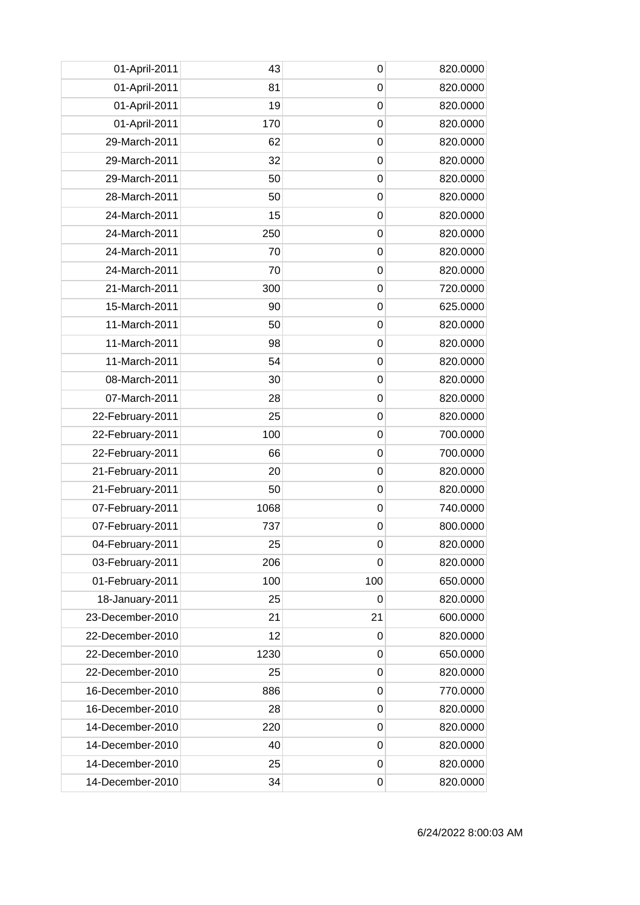| | | | |
|---|---|---|---|
| 01-April-2011 | 43 | 0 | 820.0000 |
| 01-April-2011 | 81 | 0 | 820.0000 |
| 01-April-2011 | 19 | 0 | 820.0000 |
| 01-April-2011 | 170 | 0 | 820.0000 |
| 29-March-2011 | 62 | 0 | 820.0000 |
| 29-March-2011 | 32 | 0 | 820.0000 |
| 29-March-2011 | 50 | 0 | 820.0000 |
| 28-March-2011 | 50 | 0 | 820.0000 |
| 24-March-2011 | 15 | 0 | 820.0000 |
| 24-March-2011 | 250 | 0 | 820.0000 |
| 24-March-2011 | 70 | 0 | 820.0000 |
| 24-March-2011 | 70 | 0 | 820.0000 |
| 21-March-2011 | 300 | 0 | 720.0000 |
| 15-March-2011 | 90 | 0 | 625.0000 |
| 11-March-2011 | 50 | 0 | 820.0000 |
| 11-March-2011 | 98 | 0 | 820.0000 |
| 11-March-2011 | 54 | 0 | 820.0000 |
| 08-March-2011 | 30 | 0 | 820.0000 |
| 07-March-2011 | 28 | 0 | 820.0000 |
| 22-February-2011 | 25 | 0 | 820.0000 |
| 22-February-2011 | 100 | 0 | 700.0000 |
| 22-February-2011 | 66 | 0 | 700.0000 |
| 21-February-2011 | 20 | 0 | 820.0000 |
| 21-February-2011 | 50 | 0 | 820.0000 |
| 07-February-2011 | 1068 | 0 | 740.0000 |
| 07-February-2011 | 737 | 0 | 800.0000 |
| 04-February-2011 | 25 | 0 | 820.0000 |
| 03-February-2011 | 206 | 0 | 820.0000 |
| 01-February-2011 | 100 | 100 | 650.0000 |
| 18-January-2011 | 25 | 0 | 820.0000 |
| 23-December-2010 | 21 | 21 | 600.0000 |
| 22-December-2010 | 12 | 0 | 820.0000 |
| 22-December-2010 | 1230 | 0 | 650.0000 |
| 22-December-2010 | 25 | 0 | 820.0000 |
| 16-December-2010 | 886 | 0 | 770.0000 |
| 16-December-2010 | 28 | 0 | 820.0000 |
| 14-December-2010 | 220 | 0 | 820.0000 |
| 14-December-2010 | 40 | 0 | 820.0000 |
| 14-December-2010 | 25 | 0 | 820.0000 |
| 14-December-2010 | 34 | 0 | 820.0000 |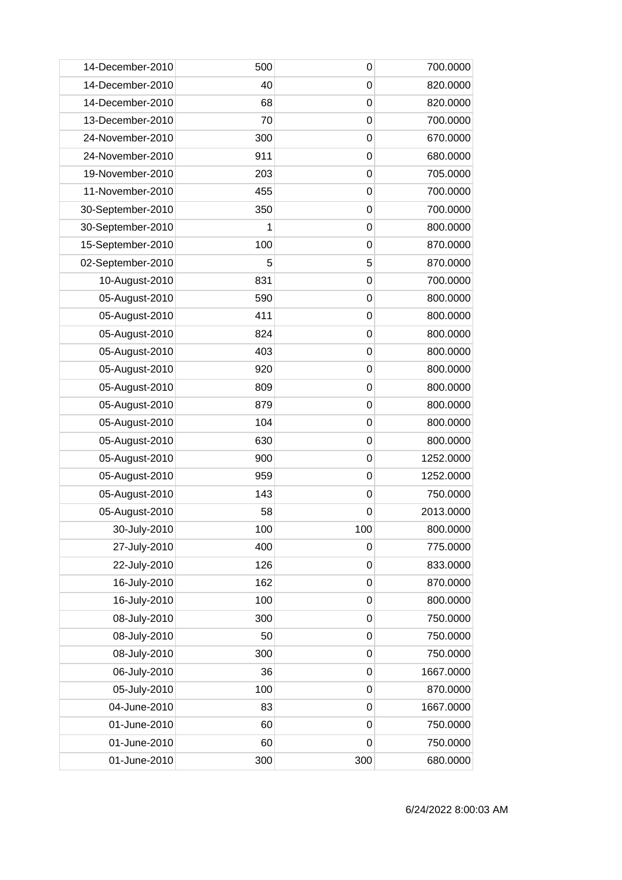| | | | |
|---|---|---|---|
| 14-December-2010 | 500 | 0 | 700.0000 |
| 14-December-2010 | 40 | 0 | 820.0000 |
| 14-December-2010 | 68 | 0 | 820.0000 |
| 13-December-2010 | 70 | 0 | 700.0000 |
| 24-November-2010 | 300 | 0 | 670.0000 |
| 24-November-2010 | 911 | 0 | 680.0000 |
| 19-November-2010 | 203 | 0 | 705.0000 |
| 11-November-2010 | 455 | 0 | 700.0000 |
| 30-September-2010 | 350 | 0 | 700.0000 |
| 30-September-2010 | 1 | 0 | 800.0000 |
| 15-September-2010 | 100 | 0 | 870.0000 |
| 02-September-2010 | 5 | 5 | 870.0000 |
| 10-August-2010 | 831 | 0 | 700.0000 |
| 05-August-2010 | 590 | 0 | 800.0000 |
| 05-August-2010 | 411 | 0 | 800.0000 |
| 05-August-2010 | 824 | 0 | 800.0000 |
| 05-August-2010 | 403 | 0 | 800.0000 |
| 05-August-2010 | 920 | 0 | 800.0000 |
| 05-August-2010 | 809 | 0 | 800.0000 |
| 05-August-2010 | 879 | 0 | 800.0000 |
| 05-August-2010 | 104 | 0 | 800.0000 |
| 05-August-2010 | 630 | 0 | 800.0000 |
| 05-August-2010 | 900 | 0 | 1252.0000 |
| 05-August-2010 | 959 | 0 | 1252.0000 |
| 05-August-2010 | 143 | 0 | 750.0000 |
| 05-August-2010 | 58 | 0 | 2013.0000 |
| 30-July-2010 | 100 | 100 | 800.0000 |
| 27-July-2010 | 400 | 0 | 775.0000 |
| 22-July-2010 | 126 | 0 | 833.0000 |
| 16-July-2010 | 162 | 0 | 870.0000 |
| 16-July-2010 | 100 | 0 | 800.0000 |
| 08-July-2010 | 300 | 0 | 750.0000 |
| 08-July-2010 | 50 | 0 | 750.0000 |
| 08-July-2010 | 300 | 0 | 750.0000 |
| 06-July-2010 | 36 | 0 | 1667.0000 |
| 05-July-2010 | 100 | 0 | 870.0000 |
| 04-June-2010 | 83 | 0 | 1667.0000 |
| 01-June-2010 | 60 | 0 | 750.0000 |
| 01-June-2010 | 60 | 0 | 750.0000 |
| 01-June-2010 | 300 | 300 | 680.0000 |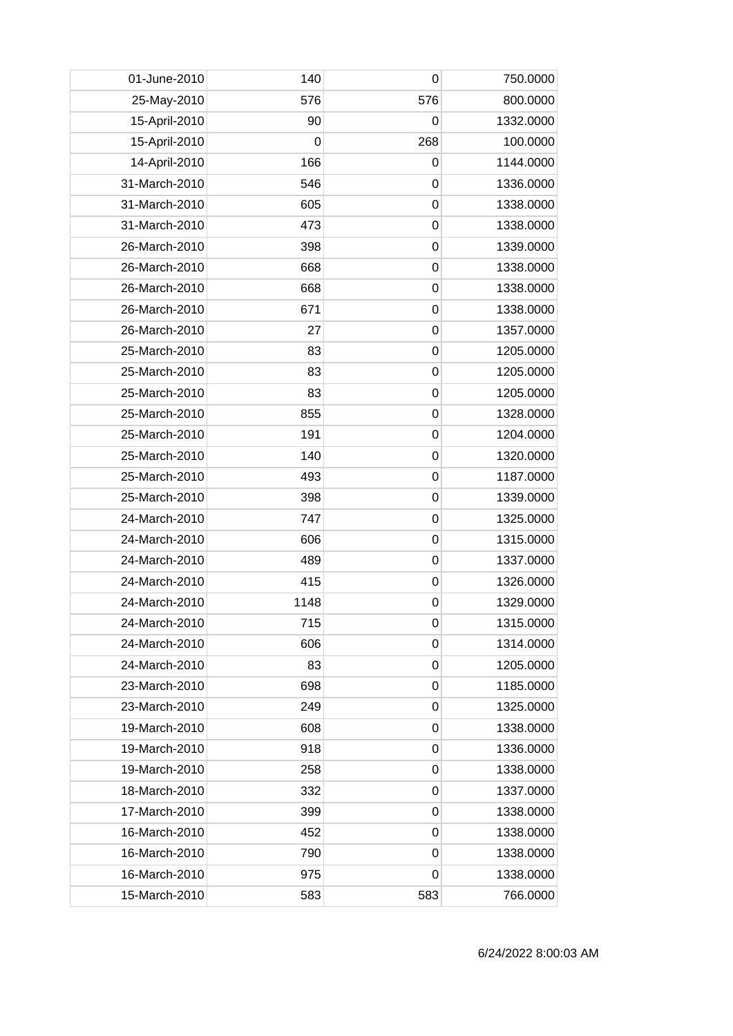| 01-June-2010 | 140 | 0 | 750.0000 |
|---|---|---|---|
| 25-May-2010 | 576 | 576 | 800.0000 |
| 15-April-2010 | 90 | 0 | 1332.0000 |
| 15-April-2010 | 0 | 268 | 100.0000 |
| 14-April-2010 | 166 | 0 | 1144.0000 |
| 31-March-2010 | 546 | 0 | 1336.0000 |
| 31-March-2010 | 605 | 0 | 1338.0000 |
| 31-March-2010 | 473 | 0 | 1338.0000 |
| 26-March-2010 | 398 | 0 | 1339.0000 |
| 26-March-2010 | 668 | 0 | 1338.0000 |
| 26-March-2010 | 668 | 0 | 1338.0000 |
| 26-March-2010 | 671 | 0 | 1338.0000 |
| 26-March-2010 | 27 | 0 | 1357.0000 |
| 25-March-2010 | 83 | 0 | 1205.0000 |
| 25-March-2010 | 83 | 0 | 1205.0000 |
| 25-March-2010 | 83 | 0 | 1205.0000 |
| 25-March-2010 | 855 | 0 | 1328.0000 |
| 25-March-2010 | 191 | 0 | 1204.0000 |
| 25-March-2010 | 140 | 0 | 1320.0000 |
| 25-March-2010 | 493 | 0 | 1187.0000 |
| 25-March-2010 | 398 | 0 | 1339.0000 |
| 24-March-2010 | 747 | 0 | 1325.0000 |
| 24-March-2010 | 606 | 0 | 1315.0000 |
| 24-March-2010 | 489 | 0 | 1337.0000 |
| 24-March-2010 | 415 | 0 | 1326.0000 |
| 24-March-2010 | 1148 | 0 | 1329.0000 |
| 24-March-2010 | 715 | 0 | 1315.0000 |
| 24-March-2010 | 606 | 0 | 1314.0000 |
| 24-March-2010 | 83 | 0 | 1205.0000 |
| 23-March-2010 | 698 | 0 | 1185.0000 |
| 23-March-2010 | 249 | 0 | 1325.0000 |
| 19-March-2010 | 608 | 0 | 1338.0000 |
| 19-March-2010 | 918 | 0 | 1336.0000 |
| 19-March-2010 | 258 | 0 | 1338.0000 |
| 18-March-2010 | 332 | 0 | 1337.0000 |
| 17-March-2010 | 399 | 0 | 1338.0000 |
| 16-March-2010 | 452 | 0 | 1338.0000 |
| 16-March-2010 | 790 | 0 | 1338.0000 |
| 16-March-2010 | 975 | 0 | 1338.0000 |
| 15-March-2010 | 583 | 583 | 766.0000 |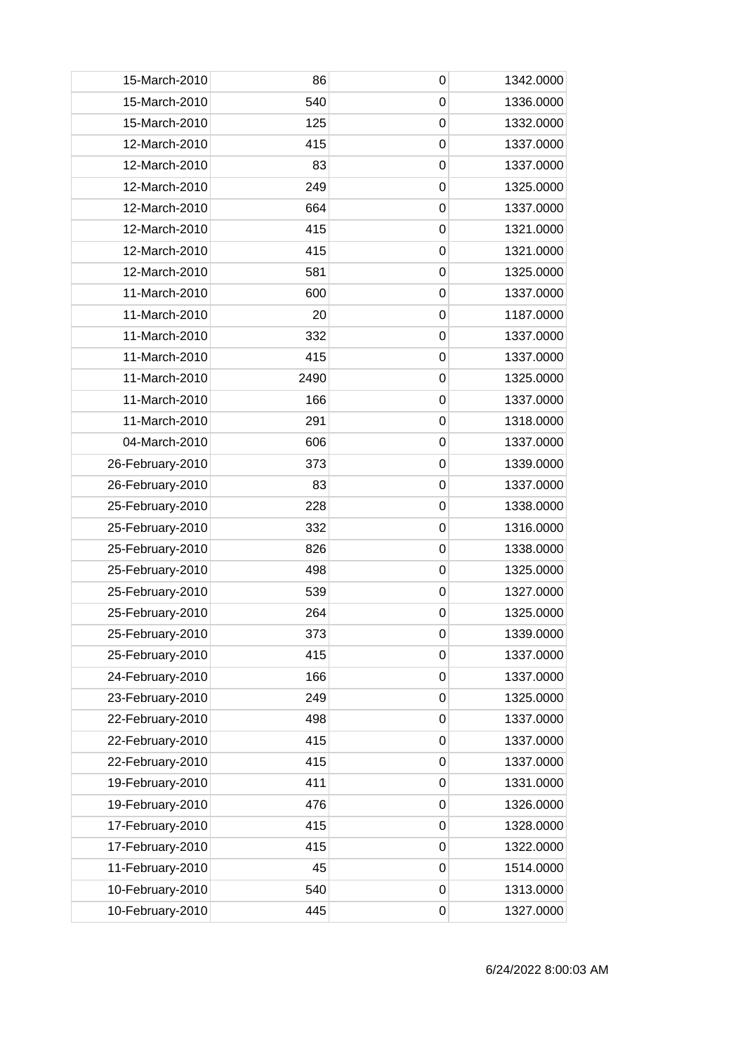| | | | |
|---|---|---|---|
| 15-March-2010 | 86 | 0 | 1342.0000 |
| 15-March-2010 | 540 | 0 | 1336.0000 |
| 15-March-2010 | 125 | 0 | 1332.0000 |
| 12-March-2010 | 415 | 0 | 1337.0000 |
| 12-March-2010 | 83 | 0 | 1337.0000 |
| 12-March-2010 | 249 | 0 | 1325.0000 |
| 12-March-2010 | 664 | 0 | 1337.0000 |
| 12-March-2010 | 415 | 0 | 1321.0000 |
| 12-March-2010 | 415 | 0 | 1321.0000 |
| 12-March-2010 | 581 | 0 | 1325.0000 |
| 11-March-2010 | 600 | 0 | 1337.0000 |
| 11-March-2010 | 20 | 0 | 1187.0000 |
| 11-March-2010 | 332 | 0 | 1337.0000 |
| 11-March-2010 | 415 | 0 | 1337.0000 |
| 11-March-2010 | 2490 | 0 | 1325.0000 |
| 11-March-2010 | 166 | 0 | 1337.0000 |
| 11-March-2010 | 291 | 0 | 1318.0000 |
| 04-March-2010 | 606 | 0 | 1337.0000 |
| 26-February-2010 | 373 | 0 | 1339.0000 |
| 26-February-2010 | 83 | 0 | 1337.0000 |
| 25-February-2010 | 228 | 0 | 1338.0000 |
| 25-February-2010 | 332 | 0 | 1316.0000 |
| 25-February-2010 | 826 | 0 | 1338.0000 |
| 25-February-2010 | 498 | 0 | 1325.0000 |
| 25-February-2010 | 539 | 0 | 1327.0000 |
| 25-February-2010 | 264 | 0 | 1325.0000 |
| 25-February-2010 | 373 | 0 | 1339.0000 |
| 25-February-2010 | 415 | 0 | 1337.0000 |
| 24-February-2010 | 166 | 0 | 1337.0000 |
| 23-February-2010 | 249 | 0 | 1325.0000 |
| 22-February-2010 | 498 | 0 | 1337.0000 |
| 22-February-2010 | 415 | 0 | 1337.0000 |
| 22-February-2010 | 415 | 0 | 1337.0000 |
| 19-February-2010 | 411 | 0 | 1331.0000 |
| 19-February-2010 | 476 | 0 | 1326.0000 |
| 17-February-2010 | 415 | 0 | 1328.0000 |
| 17-February-2010 | 415 | 0 | 1322.0000 |
| 11-February-2010 | 45 | 0 | 1514.0000 |
| 10-February-2010 | 540 | 0 | 1313.0000 |
| 10-February-2010 | 445 | 0 | 1327.0000 |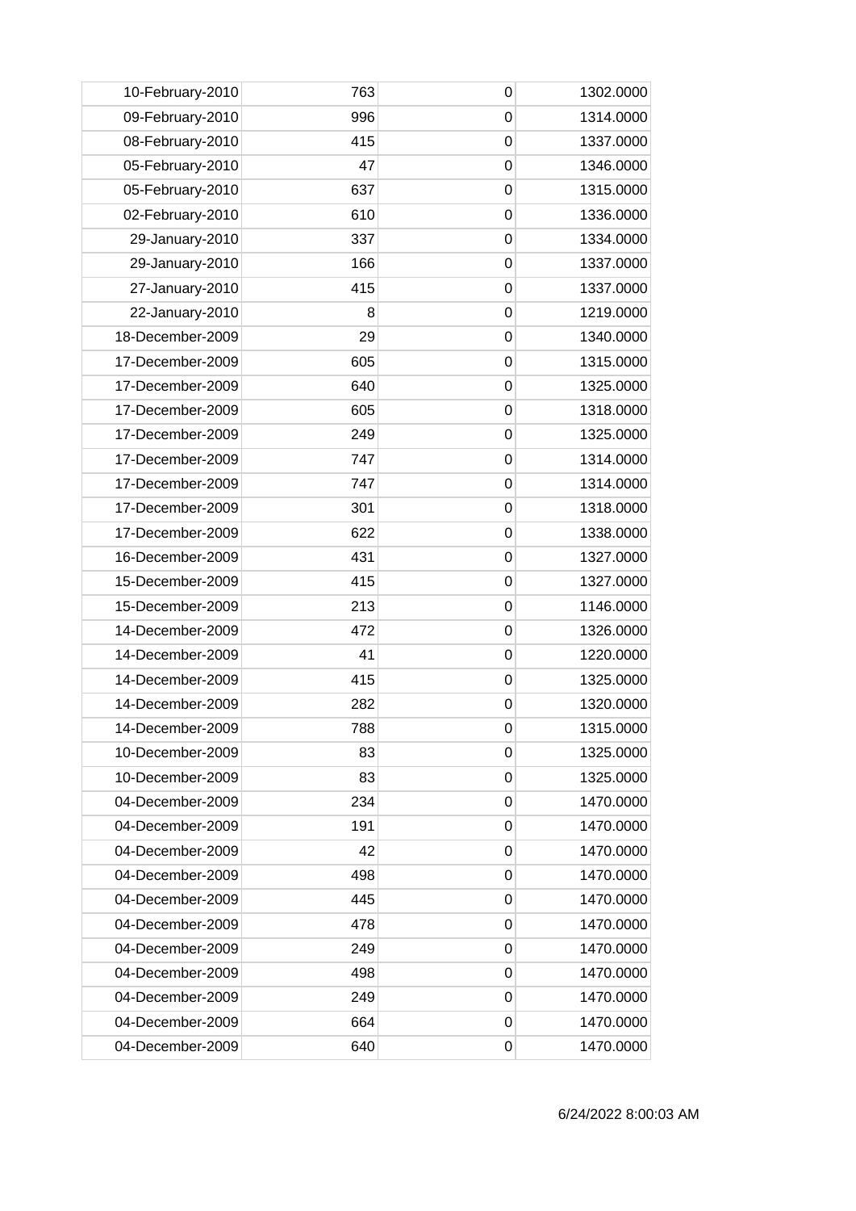| | | | |
|---|---|---|---|
| 10-February-2010 | 763 | 0 | 1302.0000 |
| 09-February-2010 | 996 | 0 | 1314.0000 |
| 08-February-2010 | 415 | 0 | 1337.0000 |
| 05-February-2010 | 47 | 0 | 1346.0000 |
| 05-February-2010 | 637 | 0 | 1315.0000 |
| 02-February-2010 | 610 | 0 | 1336.0000 |
| 29-January-2010 | 337 | 0 | 1334.0000 |
| 29-January-2010 | 166 | 0 | 1337.0000 |
| 27-January-2010 | 415 | 0 | 1337.0000 |
| 22-January-2010 | 8 | 0 | 1219.0000 |
| 18-December-2009 | 29 | 0 | 1340.0000 |
| 17-December-2009 | 605 | 0 | 1315.0000 |
| 17-December-2009 | 640 | 0 | 1325.0000 |
| 17-December-2009 | 605 | 0 | 1318.0000 |
| 17-December-2009 | 249 | 0 | 1325.0000 |
| 17-December-2009 | 747 | 0 | 1314.0000 |
| 17-December-2009 | 747 | 0 | 1314.0000 |
| 17-December-2009 | 301 | 0 | 1318.0000 |
| 17-December-2009 | 622 | 0 | 1338.0000 |
| 16-December-2009 | 431 | 0 | 1327.0000 |
| 15-December-2009 | 415 | 0 | 1327.0000 |
| 15-December-2009 | 213 | 0 | 1146.0000 |
| 14-December-2009 | 472 | 0 | 1326.0000 |
| 14-December-2009 | 41 | 0 | 1220.0000 |
| 14-December-2009 | 415 | 0 | 1325.0000 |
| 14-December-2009 | 282 | 0 | 1320.0000 |
| 14-December-2009 | 788 | 0 | 1315.0000 |
| 10-December-2009 | 83 | 0 | 1325.0000 |
| 10-December-2009 | 83 | 0 | 1325.0000 |
| 04-December-2009 | 234 | 0 | 1470.0000 |
| 04-December-2009 | 191 | 0 | 1470.0000 |
| 04-December-2009 | 42 | 0 | 1470.0000 |
| 04-December-2009 | 498 | 0 | 1470.0000 |
| 04-December-2009 | 445 | 0 | 1470.0000 |
| 04-December-2009 | 478 | 0 | 1470.0000 |
| 04-December-2009 | 249 | 0 | 1470.0000 |
| 04-December-2009 | 498 | 0 | 1470.0000 |
| 04-December-2009 | 249 | 0 | 1470.0000 |
| 04-December-2009 | 664 | 0 | 1470.0000 |
| 04-December-2009 | 640 | 0 | 1470.0000 |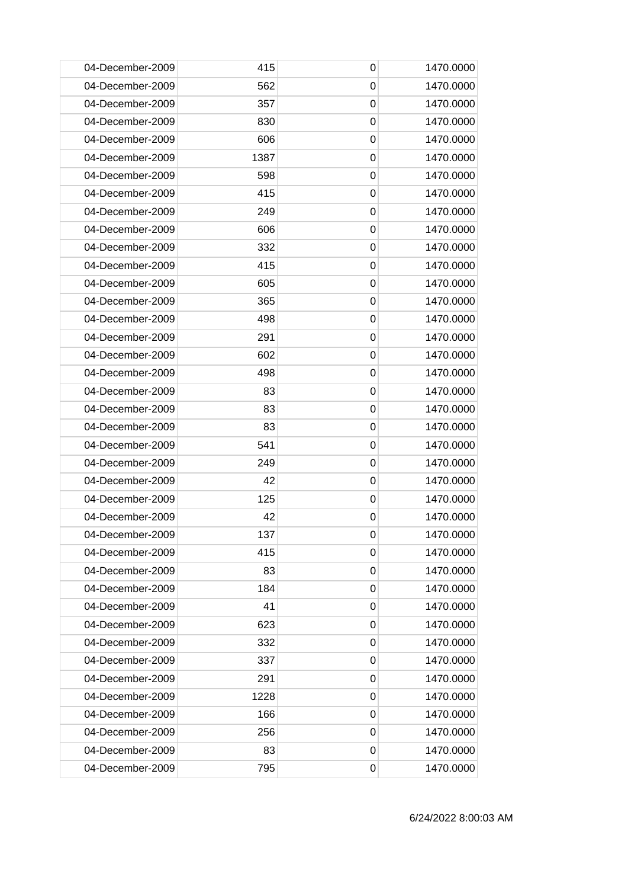| 04-December-2009 | 415 | 0 | 1470.0000 |
|---|---|---|---|
| 04-December-2009 | 562 | 0 | 1470.0000 |
| 04-December-2009 | 357 | 0 | 1470.0000 |
| 04-December-2009 | 830 | 0 | 1470.0000 |
| 04-December-2009 | 606 | 0 | 1470.0000 |
| 04-December-2009 | 1387 | 0 | 1470.0000 |
| 04-December-2009 | 598 | 0 | 1470.0000 |
| 04-December-2009 | 415 | 0 | 1470.0000 |
| 04-December-2009 | 249 | 0 | 1470.0000 |
| 04-December-2009 | 606 | 0 | 1470.0000 |
| 04-December-2009 | 332 | 0 | 1470.0000 |
| 04-December-2009 | 415 | 0 | 1470.0000 |
| 04-December-2009 | 605 | 0 | 1470.0000 |
| 04-December-2009 | 365 | 0 | 1470.0000 |
| 04-December-2009 | 498 | 0 | 1470.0000 |
| 04-December-2009 | 291 | 0 | 1470.0000 |
| 04-December-2009 | 602 | 0 | 1470.0000 |
| 04-December-2009 | 498 | 0 | 1470.0000 |
| 04-December-2009 | 83 | 0 | 1470.0000 |
| 04-December-2009 | 83 | 0 | 1470.0000 |
| 04-December-2009 | 83 | 0 | 1470.0000 |
| 04-December-2009 | 541 | 0 | 1470.0000 |
| 04-December-2009 | 249 | 0 | 1470.0000 |
| 04-December-2009 | 42 | 0 | 1470.0000 |
| 04-December-2009 | 125 | 0 | 1470.0000 |
| 04-December-2009 | 42 | 0 | 1470.0000 |
| 04-December-2009 | 137 | 0 | 1470.0000 |
| 04-December-2009 | 415 | 0 | 1470.0000 |
| 04-December-2009 | 83 | 0 | 1470.0000 |
| 04-December-2009 | 184 | 0 | 1470.0000 |
| 04-December-2009 | 41 | 0 | 1470.0000 |
| 04-December-2009 | 623 | 0 | 1470.0000 |
| 04-December-2009 | 332 | 0 | 1470.0000 |
| 04-December-2009 | 337 | 0 | 1470.0000 |
| 04-December-2009 | 291 | 0 | 1470.0000 |
| 04-December-2009 | 1228 | 0 | 1470.0000 |
| 04-December-2009 | 166 | 0 | 1470.0000 |
| 04-December-2009 | 256 | 0 | 1470.0000 |
| 04-December-2009 | 83 | 0 | 1470.0000 |
| 04-December-2009 | 795 | 0 | 1470.0000 |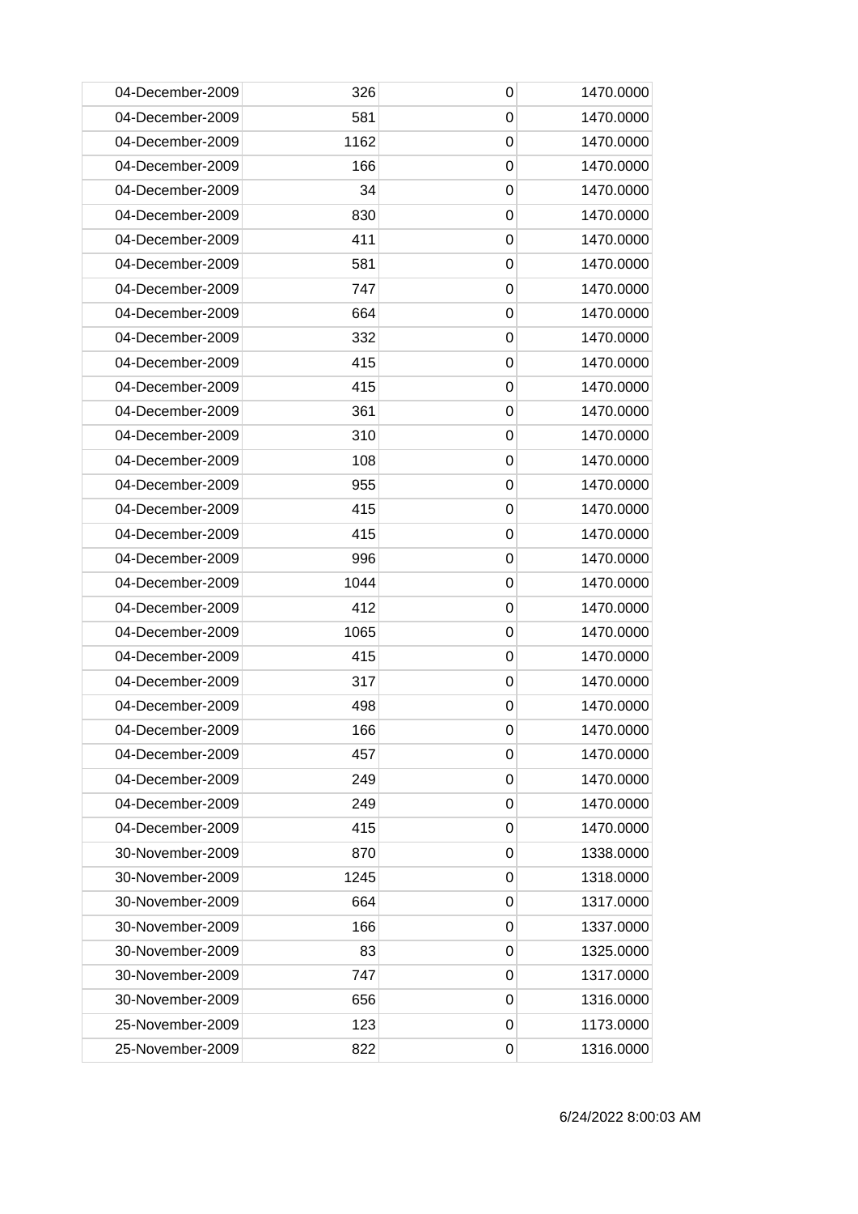| | | | |
|---|---|---|---|
| 04-December-2009 | 326 | 0 | 1470.0000 |
| 04-December-2009 | 581 | 0 | 1470.0000 |
| 04-December-2009 | 1162 | 0 | 1470.0000 |
| 04-December-2009 | 166 | 0 | 1470.0000 |
| 04-December-2009 | 34 | 0 | 1470.0000 |
| 04-December-2009 | 830 | 0 | 1470.0000 |
| 04-December-2009 | 411 | 0 | 1470.0000 |
| 04-December-2009 | 581 | 0 | 1470.0000 |
| 04-December-2009 | 747 | 0 | 1470.0000 |
| 04-December-2009 | 664 | 0 | 1470.0000 |
| 04-December-2009 | 332 | 0 | 1470.0000 |
| 04-December-2009 | 415 | 0 | 1470.0000 |
| 04-December-2009 | 415 | 0 | 1470.0000 |
| 04-December-2009 | 361 | 0 | 1470.0000 |
| 04-December-2009 | 310 | 0 | 1470.0000 |
| 04-December-2009 | 108 | 0 | 1470.0000 |
| 04-December-2009 | 955 | 0 | 1470.0000 |
| 04-December-2009 | 415 | 0 | 1470.0000 |
| 04-December-2009 | 415 | 0 | 1470.0000 |
| 04-December-2009 | 996 | 0 | 1470.0000 |
| 04-December-2009 | 1044 | 0 | 1470.0000 |
| 04-December-2009 | 412 | 0 | 1470.0000 |
| 04-December-2009 | 1065 | 0 | 1470.0000 |
| 04-December-2009 | 415 | 0 | 1470.0000 |
| 04-December-2009 | 317 | 0 | 1470.0000 |
| 04-December-2009 | 498 | 0 | 1470.0000 |
| 04-December-2009 | 166 | 0 | 1470.0000 |
| 04-December-2009 | 457 | 0 | 1470.0000 |
| 04-December-2009 | 249 | 0 | 1470.0000 |
| 04-December-2009 | 249 | 0 | 1470.0000 |
| 04-December-2009 | 415 | 0 | 1470.0000 |
| 30-November-2009 | 870 | 0 | 1338.0000 |
| 30-November-2009 | 1245 | 0 | 1318.0000 |
| 30-November-2009 | 664 | 0 | 1317.0000 |
| 30-November-2009 | 166 | 0 | 1337.0000 |
| 30-November-2009 | 83 | 0 | 1325.0000 |
| 30-November-2009 | 747 | 0 | 1317.0000 |
| 30-November-2009 | 656 | 0 | 1316.0000 |
| 25-November-2009 | 123 | 0 | 1173.0000 |
| 25-November-2009 | 822 | 0 | 1316.0000 |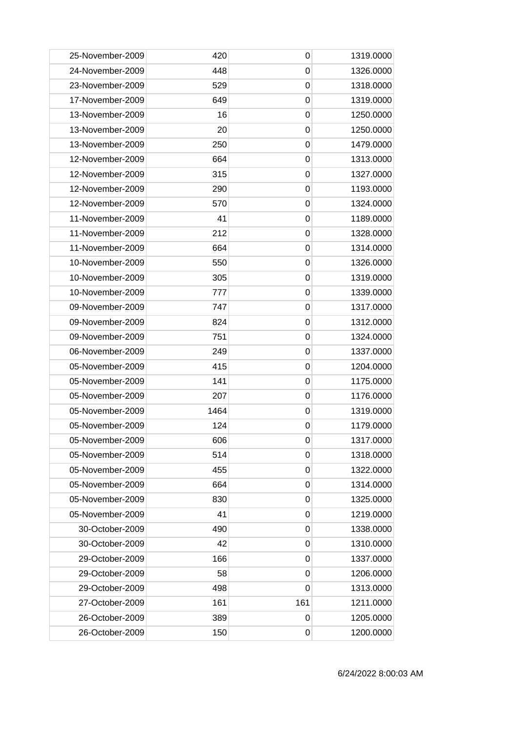| | | | |
|---|---|---|---|
| 25-November-2009 | 420 | 0 | 1319.0000 |
| 24-November-2009 | 448 | 0 | 1326.0000 |
| 23-November-2009 | 529 | 0 | 1318.0000 |
| 17-November-2009 | 649 | 0 | 1319.0000 |
| 13-November-2009 | 16 | 0 | 1250.0000 |
| 13-November-2009 | 20 | 0 | 1250.0000 |
| 13-November-2009 | 250 | 0 | 1479.0000 |
| 12-November-2009 | 664 | 0 | 1313.0000 |
| 12-November-2009 | 315 | 0 | 1327.0000 |
| 12-November-2009 | 290 | 0 | 1193.0000 |
| 12-November-2009 | 570 | 0 | 1324.0000 |
| 11-November-2009 | 41 | 0 | 1189.0000 |
| 11-November-2009 | 212 | 0 | 1328.0000 |
| 11-November-2009 | 664 | 0 | 1314.0000 |
| 10-November-2009 | 550 | 0 | 1326.0000 |
| 10-November-2009 | 305 | 0 | 1319.0000 |
| 10-November-2009 | 777 | 0 | 1339.0000 |
| 09-November-2009 | 747 | 0 | 1317.0000 |
| 09-November-2009 | 824 | 0 | 1312.0000 |
| 09-November-2009 | 751 | 0 | 1324.0000 |
| 06-November-2009 | 249 | 0 | 1337.0000 |
| 05-November-2009 | 415 | 0 | 1204.0000 |
| 05-November-2009 | 141 | 0 | 1175.0000 |
| 05-November-2009 | 207 | 0 | 1176.0000 |
| 05-November-2009 | 1464 | 0 | 1319.0000 |
| 05-November-2009 | 124 | 0 | 1179.0000 |
| 05-November-2009 | 606 | 0 | 1317.0000 |
| 05-November-2009 | 514 | 0 | 1318.0000 |
| 05-November-2009 | 455 | 0 | 1322.0000 |
| 05-November-2009 | 664 | 0 | 1314.0000 |
| 05-November-2009 | 830 | 0 | 1325.0000 |
| 05-November-2009 | 41 | 0 | 1219.0000 |
| 30-October-2009 | 490 | 0 | 1338.0000 |
| 30-October-2009 | 42 | 0 | 1310.0000 |
| 29-October-2009 | 166 | 0 | 1337.0000 |
| 29-October-2009 | 58 | 0 | 1206.0000 |
| 29-October-2009 | 498 | 0 | 1313.0000 |
| 27-October-2009 | 161 | 161 | 1211.0000 |
| 26-October-2009 | 389 | 0 | 1205.0000 |
| 26-October-2009 | 150 | 0 | 1200.0000 |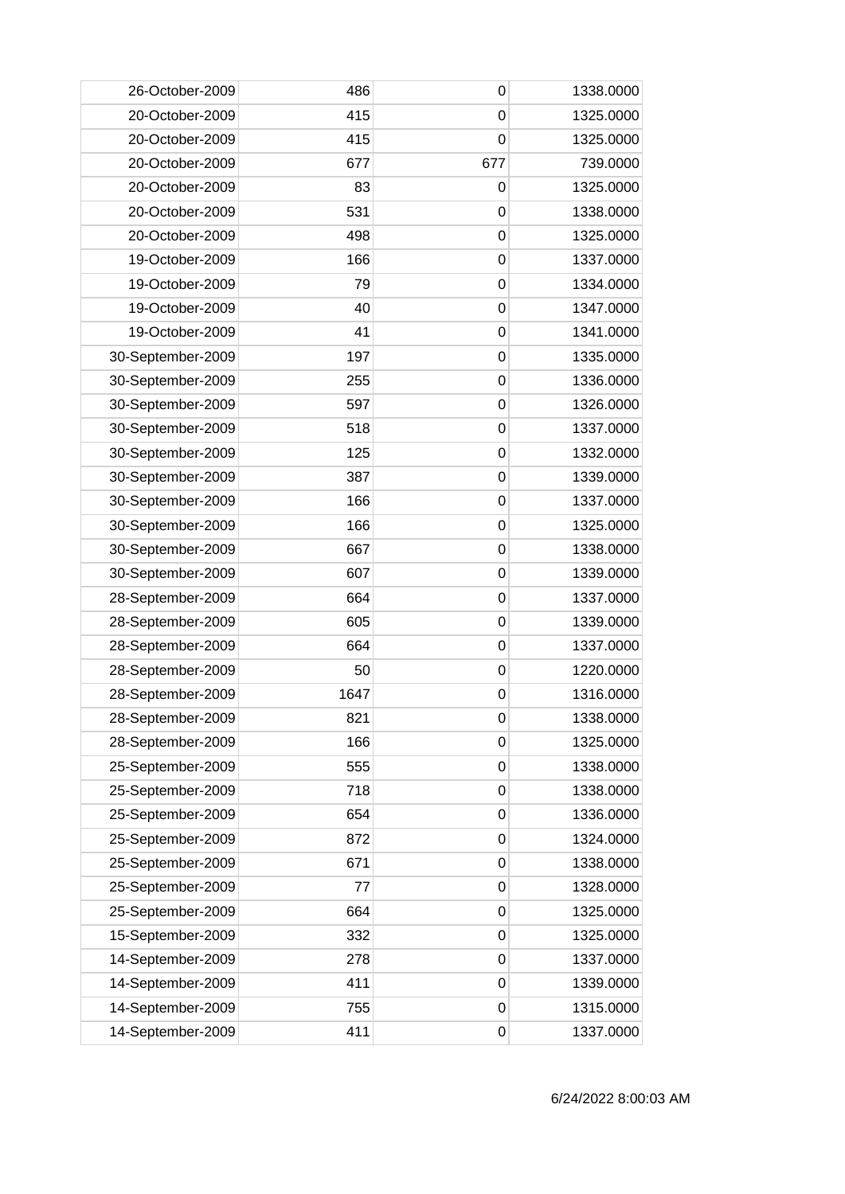| | | | |
|---|---|---|---|
| 26-October-2009 | 486 | 0 | 1338.0000 |
| 20-October-2009 | 415 | 0 | 1325.0000 |
| 20-October-2009 | 415 | 0 | 1325.0000 |
| 20-October-2009 | 677 | 677 | 739.0000 |
| 20-October-2009 | 83 | 0 | 1325.0000 |
| 20-October-2009 | 531 | 0 | 1338.0000 |
| 20-October-2009 | 498 | 0 | 1325.0000 |
| 19-October-2009 | 166 | 0 | 1337.0000 |
| 19-October-2009 | 79 | 0 | 1334.0000 |
| 19-October-2009 | 40 | 0 | 1347.0000 |
| 19-October-2009 | 41 | 0 | 1341.0000 |
| 30-September-2009 | 197 | 0 | 1335.0000 |
| 30-September-2009 | 255 | 0 | 1336.0000 |
| 30-September-2009 | 597 | 0 | 1326.0000 |
| 30-September-2009 | 518 | 0 | 1337.0000 |
| 30-September-2009 | 125 | 0 | 1332.0000 |
| 30-September-2009 | 387 | 0 | 1339.0000 |
| 30-September-2009 | 166 | 0 | 1337.0000 |
| 30-September-2009 | 166 | 0 | 1325.0000 |
| 30-September-2009 | 667 | 0 | 1338.0000 |
| 30-September-2009 | 607 | 0 | 1339.0000 |
| 28-September-2009 | 664 | 0 | 1337.0000 |
| 28-September-2009 | 605 | 0 | 1339.0000 |
| 28-September-2009 | 664 | 0 | 1337.0000 |
| 28-September-2009 | 50 | 0 | 1220.0000 |
| 28-September-2009 | 1647 | 0 | 1316.0000 |
| 28-September-2009 | 821 | 0 | 1338.0000 |
| 28-September-2009 | 166 | 0 | 1325.0000 |
| 25-September-2009 | 555 | 0 | 1338.0000 |
| 25-September-2009 | 718 | 0 | 1338.0000 |
| 25-September-2009 | 654 | 0 | 1336.0000 |
| 25-September-2009 | 872 | 0 | 1324.0000 |
| 25-September-2009 | 671 | 0 | 1338.0000 |
| 25-September-2009 | 77 | 0 | 1328.0000 |
| 25-September-2009 | 664 | 0 | 1325.0000 |
| 15-September-2009 | 332 | 0 | 1325.0000 |
| 14-September-2009 | 278 | 0 | 1337.0000 |
| 14-September-2009 | 411 | 0 | 1339.0000 |
| 14-September-2009 | 755 | 0 | 1315.0000 |
| 14-September-2009 | 411 | 0 | 1337.0000 |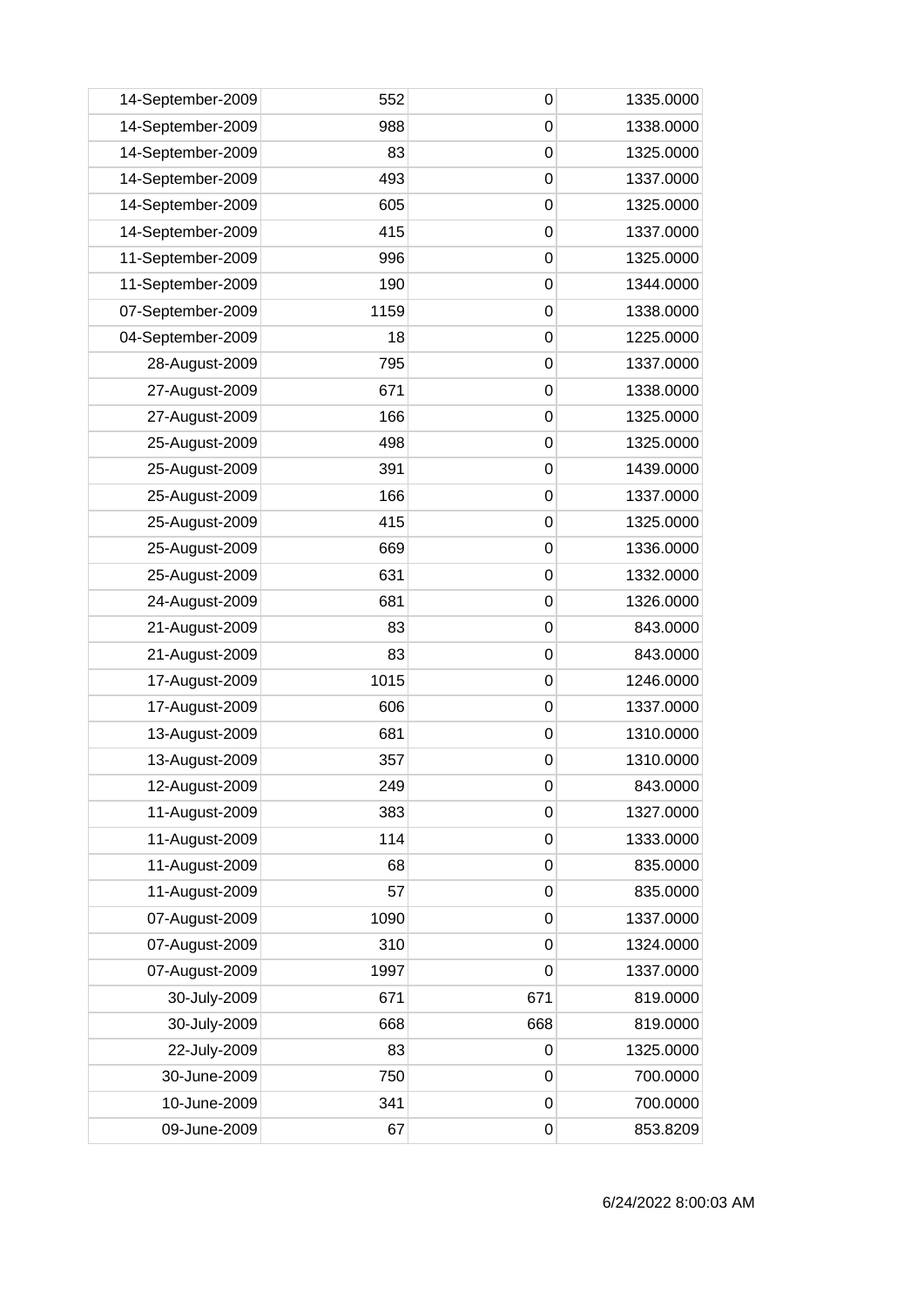| | | | |
|---|---|---|---|
| 14-September-2009 | 552 | 0 | 1335.0000 |
| 14-September-2009 | 988 | 0 | 1338.0000 |
| 14-September-2009 | 83 | 0 | 1325.0000 |
| 14-September-2009 | 493 | 0 | 1337.0000 |
| 14-September-2009 | 605 | 0 | 1325.0000 |
| 14-September-2009 | 415 | 0 | 1337.0000 |
| 11-September-2009 | 996 | 0 | 1325.0000 |
| 11-September-2009 | 190 | 0 | 1344.0000 |
| 07-September-2009 | 1159 | 0 | 1338.0000 |
| 04-September-2009 | 18 | 0 | 1225.0000 |
| 28-August-2009 | 795 | 0 | 1337.0000 |
| 27-August-2009 | 671 | 0 | 1338.0000 |
| 27-August-2009 | 166 | 0 | 1325.0000 |
| 25-August-2009 | 498 | 0 | 1325.0000 |
| 25-August-2009 | 391 | 0 | 1439.0000 |
| 25-August-2009 | 166 | 0 | 1337.0000 |
| 25-August-2009 | 415 | 0 | 1325.0000 |
| 25-August-2009 | 669 | 0 | 1336.0000 |
| 25-August-2009 | 631 | 0 | 1332.0000 |
| 24-August-2009 | 681 | 0 | 1326.0000 |
| 21-August-2009 | 83 | 0 | 843.0000 |
| 21-August-2009 | 83 | 0 | 843.0000 |
| 17-August-2009 | 1015 | 0 | 1246.0000 |
| 17-August-2009 | 606 | 0 | 1337.0000 |
| 13-August-2009 | 681 | 0 | 1310.0000 |
| 13-August-2009 | 357 | 0 | 1310.0000 |
| 12-August-2009 | 249 | 0 | 843.0000 |
| 11-August-2009 | 383 | 0 | 1327.0000 |
| 11-August-2009 | 114 | 0 | 1333.0000 |
| 11-August-2009 | 68 | 0 | 835.0000 |
| 11-August-2009 | 57 | 0 | 835.0000 |
| 07-August-2009 | 1090 | 0 | 1337.0000 |
| 07-August-2009 | 310 | 0 | 1324.0000 |
| 07-August-2009 | 1997 | 0 | 1337.0000 |
| 30-July-2009 | 671 | 671 | 819.0000 |
| 30-July-2009 | 668 | 668 | 819.0000 |
| 22-July-2009 | 83 | 0 | 1325.0000 |
| 30-June-2009 | 750 | 0 | 700.0000 |
| 10-June-2009 | 341 | 0 | 700.0000 |
| 09-June-2009 | 67 | 0 | 853.8209 |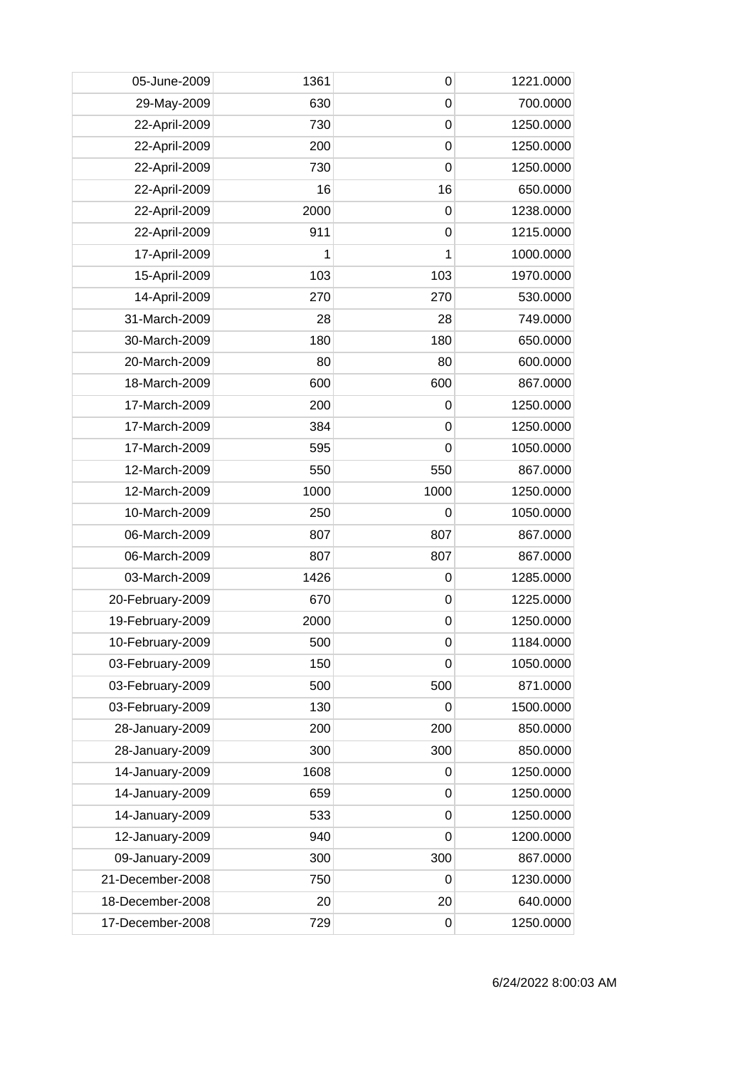| | | | |
|---|---|---|---|
| 05-June-2009 | 1361 | 0 | 1221.0000 |
| 29-May-2009 | 630 | 0 | 700.0000 |
| 22-April-2009 | 730 | 0 | 1250.0000 |
| 22-April-2009 | 200 | 0 | 1250.0000 |
| 22-April-2009 | 730 | 0 | 1250.0000 |
| 22-April-2009 | 16 | 16 | 650.0000 |
| 22-April-2009 | 2000 | 0 | 1238.0000 |
| 22-April-2009 | 911 | 0 | 1215.0000 |
| 17-April-2009 | 1 | 1 | 1000.0000 |
| 15-April-2009 | 103 | 103 | 1970.0000 |
| 14-April-2009 | 270 | 270 | 530.0000 |
| 31-March-2009 | 28 | 28 | 749.0000 |
| 30-March-2009 | 180 | 180 | 650.0000 |
| 20-March-2009 | 80 | 80 | 600.0000 |
| 18-March-2009 | 600 | 600 | 867.0000 |
| 17-March-2009 | 200 | 0 | 1250.0000 |
| 17-March-2009 | 384 | 0 | 1250.0000 |
| 17-March-2009 | 595 | 0 | 1050.0000 |
| 12-March-2009 | 550 | 550 | 867.0000 |
| 12-March-2009 | 1000 | 1000 | 1250.0000 |
| 10-March-2009 | 250 | 0 | 1050.0000 |
| 06-March-2009 | 807 | 807 | 867.0000 |
| 06-March-2009 | 807 | 807 | 867.0000 |
| 03-March-2009 | 1426 | 0 | 1285.0000 |
| 20-February-2009 | 670 | 0 | 1225.0000 |
| 19-February-2009 | 2000 | 0 | 1250.0000 |
| 10-February-2009 | 500 | 0 | 1184.0000 |
| 03-February-2009 | 150 | 0 | 1050.0000 |
| 03-February-2009 | 500 | 500 | 871.0000 |
| 03-February-2009 | 130 | 0 | 1500.0000 |
| 28-January-2009 | 200 | 200 | 850.0000 |
| 28-January-2009 | 300 | 300 | 850.0000 |
| 14-January-2009 | 1608 | 0 | 1250.0000 |
| 14-January-2009 | 659 | 0 | 1250.0000 |
| 14-January-2009 | 533 | 0 | 1250.0000 |
| 12-January-2009 | 940 | 0 | 1200.0000 |
| 09-January-2009 | 300 | 300 | 867.0000 |
| 21-December-2008 | 750 | 0 | 1230.0000 |
| 18-December-2008 | 20 | 20 | 640.0000 |
| 17-December-2008 | 729 | 0 | 1250.0000 |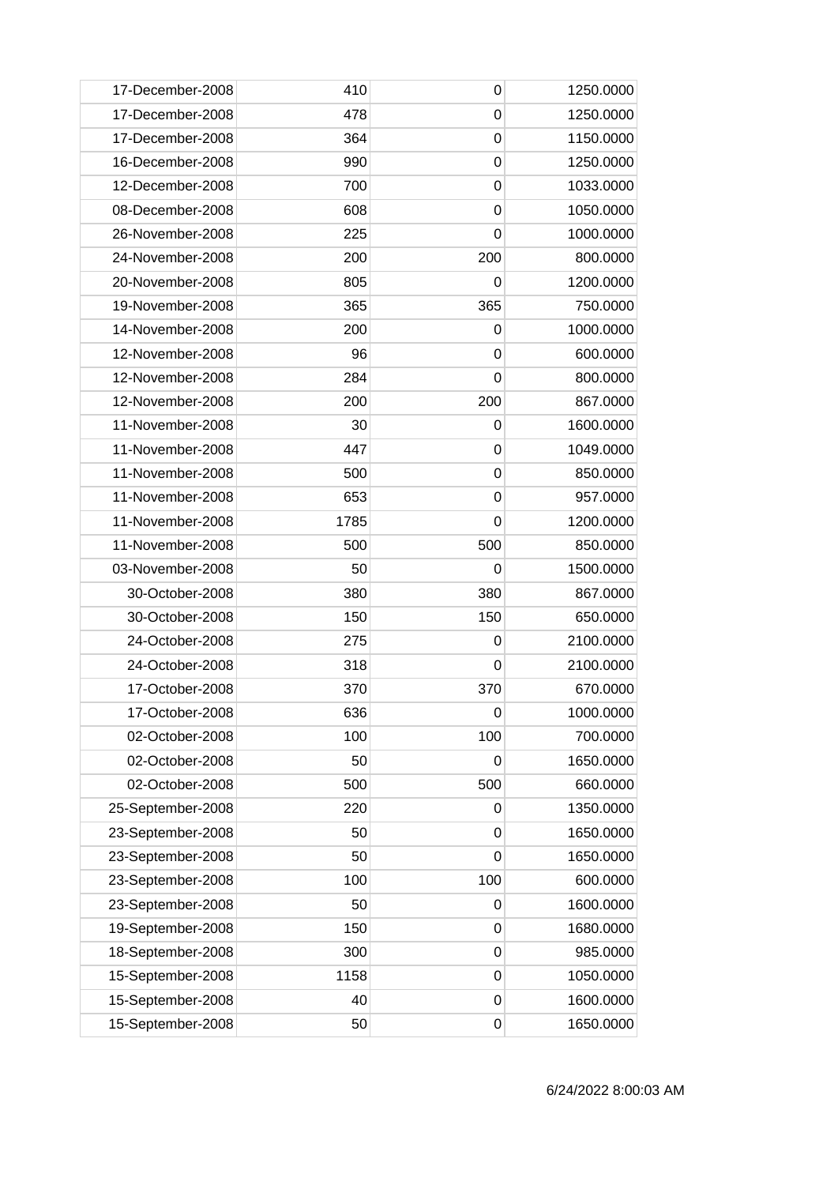| | | | |
|---|---|---|---|
| 17-December-2008 | 410 | 0 | 1250.0000 |
| 17-December-2008 | 478 | 0 | 1250.0000 |
| 17-December-2008 | 364 | 0 | 1150.0000 |
| 16-December-2008 | 990 | 0 | 1250.0000 |
| 12-December-2008 | 700 | 0 | 1033.0000 |
| 08-December-2008 | 608 | 0 | 1050.0000 |
| 26-November-2008 | 225 | 0 | 1000.0000 |
| 24-November-2008 | 200 | 200 | 800.0000 |
| 20-November-2008 | 805 | 0 | 1200.0000 |
| 19-November-2008 | 365 | 365 | 750.0000 |
| 14-November-2008 | 200 | 0 | 1000.0000 |
| 12-November-2008 | 96 | 0 | 600.0000 |
| 12-November-2008 | 284 | 0 | 800.0000 |
| 12-November-2008 | 200 | 200 | 867.0000 |
| 11-November-2008 | 30 | 0 | 1600.0000 |
| 11-November-2008 | 447 | 0 | 1049.0000 |
| 11-November-2008 | 500 | 0 | 850.0000 |
| 11-November-2008 | 653 | 0 | 957.0000 |
| 11-November-2008 | 1785 | 0 | 1200.0000 |
| 11-November-2008 | 500 | 500 | 850.0000 |
| 03-November-2008 | 50 | 0 | 1500.0000 |
| 30-October-2008 | 380 | 380 | 867.0000 |
| 30-October-2008 | 150 | 150 | 650.0000 |
| 24-October-2008 | 275 | 0 | 2100.0000 |
| 24-October-2008 | 318 | 0 | 2100.0000 |
| 17-October-2008 | 370 | 370 | 670.0000 |
| 17-October-2008 | 636 | 0 | 1000.0000 |
| 02-October-2008 | 100 | 100 | 700.0000 |
| 02-October-2008 | 50 | 0 | 1650.0000 |
| 02-October-2008 | 500 | 500 | 660.0000 |
| 25-September-2008 | 220 | 0 | 1350.0000 |
| 23-September-2008 | 50 | 0 | 1650.0000 |
| 23-September-2008 | 50 | 0 | 1650.0000 |
| 23-September-2008 | 100 | 100 | 600.0000 |
| 23-September-2008 | 50 | 0 | 1600.0000 |
| 19-September-2008 | 150 | 0 | 1680.0000 |
| 18-September-2008 | 300 | 0 | 985.0000 |
| 15-September-2008 | 1158 | 0 | 1050.0000 |
| 15-September-2008 | 40 | 0 | 1600.0000 |
| 15-September-2008 | 50 | 0 | 1650.0000 |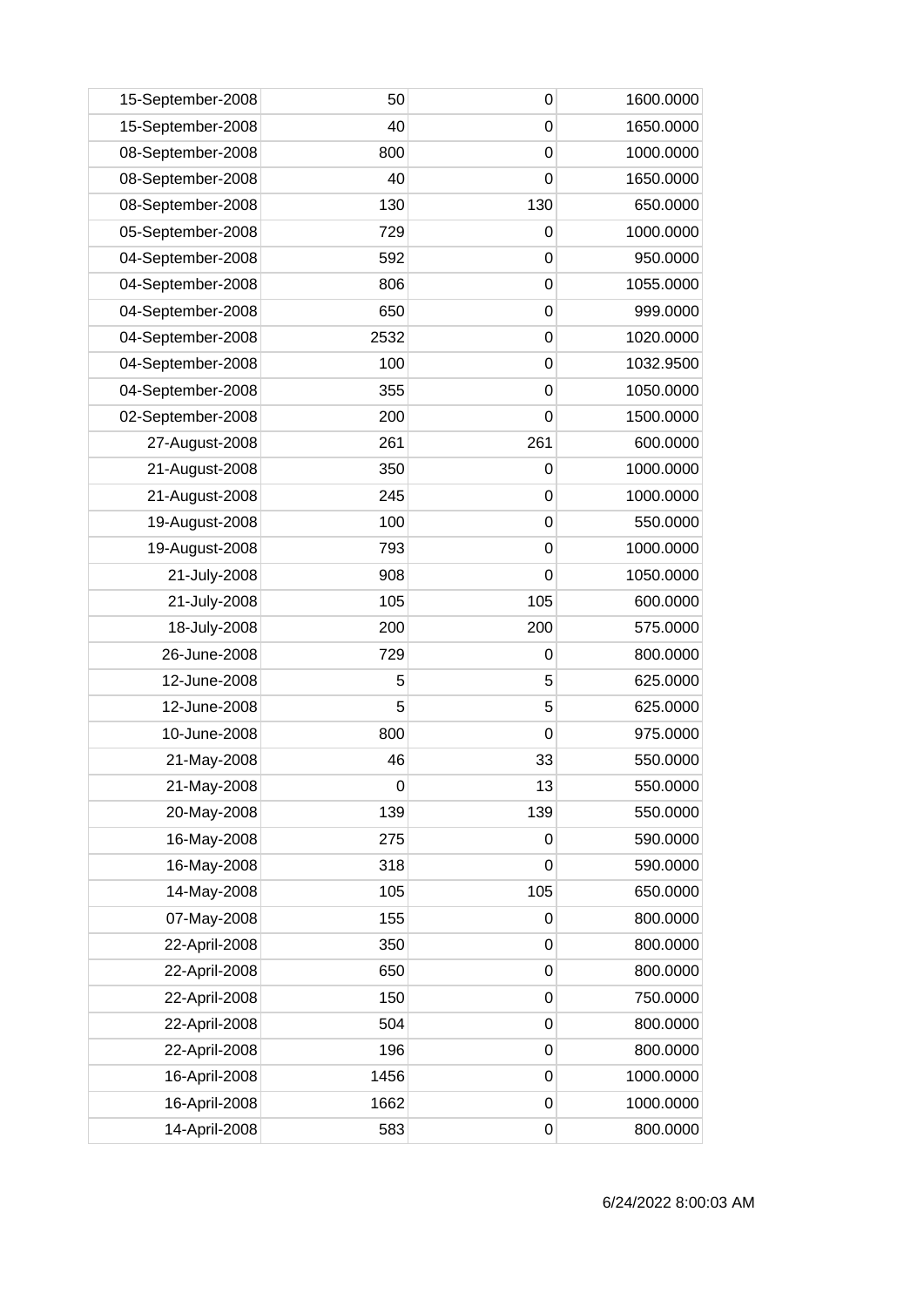| | | | |
|---|---|---|---|
| 15-September-2008 | 50 | 0 | 1600.0000 |
| 15-September-2008 | 40 | 0 | 1650.0000 |
| 08-September-2008 | 800 | 0 | 1000.0000 |
| 08-September-2008 | 40 | 0 | 1650.0000 |
| 08-September-2008 | 130 | 130 | 650.0000 |
| 05-September-2008 | 729 | 0 | 1000.0000 |
| 04-September-2008 | 592 | 0 | 950.0000 |
| 04-September-2008 | 806 | 0 | 1055.0000 |
| 04-September-2008 | 650 | 0 | 999.0000 |
| 04-September-2008 | 2532 | 0 | 1020.0000 |
| 04-September-2008 | 100 | 0 | 1032.9500 |
| 04-September-2008 | 355 | 0 | 1050.0000 |
| 02-September-2008 | 200 | 0 | 1500.0000 |
| 27-August-2008 | 261 | 261 | 600.0000 |
| 21-August-2008 | 350 | 0 | 1000.0000 |
| 21-August-2008 | 245 | 0 | 1000.0000 |
| 19-August-2008 | 100 | 0 | 550.0000 |
| 19-August-2008 | 793 | 0 | 1000.0000 |
| 21-July-2008 | 908 | 0 | 1050.0000 |
| 21-July-2008 | 105 | 105 | 600.0000 |
| 18-July-2008 | 200 | 200 | 575.0000 |
| 26-June-2008 | 729 | 0 | 800.0000 |
| 12-June-2008 | 5 | 5 | 625.0000 |
| 12-June-2008 | 5 | 5 | 625.0000 |
| 10-June-2008 | 800 | 0 | 975.0000 |
| 21-May-2008 | 46 | 33 | 550.0000 |
| 21-May-2008 | 0 | 13 | 550.0000 |
| 20-May-2008 | 139 | 139 | 550.0000 |
| 16-May-2008 | 275 | 0 | 590.0000 |
| 16-May-2008 | 318 | 0 | 590.0000 |
| 14-May-2008 | 105 | 105 | 650.0000 |
| 07-May-2008 | 155 | 0 | 800.0000 |
| 22-April-2008 | 350 | 0 | 800.0000 |
| 22-April-2008 | 650 | 0 | 800.0000 |
| 22-April-2008 | 150 | 0 | 750.0000 |
| 22-April-2008 | 504 | 0 | 800.0000 |
| 22-April-2008 | 196 | 0 | 800.0000 |
| 16-April-2008 | 1456 | 0 | 1000.0000 |
| 16-April-2008 | 1662 | 0 | 1000.0000 |
| 14-April-2008 | 583 | 0 | 800.0000 |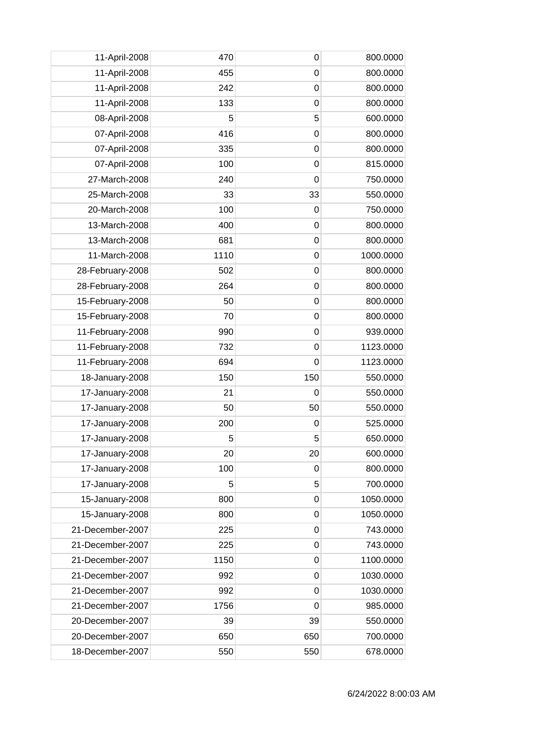| | | | |
|---|---|---|---|
| 11-April-2008 | 470 | 0 | 800.0000 |
| 11-April-2008 | 455 | 0 | 800.0000 |
| 11-April-2008 | 242 | 0 | 800.0000 |
| 11-April-2008 | 133 | 0 | 800.0000 |
| 08-April-2008 | 5 | 5 | 600.0000 |
| 07-April-2008 | 416 | 0 | 800.0000 |
| 07-April-2008 | 335 | 0 | 800.0000 |
| 07-April-2008 | 100 | 0 | 815.0000 |
| 27-March-2008 | 240 | 0 | 750.0000 |
| 25-March-2008 | 33 | 33 | 550.0000 |
| 20-March-2008 | 100 | 0 | 750.0000 |
| 13-March-2008 | 400 | 0 | 800.0000 |
| 13-March-2008 | 681 | 0 | 800.0000 |
| 11-March-2008 | 1110 | 0 | 1000.0000 |
| 28-February-2008 | 502 | 0 | 800.0000 |
| 28-February-2008 | 264 | 0 | 800.0000 |
| 15-February-2008 | 50 | 0 | 800.0000 |
| 15-February-2008 | 70 | 0 | 800.0000 |
| 11-February-2008 | 990 | 0 | 939.0000 |
| 11-February-2008 | 732 | 0 | 1123.0000 |
| 11-February-2008 | 694 | 0 | 1123.0000 |
| 18-January-2008 | 150 | 150 | 550.0000 |
| 17-January-2008 | 21 | 0 | 550.0000 |
| 17-January-2008 | 50 | 50 | 550.0000 |
| 17-January-2008 | 200 | 0 | 525.0000 |
| 17-January-2008 | 5 | 5 | 650.0000 |
| 17-January-2008 | 20 | 20 | 600.0000 |
| 17-January-2008 | 100 | 0 | 800.0000 |
| 17-January-2008 | 5 | 5 | 700.0000 |
| 15-January-2008 | 800 | 0 | 1050.0000 |
| 15-January-2008 | 800 | 0 | 1050.0000 |
| 21-December-2007 | 225 | 0 | 743.0000 |
| 21-December-2007 | 225 | 0 | 743.0000 |
| 21-December-2007 | 1150 | 0 | 1100.0000 |
| 21-December-2007 | 992 | 0 | 1030.0000 |
| 21-December-2007 | 992 | 0 | 1030.0000 |
| 21-December-2007 | 1756 | 0 | 985.0000 |
| 20-December-2007 | 39 | 39 | 550.0000 |
| 20-December-2007 | 650 | 650 | 700.0000 |
| 18-December-2007 | 550 | 550 | 678.0000 |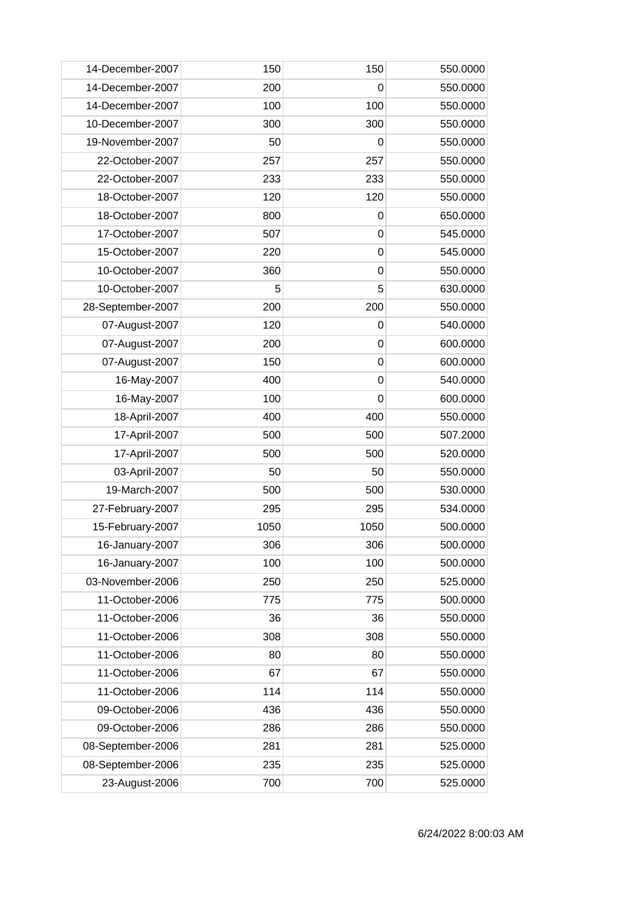| | | | |
|---|---|---|---|
| 14-December-2007 | 150 | 150 | 550.0000 |
| 14-December-2007 | 200 | 0 | 550.0000 |
| 14-December-2007 | 100 | 100 | 550.0000 |
| 10-December-2007 | 300 | 300 | 550.0000 |
| 19-November-2007 | 50 | 0 | 550.0000 |
| 22-October-2007 | 257 | 257 | 550.0000 |
| 22-October-2007 | 233 | 233 | 550.0000 |
| 18-October-2007 | 120 | 120 | 550.0000 |
| 18-October-2007 | 800 | 0 | 650.0000 |
| 17-October-2007 | 507 | 0 | 545.0000 |
| 15-October-2007 | 220 | 0 | 545.0000 |
| 10-October-2007 | 360 | 0 | 550.0000 |
| 10-October-2007 | 5 | 5 | 630.0000 |
| 28-September-2007 | 200 | 200 | 550.0000 |
| 07-August-2007 | 120 | 0 | 540.0000 |
| 07-August-2007 | 200 | 0 | 600.0000 |
| 07-August-2007 | 150 | 0 | 600.0000 |
| 16-May-2007 | 400 | 0 | 540.0000 |
| 16-May-2007 | 100 | 0 | 600.0000 |
| 18-April-2007 | 400 | 400 | 550.0000 |
| 17-April-2007 | 500 | 500 | 507.2000 |
| 17-April-2007 | 500 | 500 | 520.0000 |
| 03-April-2007 | 50 | 50 | 550.0000 |
| 19-March-2007 | 500 | 500 | 530.0000 |
| 27-February-2007 | 295 | 295 | 534.0000 |
| 15-February-2007 | 1050 | 1050 | 500.0000 |
| 16-January-2007 | 306 | 306 | 500.0000 |
| 16-January-2007 | 100 | 100 | 500.0000 |
| 03-November-2006 | 250 | 250 | 525.0000 |
| 11-October-2006 | 775 | 775 | 500.0000 |
| 11-October-2006 | 36 | 36 | 550.0000 |
| 11-October-2006 | 308 | 308 | 550.0000 |
| 11-October-2006 | 80 | 80 | 550.0000 |
| 11-October-2006 | 67 | 67 | 550.0000 |
| 11-October-2006 | 114 | 114 | 550.0000 |
| 09-October-2006 | 436 | 436 | 550.0000 |
| 09-October-2006 | 286 | 286 | 550.0000 |
| 08-September-2006 | 281 | 281 | 525.0000 |
| 08-September-2006 | 235 | 235 | 525.0000 |
| 23-August-2006 | 700 | 700 | 525.0000 |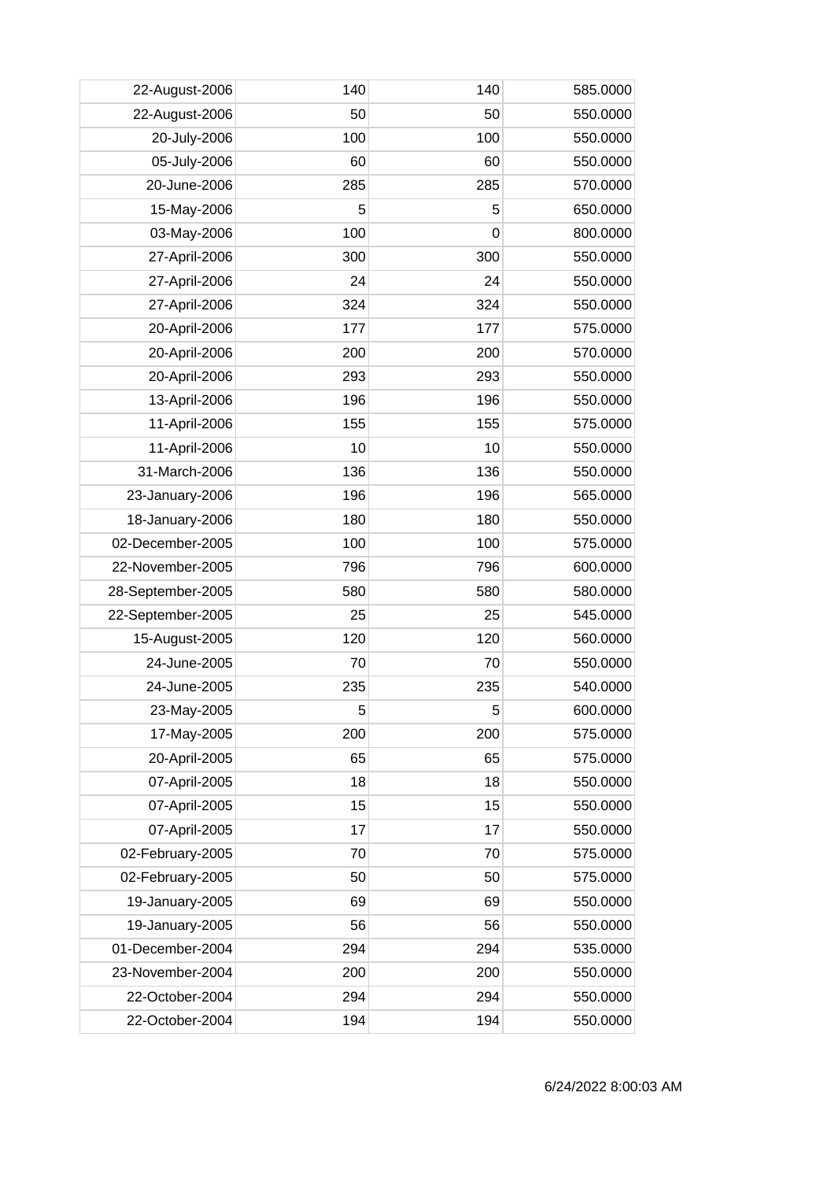| | | | |
|---|---|---|---|
| 22-August-2006 | 140 | 140 | 585.0000 |
| 22-August-2006 | 50 | 50 | 550.0000 |
| 20-July-2006 | 100 | 100 | 550.0000 |
| 05-July-2006 | 60 | 60 | 550.0000 |
| 20-June-2006 | 285 | 285 | 570.0000 |
| 15-May-2006 | 5 | 5 | 650.0000 |
| 03-May-2006 | 100 | 0 | 800.0000 |
| 27-April-2006 | 300 | 300 | 550.0000 |
| 27-April-2006 | 24 | 24 | 550.0000 |
| 27-April-2006 | 324 | 324 | 550.0000 |
| 20-April-2006 | 177 | 177 | 575.0000 |
| 20-April-2006 | 200 | 200 | 570.0000 |
| 20-April-2006 | 293 | 293 | 550.0000 |
| 13-April-2006 | 196 | 196 | 550.0000 |
| 11-April-2006 | 155 | 155 | 575.0000 |
| 11-April-2006 | 10 | 10 | 550.0000 |
| 31-March-2006 | 136 | 136 | 550.0000 |
| 23-January-2006 | 196 | 196 | 565.0000 |
| 18-January-2006 | 180 | 180 | 550.0000 |
| 02-December-2005 | 100 | 100 | 575.0000 |
| 22-November-2005 | 796 | 796 | 600.0000 |
| 28-September-2005 | 580 | 580 | 580.0000 |
| 22-September-2005 | 25 | 25 | 545.0000 |
| 15-August-2005 | 120 | 120 | 560.0000 |
| 24-June-2005 | 70 | 70 | 550.0000 |
| 24-June-2005 | 235 | 235 | 540.0000 |
| 23-May-2005 | 5 | 5 | 600.0000 |
| 17-May-2005 | 200 | 200 | 575.0000 |
| 20-April-2005 | 65 | 65 | 575.0000 |
| 07-April-2005 | 18 | 18 | 550.0000 |
| 07-April-2005 | 15 | 15 | 550.0000 |
| 07-April-2005 | 17 | 17 | 550.0000 |
| 02-February-2005 | 70 | 70 | 575.0000 |
| 02-February-2005 | 50 | 50 | 575.0000 |
| 19-January-2005 | 69 | 69 | 550.0000 |
| 19-January-2005 | 56 | 56 | 550.0000 |
| 01-December-2004 | 294 | 294 | 535.0000 |
| 23-November-2004 | 200 | 200 | 550.0000 |
| 22-October-2004 | 294 | 294 | 550.0000 |
| 22-October-2004 | 194 | 194 | 550.0000 |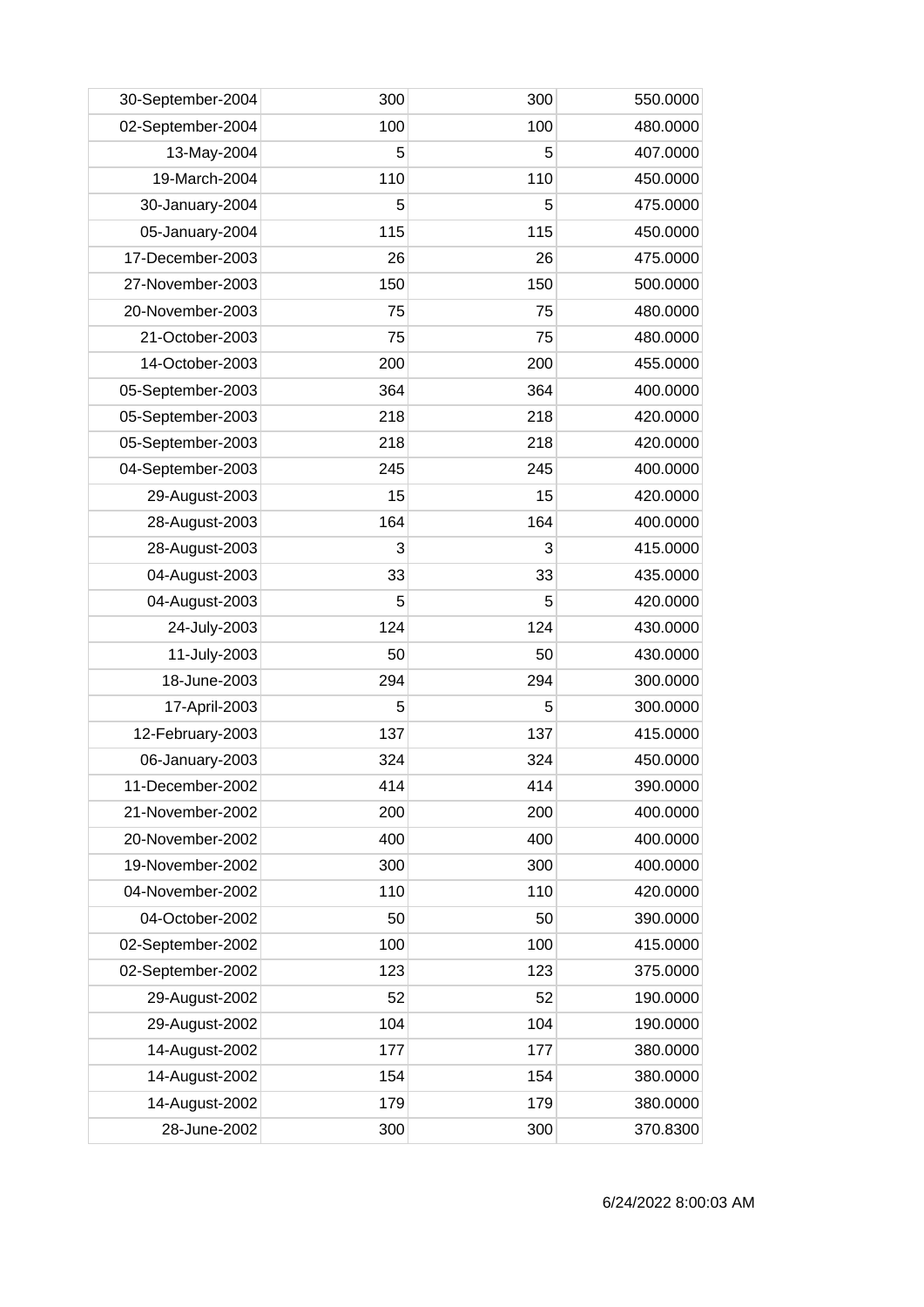| | | | |
|---|---|---|---|
| 30-September-2004 | 300 | 300 | 550.0000 |
| 02-September-2004 | 100 | 100 | 480.0000 |
| 13-May-2004 | 5 | 5 | 407.0000 |
| 19-March-2004 | 110 | 110 | 450.0000 |
| 30-January-2004 | 5 | 5 | 475.0000 |
| 05-January-2004 | 115 | 115 | 450.0000 |
| 17-December-2003 | 26 | 26 | 475.0000 |
| 27-November-2003 | 150 | 150 | 500.0000 |
| 20-November-2003 | 75 | 75 | 480.0000 |
| 21-October-2003 | 75 | 75 | 480.0000 |
| 14-October-2003 | 200 | 200 | 455.0000 |
| 05-September-2003 | 364 | 364 | 400.0000 |
| 05-September-2003 | 218 | 218 | 420.0000 |
| 05-September-2003 | 218 | 218 | 420.0000 |
| 04-September-2003 | 245 | 245 | 400.0000 |
| 29-August-2003 | 15 | 15 | 420.0000 |
| 28-August-2003 | 164 | 164 | 400.0000 |
| 28-August-2003 | 3 | 3 | 415.0000 |
| 04-August-2003 | 33 | 33 | 435.0000 |
| 04-August-2003 | 5 | 5 | 420.0000 |
| 24-July-2003 | 124 | 124 | 430.0000 |
| 11-July-2003 | 50 | 50 | 430.0000 |
| 18-June-2003 | 294 | 294 | 300.0000 |
| 17-April-2003 | 5 | 5 | 300.0000 |
| 12-February-2003 | 137 | 137 | 415.0000 |
| 06-January-2003 | 324 | 324 | 450.0000 |
| 11-December-2002 | 414 | 414 | 390.0000 |
| 21-November-2002 | 200 | 200 | 400.0000 |
| 20-November-2002 | 400 | 400 | 400.0000 |
| 19-November-2002 | 300 | 300 | 400.0000 |
| 04-November-2002 | 110 | 110 | 420.0000 |
| 04-October-2002 | 50 | 50 | 390.0000 |
| 02-September-2002 | 100 | 100 | 415.0000 |
| 02-September-2002 | 123 | 123 | 375.0000 |
| 29-August-2002 | 52 | 52 | 190.0000 |
| 29-August-2002 | 104 | 104 | 190.0000 |
| 14-August-2002 | 177 | 177 | 380.0000 |
| 14-August-2002 | 154 | 154 | 380.0000 |
| 14-August-2002 | 179 | 179 | 380.0000 |
| 28-June-2002 | 300 | 300 | 370.8300 |

6/24/2022 8:00:03 AM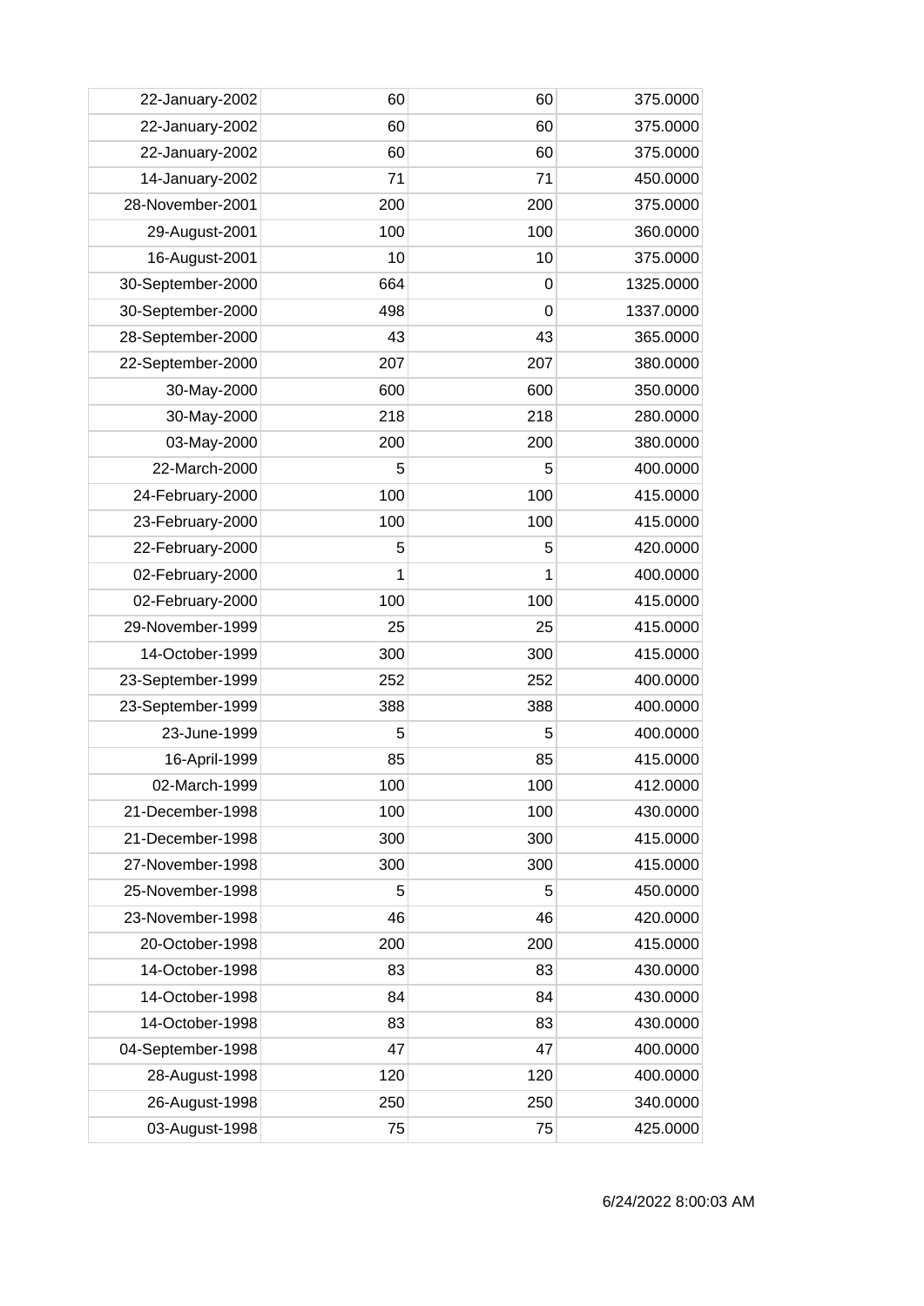| | | | |
|---|---|---|---|
| 22-January-2002 | 60 | 60 | 375.0000 |
| 22-January-2002 | 60 | 60 | 375.0000 |
| 22-January-2002 | 60 | 60 | 375.0000 |
| 14-January-2002 | 71 | 71 | 450.0000 |
| 28-November-2001 | 200 | 200 | 375.0000 |
| 29-August-2001 | 100 | 100 | 360.0000 |
| 16-August-2001 | 10 | 10 | 375.0000 |
| 30-September-2000 | 664 | 0 | 1325.0000 |
| 30-September-2000 | 498 | 0 | 1337.0000 |
| 28-September-2000 | 43 | 43 | 365.0000 |
| 22-September-2000 | 207 | 207 | 380.0000 |
| 30-May-2000 | 600 | 600 | 350.0000 |
| 30-May-2000 | 218 | 218 | 280.0000 |
| 03-May-2000 | 200 | 200 | 380.0000 |
| 22-March-2000 | 5 | 5 | 400.0000 |
| 24-February-2000 | 100 | 100 | 415.0000 |
| 23-February-2000 | 100 | 100 | 415.0000 |
| 22-February-2000 | 5 | 5 | 420.0000 |
| 02-February-2000 | 1 | 1 | 400.0000 |
| 02-February-2000 | 100 | 100 | 415.0000 |
| 29-November-1999 | 25 | 25 | 415.0000 |
| 14-October-1999 | 300 | 300 | 415.0000 |
| 23-September-1999 | 252 | 252 | 400.0000 |
| 23-September-1999 | 388 | 388 | 400.0000 |
| 23-June-1999 | 5 | 5 | 400.0000 |
| 16-April-1999 | 85 | 85 | 415.0000 |
| 02-March-1999 | 100 | 100 | 412.0000 |
| 21-December-1998 | 100 | 100 | 430.0000 |
| 21-December-1998 | 300 | 300 | 415.0000 |
| 27-November-1998 | 300 | 300 | 415.0000 |
| 25-November-1998 | 5 | 5 | 450.0000 |
| 23-November-1998 | 46 | 46 | 420.0000 |
| 20-October-1998 | 200 | 200 | 415.0000 |
| 14-October-1998 | 83 | 83 | 430.0000 |
| 14-October-1998 | 84 | 84 | 430.0000 |
| 14-October-1998 | 83 | 83 | 430.0000 |
| 04-September-1998 | 47 | 47 | 400.0000 |
| 28-August-1998 | 120 | 120 | 400.0000 |
| 26-August-1998 | 250 | 250 | 340.0000 |
| 03-August-1998 | 75 | 75 | 425.0000 |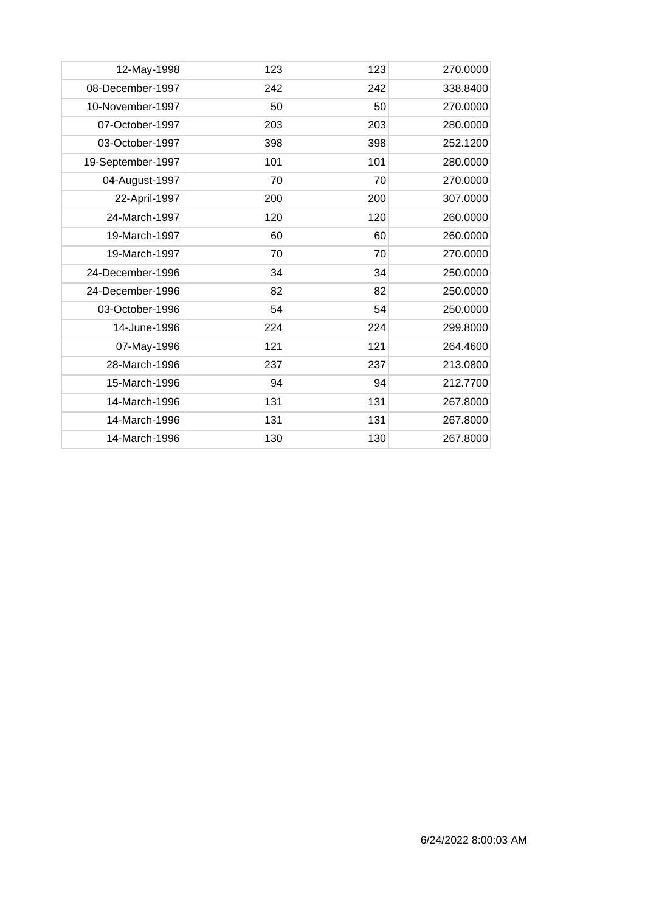| | | | |
|---|---|---|---|
| 12-May-1998 | 123 | 123 | 270.0000 |
| 08-December-1997 | 242 | 242 | 338.8400 |
| 10-November-1997 | 50 | 50 | 270.0000 |
| 07-October-1997 | 203 | 203 | 280.0000 |
| 03-October-1997 | 398 | 398 | 252.1200 |
| 19-September-1997 | 101 | 101 | 280.0000 |
| 04-August-1997 | 70 | 70 | 270.0000 |
| 22-April-1997 | 200 | 200 | 307.0000 |
| 24-March-1997 | 120 | 120 | 260.0000 |
| 19-March-1997 | 60 | 60 | 260.0000 |
| 19-March-1997 | 70 | 70 | 270.0000 |
| 24-December-1996 | 34 | 34 | 250.0000 |
| 24-December-1996 | 82 | 82 | 250.0000 |
| 03-October-1996 | 54 | 54 | 250.0000 |
| 14-June-1996 | 224 | 224 | 299.8000 |
| 07-May-1996 | 121 | 121 | 264.4600 |
| 28-March-1996 | 237 | 237 | 213.0800 |
| 15-March-1996 | 94 | 94 | 212.7700 |
| 14-March-1996 | 131 | 131 | 267.8000 |
| 14-March-1996 | 131 | 131 | 267.8000 |
| 14-March-1996 | 130 | 130 | 267.8000 |